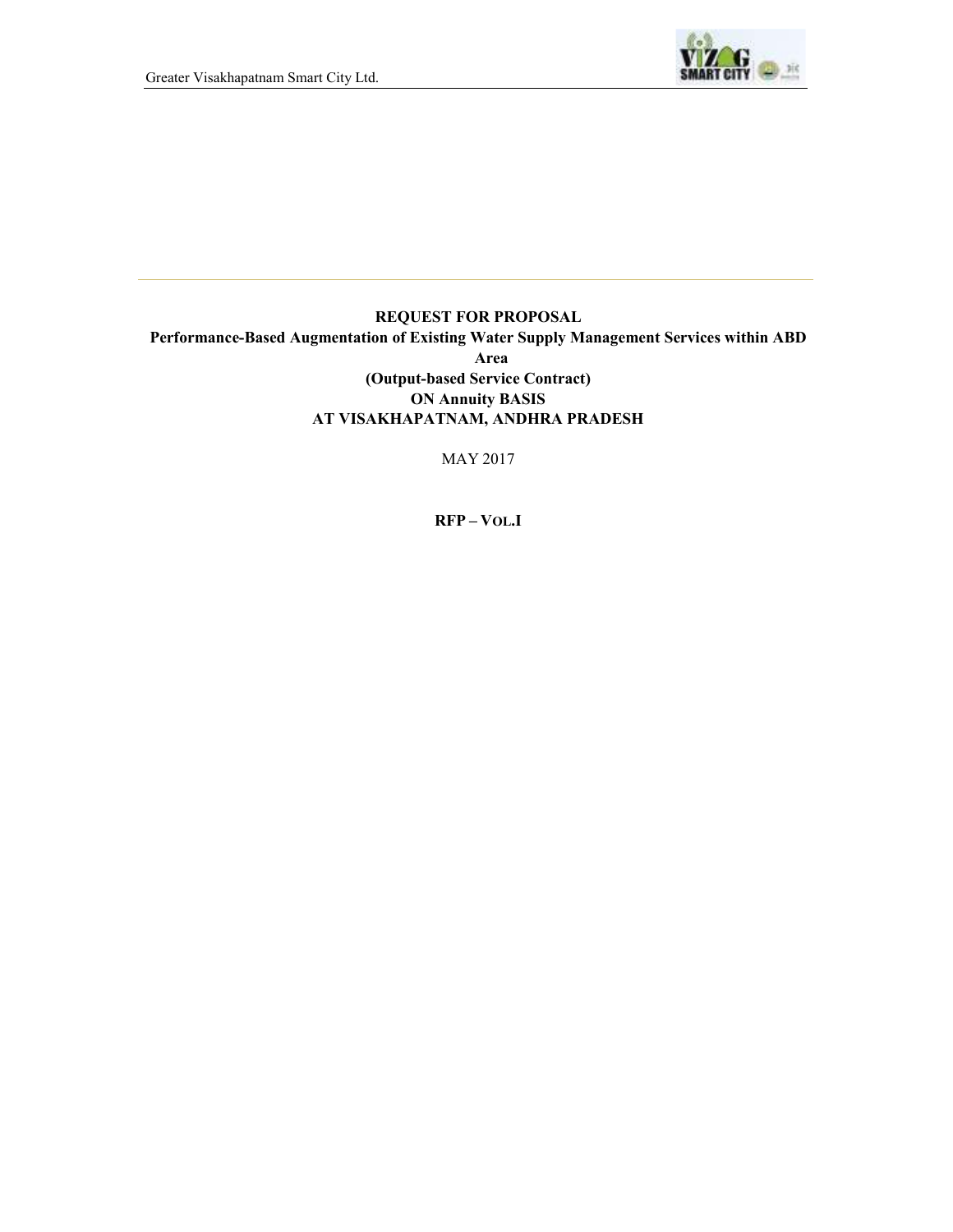# REQUEST FOR PROPOSAL

## Performance-Based Augmentation of Existing Water Supply Management Services within ABD Area

## (Output-based Service Contract)

## ON Annuity BASIS

## AT VISAKHAPATNAM, ANDHRA PRADESH

MAY 2017

**RFP – VOL.I**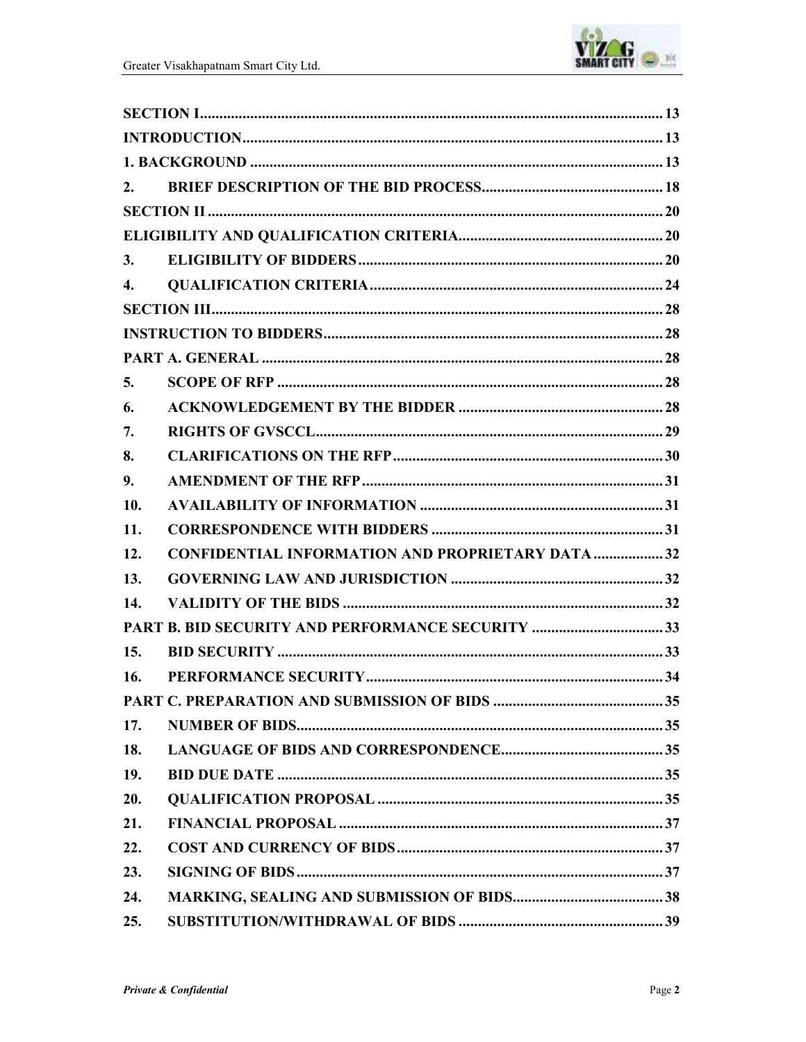| | | |
|---|---|---|
| **SECTION I** | | **13** |
| **INTRODUCTION** | | **13** |
| **1. BACKGROUND** | | **13** |
| **2.** | **BRIEF DESCRIPTION OF THE BID PROCESS** | **18** |
| **SECTION II** | | **20** |
| **ELIGIBILITY AND QUALIFICATION CRITERIA** | | **20** |
| **3.** | **ELIGIBILITY OF BIDDERS** | **20** |
| **4.** | **QUALIFICATION CRITERIA** | **24** |
| **SECTION III** | | **28** |
| **INSTRUCTION TO BIDDERS** | | **28** |
| **PART A. GENERAL** | | **28** |
| **5.** | **SCOPE OF RFP** | **28** |
| **6.** | **ACKNOWLEDGEMENT BY THE BIDDER** | **28** |
| **7.** | **RIGHTS OF GVSCCL** | **29** |
| **8.** | **CLARIFICATIONS ON THE RFP** | **30** |
| **9.** | **AMENDMENT OF THE RFP** | **31** |
| **10.** | **AVAILABILITY OF INFORMATION** | **31** |
| **11.** | **CORRESPONDENCE WITH BIDDERS** | **31** |
| **12.** | **CONFIDENTIAL INFORMATION AND PROPRIETARY DATA** | **32** |
| **13.** | **GOVERNING LAW AND JURISDICTION** | **32** |
| **14.** | **VALIDITY OF THE BIDS** | **32** |
| **PART B. BID SECURITY AND PERFORMANCE SECURITY** | | **33** |
| **15.** | **BID SECURITY** | **33** |
| **16.** | **PERFORMANCE SECURITY** | **34** |
| **PART C. PREPARATION AND SUBMISSION OF BIDS** | | **35** |
| **17.** | **NUMBER OF BIDS** | **35** |
| **18.** | **LANGUAGE OF BIDS AND CORRESPONDENCE** | **35** |
| **19.** | **BID DUE DATE** | **35** |
| **20.** | **QUALIFICATION PROPOSAL** | **35** |
| **21.** | **FINANCIAL PROPOSAL** | **37** |
| **22.** | **COST AND CURRENCY OF BIDS** | **37** |
| **23.** | **SIGNING OF BIDS** | **37** |
| **24.** | **MARKING, SEALING AND SUBMISSION OF BIDS** | **38** |
| **25.** | **SUBSTITUTION/WITHDRAWAL OF BIDS** | **39** |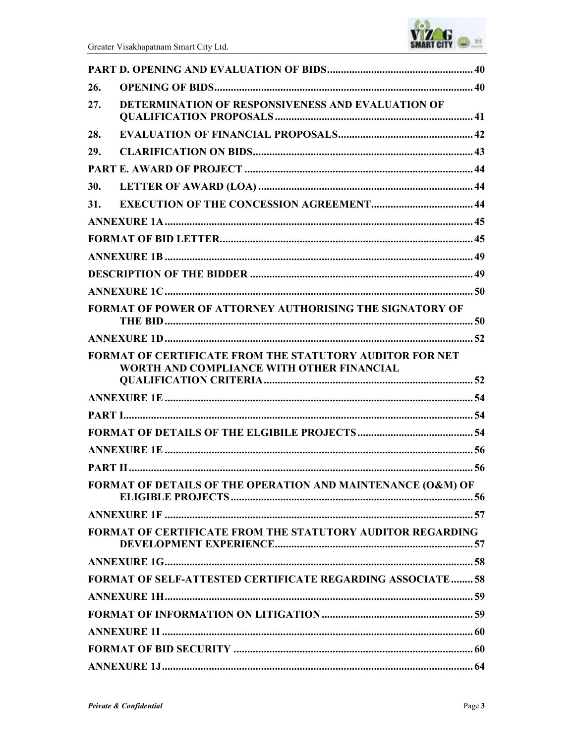| | | |
|---|---|---|
| **PART D. OPENING AND EVALUATION OF BIDS** | | **40** |
| **26.** | **OPENING OF BIDS** | **40** |
| **27.** | **DETERMINATION OF RESPONSIVENESS AND EVALUATION OF QUALIFICATION PROPOSALS** | **41** |
| **28.** | **EVALUATION OF FINANCIAL PROPOSALS** | **42** |
| **29.** | **CLARIFICATION ON BIDS** | **43** |
| **PART E. AWARD OF PROJECT** | | **44** |
| **30.** | **LETTER OF AWARD (LOA)** | **44** |
| **31.** | **EXECUTION OF THE CONCESSION AGREEMENT** | **44** |
| **ANNEXURE 1A** | | **45** |
| **FORMAT OF BID LETTER** | | **45** |
| **ANNEXURE 1B** | | **49** |
| **DESCRIPTION OF THE BIDDER** | | **49** |
| **ANNEXURE 1C** | | **50** |
| **FORMAT OF POWER OF ATTORNEY AUTHORISING THE SIGNATORY OF THE BID** | | **50** |
| **ANNEXURE 1D** | | **52** |
| **FORMAT OF CERTIFICATE FROM THE STATUTORY AUDITOR FOR NET WORTH AND COMPLIANCE WITH OTHER FINANCIAL QUALIFICATION CRITERIA** | | **52** |
| **ANNEXURE 1E** | | **54** |
| **PART I** | | **54** |
| **FORMAT OF DETAILS OF THE ELGIBILE PROJECTS** | | **54** |
| **ANNEXURE 1E** | | **56** |
| **PART II** | | **56** |
| **FORMAT OF DETAILS OF THE OPERATION AND MAINTENANCE (O&M) OF ELIGIBLE PROJECTS** | | **56** |
| **ANNEXURE 1F** | | **57** |
| **FORMAT OF CERTIFICATE FROM THE STATUTORY AUDITOR REGARDING DEVELOPMENT EXPERIENCE** | | **57** |
| **ANNEXURE 1G** | | **58** |
| **FORMAT OF SELF-ATTESTED CERTIFICATE REGARDING ASSOCIATE** | | **58** |
| **ANNEXURE 1H** | | **59** |
| **FORMAT OF INFORMATION ON LITIGATION** | | **59** |
| **ANNEXURE 1I** | | **60** |
| **FORMAT OF BID SECURITY** | | **60** |
| **ANNEXURE 1J** | | **64** |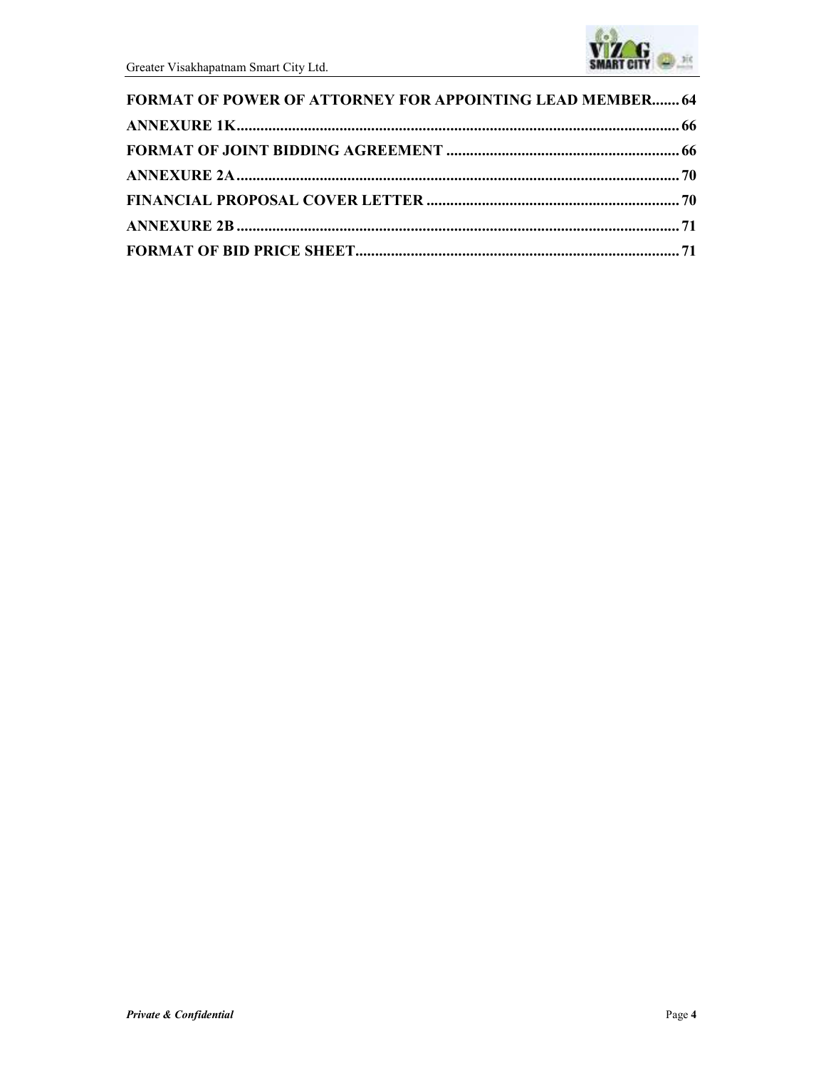**FORMAT OF POWER OF ATTORNEY FOR APPOINTING LEAD MEMBER....... 64**

**ANNEXURE 1K................................................................................................................ 66**

**FORMAT OF JOINT BIDDING AGREEMENT ........................................................... 66**

**ANNEXURE 2A................................................................................................................ 70**

**FINANCIAL PROPOSAL COVER LETTER ................................................................ 70**

**ANNEXURE 2B ................................................................................................................ 71**

**FORMAT OF BID PRICE SHEET.................................................................................. 71**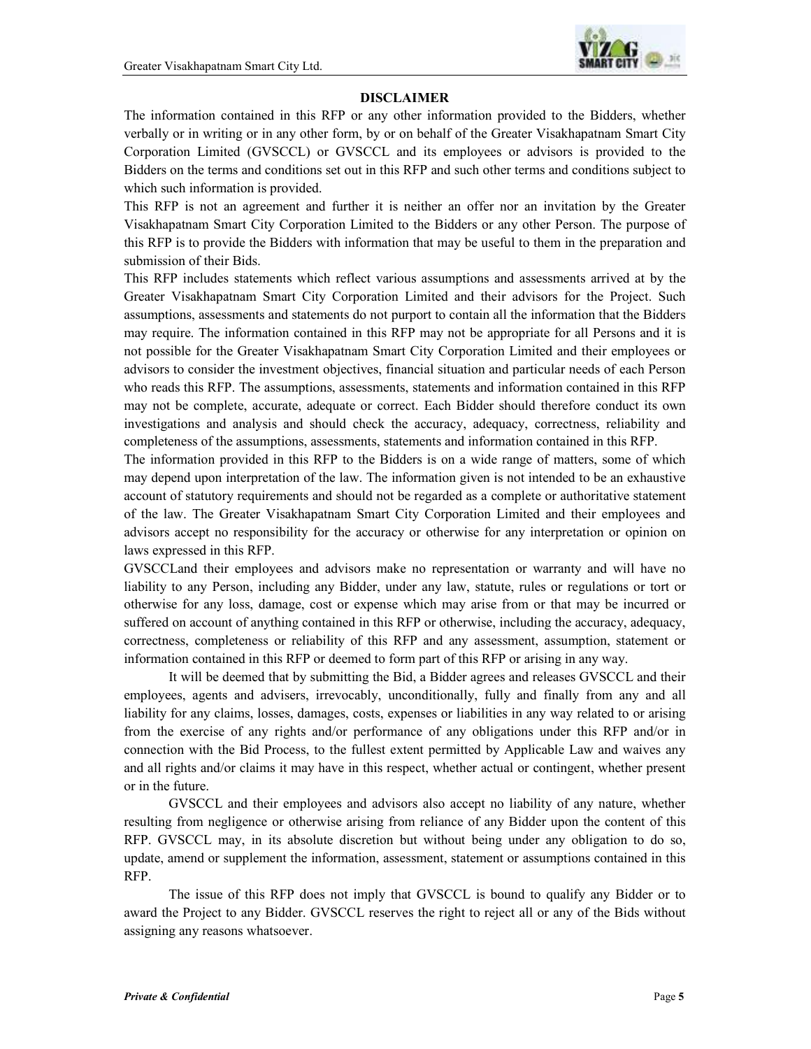# DISCLAIMER

The information contained in this RFP or any other information provided to the Bidders, whether verbally or in writing or in any other form, by or on behalf of the Greater Visakhapatnam Smart City Corporation Limited (GVSCCL) or GVSCCL and its employees or advisors is provided to the Bidders on the terms and conditions set out in this RFP and such other terms and conditions subject to which such information is provided.

This RFP is not an agreement and further it is neither an offer nor an invitation by the Greater Visakhapatnam Smart City Corporation Limited to the Bidders or any other Person. The purpose of this RFP is to provide the Bidders with information that may be useful to them in the preparation and submission of their Bids.

This RFP includes statements which reflect various assumptions and assessments arrived at by the Greater Visakhapatnam Smart City Corporation Limited and their advisors for the Project. Such assumptions, assessments and statements do not purport to contain all the information that the Bidders may require. The information contained in this RFP may not be appropriate for all Persons and it is not possible for the Greater Visakhapatnam Smart City Corporation Limited and their employees or advisors to consider the investment objectives, financial situation and particular needs of each Person who reads this RFP. The assumptions, assessments, statements and information contained in this RFP may not be complete, accurate, adequate or correct. Each Bidder should therefore conduct its own investigations and analysis and should check the accuracy, adequacy, correctness, reliability and completeness of the assumptions, assessments, statements and information contained in this RFP.

The information provided in this RFP to the Bidders is on a wide range of matters, some of which may depend upon interpretation of the law. The information given is not intended to be an exhaustive account of statutory requirements and should not be regarded as a complete or authoritative statement of the law. The Greater Visakhapatnam Smart City Corporation Limited and their employees and advisors accept no responsibility for the accuracy or otherwise for any interpretation or opinion on laws expressed in this RFP.

GVSCCLand their employees and advisors make no representation or warranty and will have no liability to any Person, including any Bidder, under any law, statute, rules or regulations or tort or otherwise for any loss, damage, cost or expense which may arise from or that may be incurred or suffered on account of anything contained in this RFP or otherwise, including the accuracy, adequacy, correctness, completeness or reliability of this RFP and any assessment, assumption, statement or information contained in this RFP or deemed to form part of this RFP or arising in any way.

It will be deemed that by submitting the Bid, a Bidder agrees and releases GVSCCL and their employees, agents and advisers, irrevocably, unconditionally, fully and finally from any and all liability for any claims, losses, damages, costs, expenses or liabilities in any way related to or arising from the exercise of any rights and/or performance of any obligations under this RFP and/or in connection with the Bid Process, to the fullest extent permitted by Applicable Law and waives any and all rights and/or claims it may have in this respect, whether actual or contingent, whether present or in the future.

GVSCCL and their employees and advisors also accept no liability of any nature, whether resulting from negligence or otherwise arising from reliance of any Bidder upon the content of this RFP. GVSCCL may, in its absolute discretion but without being under any obligation to do so, update, amend or supplement the information, assessment, statement or assumptions contained in this RFP.

The issue of this RFP does not imply that GVSCCL is bound to qualify any Bidder or to award the Project to any Bidder. GVSCCL reserves the right to reject all or any of the Bids without assigning any reasons whatsoever.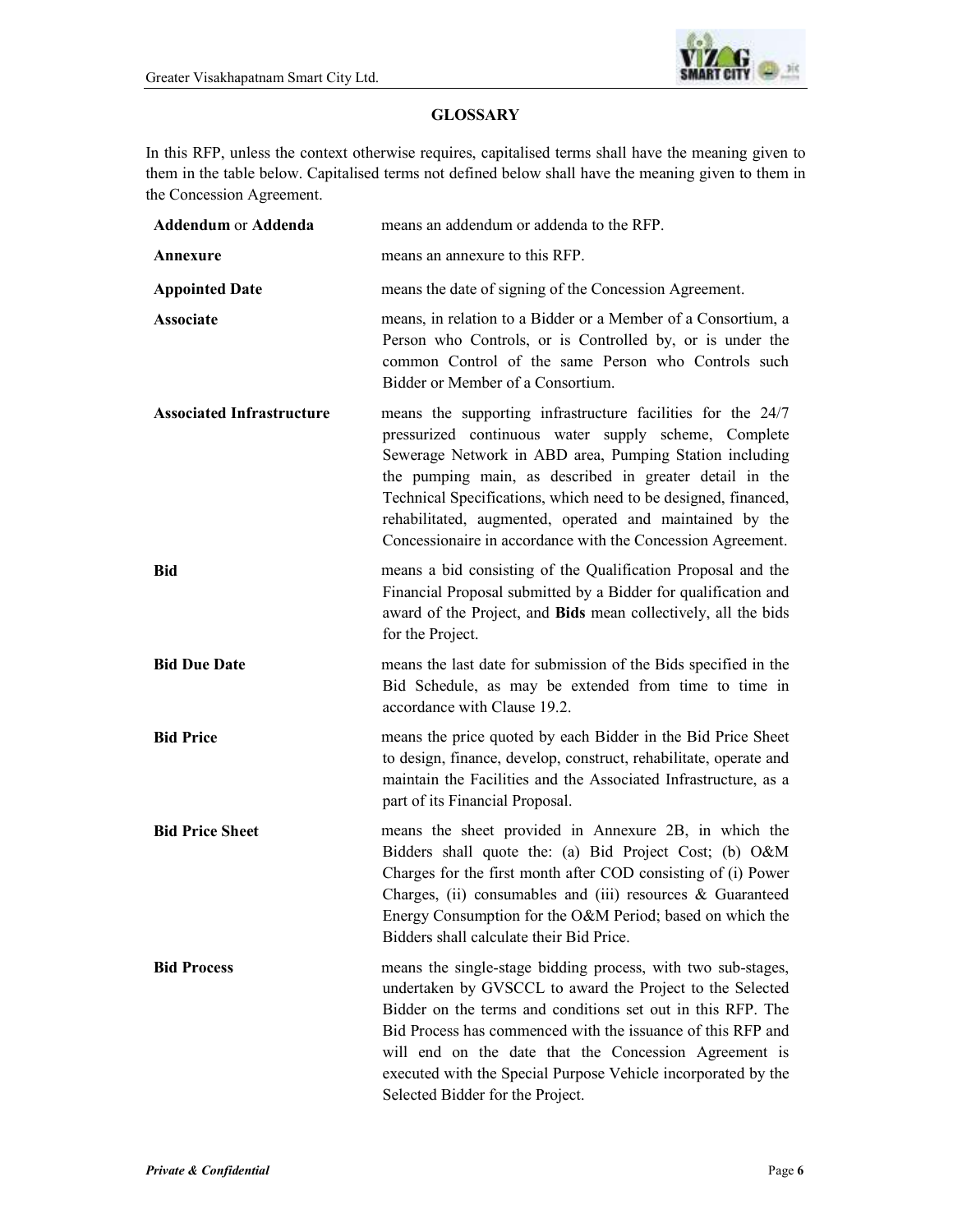## GLOSSARY

In this RFP, unless the context otherwise requires, capitalised terms shall have the meaning given to them in the table below. Capitalised terms not defined below shall have the meaning given to them in the Concession Agreement.

| | |
|---|---|
| **Addendum** or **Addenda** | means an addendum or addenda to the RFP. |
| **Annexure** | means an annexure to this RFP. |
| **Appointed Date** | means the date of signing of the Concession Agreement. |
| **Associate** | means, in relation to a Bidder or a Member of a Consortium, a Person who Controls, or is Controlled by, or is under the common Control of the same Person who Controls such Bidder or Member of a Consortium. |
| **Associated Infrastructure** | means the supporting infrastructure facilities for the 24/7 pressurized continuous water supply scheme, Complete Sewerage Network in ABD area, Pumping Station including the pumping main, as described in greater detail in the Technical Specifications, which need to be designed, financed, rehabilitated, augmented, operated and maintained by the Concessionaire in accordance with the Concession Agreement. |
| **Bid** | means a bid consisting of the Qualification Proposal and the Financial Proposal submitted by a Bidder for qualification and award of the Project, and **Bids** mean collectively, all the bids for the Project. |
| **Bid Due Date** | means the last date for submission of the Bids specified in the Bid Schedule, as may be extended from time to time in accordance with Clause 19.2. |
| **Bid Price** | means the price quoted by each Bidder in the Bid Price Sheet to design, finance, develop, construct, rehabilitate, operate and maintain the Facilities and the Associated Infrastructure, as a part of its Financial Proposal. |
| **Bid Price Sheet** | means the sheet provided in Annexure 2B, in which the Bidders shall quote the: (a) Bid Project Cost; (b) O&M Charges for the first month after COD consisting of (i) Power Charges, (ii) consumables and (iii) resources & Guaranteed Energy Consumption for the O&M Period; based on which the Bidders shall calculate their Bid Price. |
| **Bid Process** | means the single-stage bidding process, with two sub-stages, undertaken by GVSCCL to award the Project to the Selected Bidder on the terms and conditions set out in this RFP. The Bid Process has commenced with the issuance of this RFP and will end on the date that the Concession Agreement is executed with the Special Purpose Vehicle incorporated by the Selected Bidder for the Project. |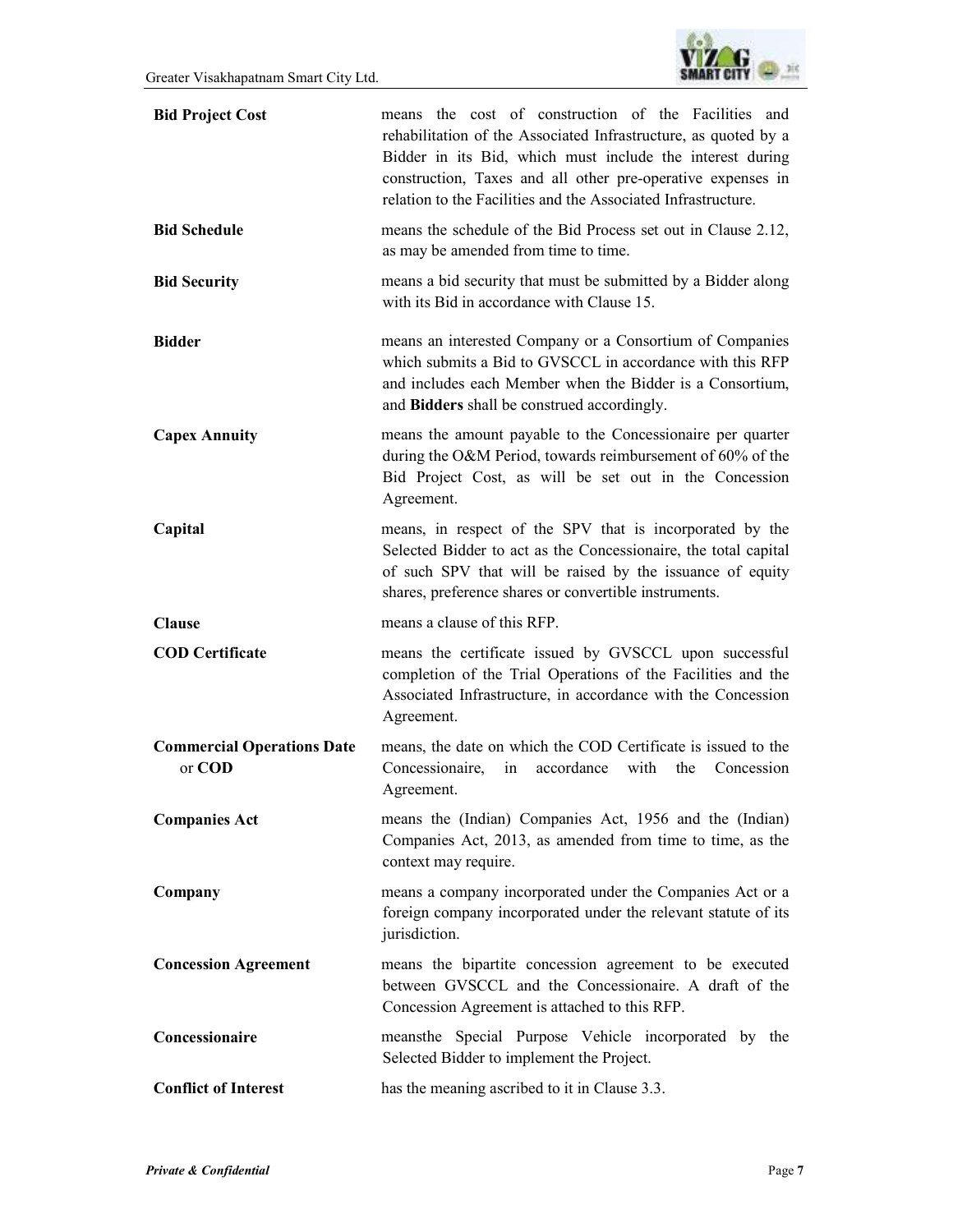| | |
|---|---|
| **Bid Project Cost** | means the cost of construction of the Facilities and rehabilitation of the Associated Infrastructure, as quoted by a Bidder in its Bid, which must include the interest during construction, Taxes and all other pre-operative expenses in relation to the Facilities and the Associated Infrastructure. |
| **Bid Schedule** | means the schedule of the Bid Process set out in Clause 2.12, as may be amended from time to time. |
| **Bid Security** | means a bid security that must be submitted by a Bidder along with its Bid in accordance with Clause 15. |
| **Bidder** | means an interested Company or a Consortium of Companies which submits a Bid to GVSCCL in accordance with this RFP and includes each Member when the Bidder is a Consortium, and **Bidders** shall be construed accordingly. |
| **Capex Annuity** | means the amount payable to the Concessionaire per quarter during the O&M Period, towards reimbursement of 60% of the Bid Project Cost, as will be set out in the Concession Agreement. |
| **Capital** | means, in respect of the SPV that is incorporated by the Selected Bidder to act as the Concessionaire, the total capital of such SPV that will be raised by the issuance of equity shares, preference shares or convertible instruments. |
| **Clause** | means a clause of this RFP. |
| **COD Certificate** | means the certificate issued by GVSCCL upon successful completion of the Trial Operations of the Facilities and the Associated Infrastructure, in accordance with the Concession Agreement. |
| **Commercial Operations Date** or **COD** | means, the date on which the COD Certificate is issued to the Concessionaire, in accordance with the Concession Agreement. |
| **Companies Act** | means the (Indian) Companies Act, 1956 and the (Indian) Companies Act, 2013, as amended from time to time, as the context may require. |
| **Company** | means a company incorporated under the Companies Act or a foreign company incorporated under the relevant statute of its jurisdiction. |
| **Concession Agreement** | means the bipartite concession agreement to be executed between GVSCCL and the Concessionaire. A draft of the Concession Agreement is attached to this RFP. |
| **Concessionaire** | meansthe Special Purpose Vehicle incorporated by the Selected Bidder to implement the Project. |
| **Conflict of Interest** | has the meaning ascribed to it in Clause 3.3. |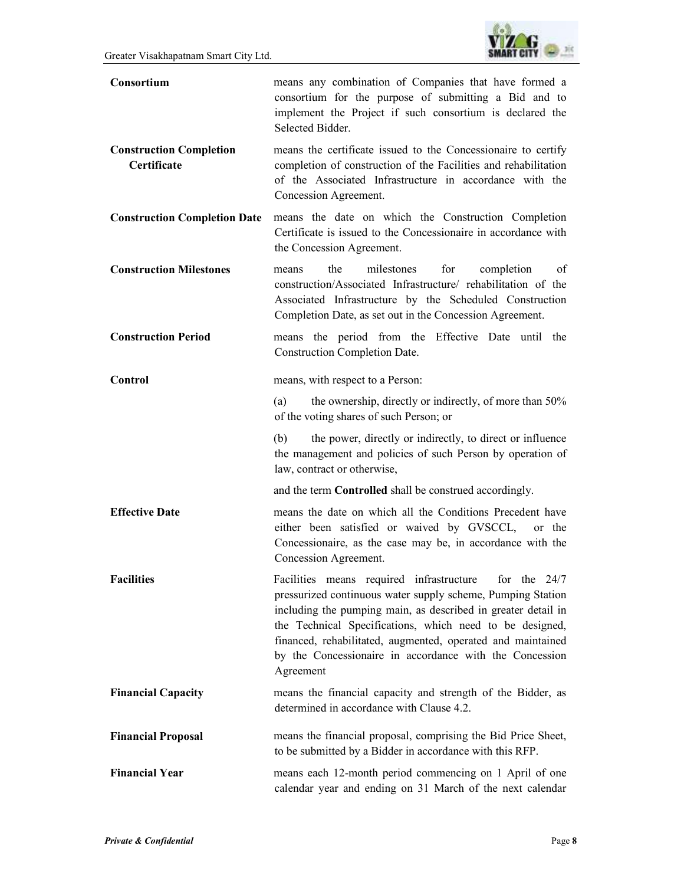**Consortium** means any combination of Companies that have formed a consortium for the purpose of submitting a Bid and to implement the Project if such consortium is declared the Selected Bidder.

**Construction Completion Certificate** means the certificate issued to the Concessionaire to certify completion of construction of the Facilities and rehabilitation of the Associated Infrastructure in accordance with the Concession Agreement.

**Construction Completion Date** means the date on which the Construction Completion Certificate is issued to the Concessionaire in accordance with the Concession Agreement.

**Construction Milestones** means the milestones for completion of construction/Associated Infrastructure/ rehabilitation of the Associated Infrastructure by the Scheduled Construction Completion Date, as set out in the Concession Agreement.

**Construction Period** means the period from the Effective Date until the Construction Completion Date.

**Control** means, with respect to a Person:

(a) the ownership, directly or indirectly, of more than 50% of the voting shares of such Person; or

(b) the power, directly or indirectly, to direct or influence the management and policies of such Person by operation of law, contract or otherwise,

and the term **Controlled** shall be construed accordingly.

**Effective Date** means the date on which all the Conditions Precedent have either been satisfied or waived by GVSCCL, or the Concessionaire, as the case may be, in accordance with the Concession Agreement.

**Facilities** Facilities means required infrastructure for the 24/7 pressurized continuous water supply scheme, Pumping Station including the pumping main, as described in greater detail in the Technical Specifications, which need to be designed, financed, rehabilitated, augmented, operated and maintained by the Concessionaire in accordance with the Concession Agreement

**Financial Capacity** means the financial capacity and strength of the Bidder, as determined in accordance with Clause 4.2.

**Financial Proposal** means the financial proposal, comprising the Bid Price Sheet, to be submitted by a Bidder in accordance with this RFP.

**Financial Year** means each 12-month period commencing on 1 April of one calendar year and ending on 31 March of the next calendar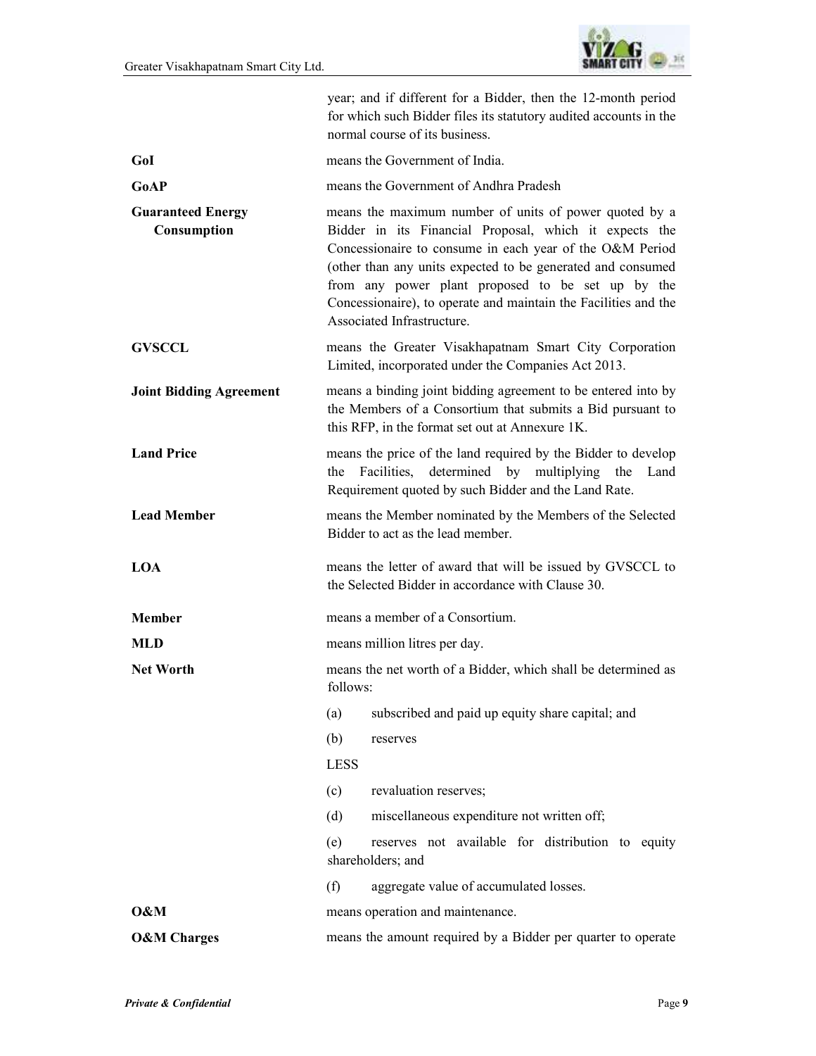| | |
|---|---|
| | year; and if different for a Bidder, then the 12-month period for which such Bidder files its statutory audited accounts in the normal course of its business. |
| **GoI** | means the Government of India. |
| **GoAP** | means the Government of Andhra Pradesh |
| **Guaranteed Energy Consumption** | means the maximum number of units of power quoted by a Bidder in its Financial Proposal, which it expects the Concessionaire to consume in each year of the O&M Period (other than any units expected to be generated and consumed from any power plant proposed to be set up by the Concessionaire), to operate and maintain the Facilities and the Associated Infrastructure. |
| **GVSCCL** | means the Greater Visakhapatnam Smart City Corporation Limited, incorporated under the Companies Act 2013. |
| **Joint Bidding Agreement** | means a binding joint bidding agreement to be entered into by the Members of a Consortium that submits a Bid pursuant to this RFP, in the format set out at Annexure 1K. |
| **Land Price** | means the price of the land required by the Bidder to develop the Facilities, determined by multiplying the Land Requirement quoted by such Bidder and the Land Rate. |
| **Lead Member** | means the Member nominated by the Members of the Selected Bidder to act as the lead member. |
| **LOA** | means the letter of award that will be issued by GVSCCL to the Selected Bidder in accordance with Clause 30. |
| **Member** | means a member of a Consortium. |
| **MLD** | means million litres per day. |
| **Net Worth** | means the net worth of a Bidder, which shall be determined as follows:<br>(a) subscribed and paid up equity share capital; and<br>(b) reserves<br>LESS<br>(c) revaluation reserves;<br>(d) miscellaneous expenditure not written off;<br>(e) reserves not available for distribution to equity shareholders; and<br>(f) aggregate value of accumulated losses. |
| **O&M** | means operation and maintenance. |
| **O&M Charges** | means the amount required by a Bidder per quarter to operate |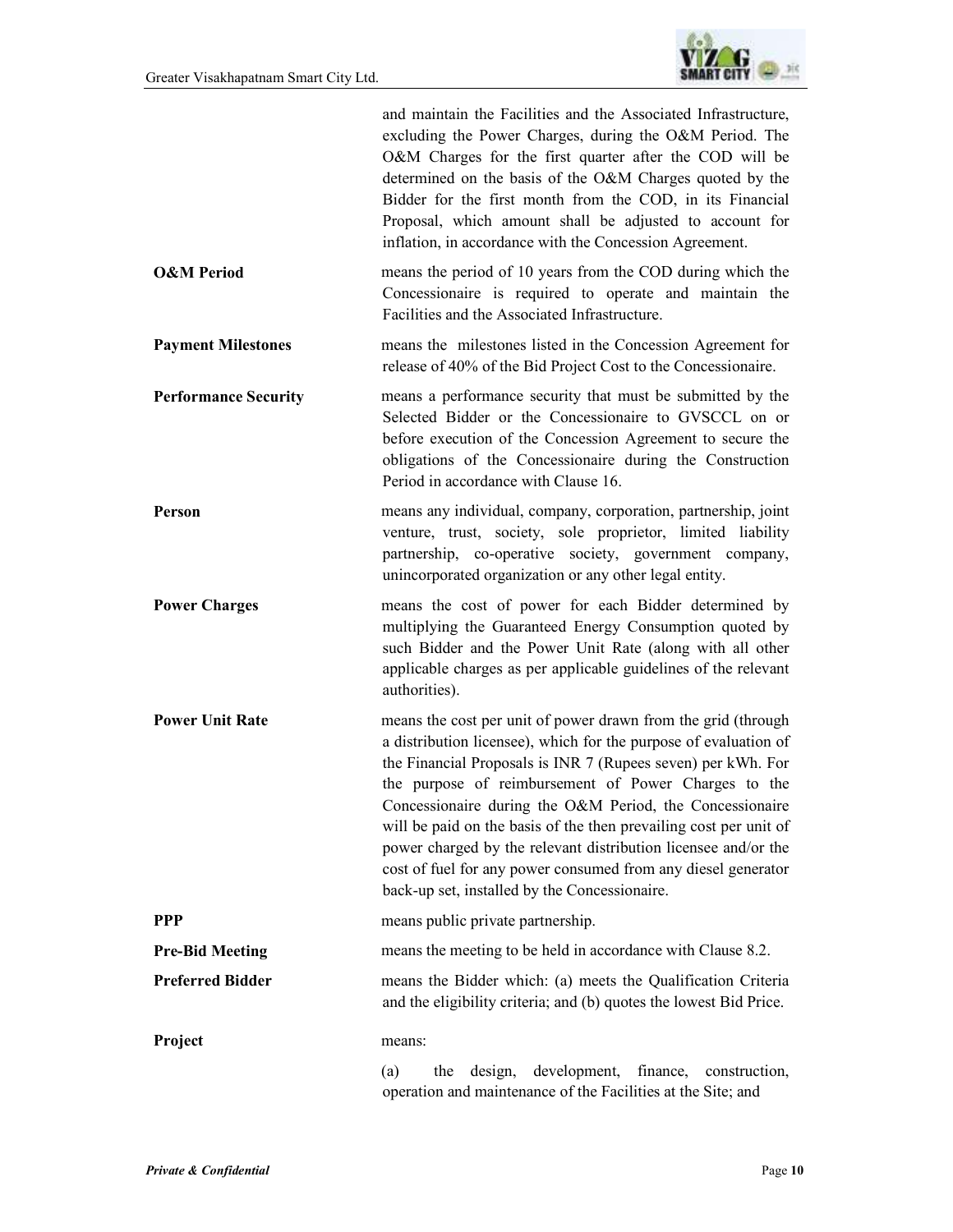and maintain the Facilities and the Associated Infrastructure, excluding the Power Charges, during the O&M Period. The O&M Charges for the first quarter after the COD will be determined on the basis of the O&M Charges quoted by the Bidder for the first month from the COD, in its Financial Proposal, which amount shall be adjusted to account for inflation, in accordance with the Concession Agreement.

| | |
|---|---|
| **O&M Period** | means the period of 10 years from the COD during which the Concessionaire is required to operate and maintain the Facilities and the Associated Infrastructure. |
| **Payment Milestones** | means the milestones listed in the Concession Agreement for release of 40% of the Bid Project Cost to the Concessionaire. |
| **Performance Security** | means a performance security that must be submitted by the Selected Bidder or the Concessionaire to GVSCCL on or before execution of the Concession Agreement to secure the obligations of the Concessionaire during the Construction Period in accordance with Clause 16. |
| **Person** | means any individual, company, corporation, partnership, joint venture, trust, society, sole proprietor, limited liability partnership, co-operative society, government company, unincorporated organization or any other legal entity. |
| **Power Charges** | means the cost of power for each Bidder determined by multiplying the Guaranteed Energy Consumption quoted by such Bidder and the Power Unit Rate (along with all other applicable charges as per applicable guidelines of the relevant authorities). |
| **Power Unit Rate** | means the cost per unit of power drawn from the grid (through a distribution licensee), which for the purpose of evaluation of the Financial Proposals is INR 7 (Rupees seven) per kWh. For the purpose of reimbursement of Power Charges to the Concessionaire during the O&M Period, the Concessionaire will be paid on the basis of the then prevailing cost per unit of power charged by the relevant distribution licensee and/or the cost of fuel for any power consumed from any diesel generator back-up set, installed by the Concessionaire. |
| **PPP** | means public private partnership. |
| **Pre-Bid Meeting** | means the meeting to be held in accordance with Clause 8.2. |
| **Preferred Bidder** | means the Bidder which: (a) meets the Qualification Criteria and the eligibility criteria; and (b) quotes the lowest Bid Price. |
| **Project** | means:<br><br>(a) the design, development, finance, construction, operation and maintenance of the Facilities at the Site; and |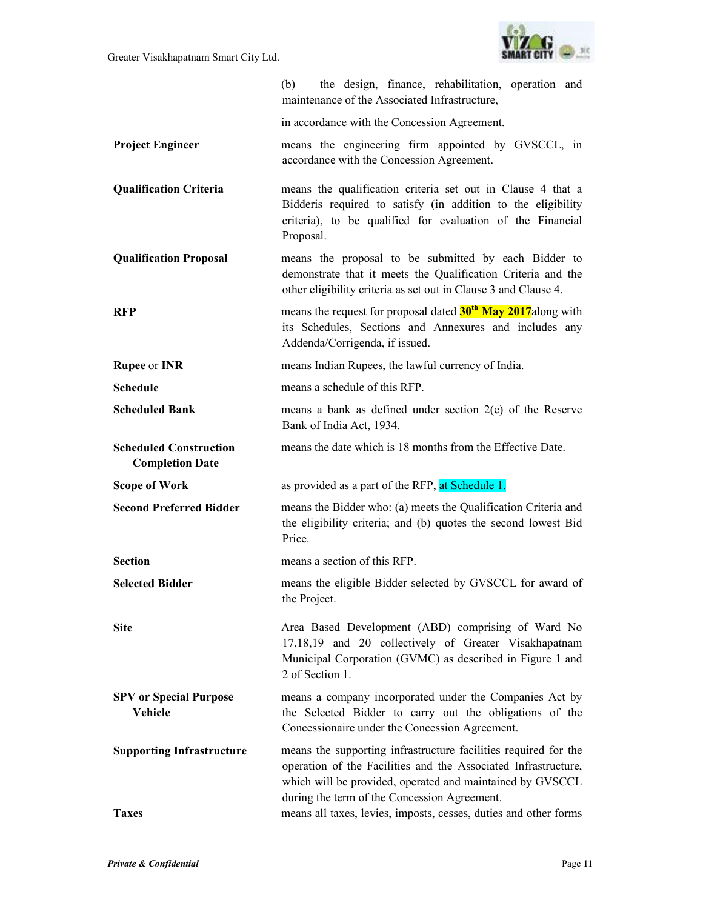| | |
|---|---|
| | (b) the design, finance, rehabilitation, operation and maintenance of the Associated Infrastructure, |
| | in accordance with the Concession Agreement. |
| **Project Engineer** | means the engineering firm appointed by GVSCCL, in accordance with the Concession Agreement. |
| **Qualification Criteria** | means the qualification criteria set out in Clause 4 that a Bidderis required to satisfy (in addition to the eligibility criteria), to be qualified for evaluation of the Financial Proposal. |
| **Qualification Proposal** | means the proposal to be submitted by each Bidder to demonstrate that it meets the Qualification Criteria and the other eligibility criteria as set out in Clause 3 and Clause 4. |
| **RFP** | means the request for proposal dated **30th May 2017**along with its Schedules, Sections and Annexures and includes any Addenda/Corrigenda, if issued. |
| **Rupee** or **INR** | means Indian Rupees, the lawful currency of India. |
| **Schedule** | means a schedule of this RFP. |
| **Scheduled Bank** | means a bank as defined under section 2(e) of the Reserve Bank of India Act, 1934. |
| **Scheduled Construction Completion Date** | means the date which is 18 months from the Effective Date. |
| **Scope of Work** | as provided as a part of the RFP, at Schedule 1. |
| **Second Preferred Bidder** | means the Bidder who: (a) meets the Qualification Criteria and the eligibility criteria; and (b) quotes the second lowest Bid Price. |
| **Section** | means a section of this RFP. |
| **Selected Bidder** | means the eligible Bidder selected by GVSCCL for award of the Project. |
| **Site** | Area Based Development (ABD) comprising of Ward No 17,18,19 and 20 collectively of Greater Visakhapatnam Municipal Corporation (GVMC) as described in Figure 1 and 2 of Section 1. |
| **SPV or Special Purpose Vehicle** | means a company incorporated under the Companies Act by the Selected Bidder to carry out the obligations of the Concessionaire under the Concession Agreement. |
| **Supporting Infrastructure** | means the supporting infrastructure facilities required for the operation of the Facilities and the Associated Infrastructure, which will be provided, operated and maintained by GVSCCL during the term of the Concession Agreement. |
| **Taxes** | means all taxes, levies, imposts, cesses, duties and other forms |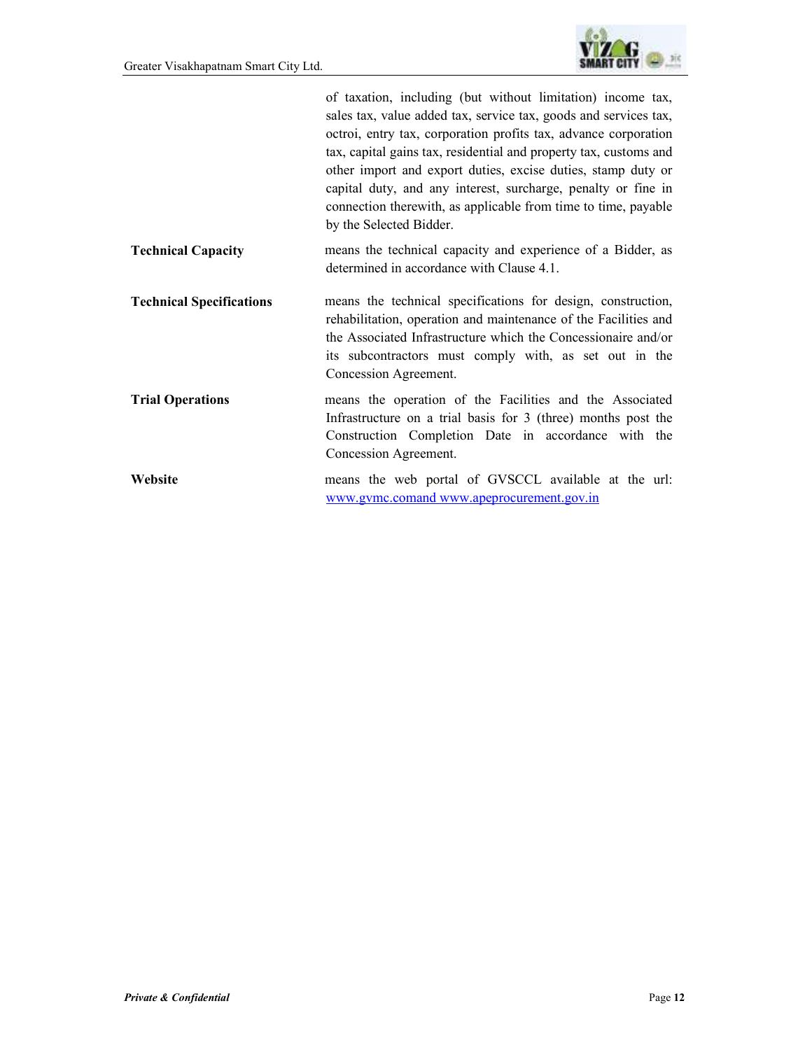| | |
|---|---|
| | of taxation, including (but without limitation) income tax, sales tax, value added tax, service tax, goods and services tax, octroi, entry tax, corporation profits tax, advance corporation tax, capital gains tax, residential and property tax, customs and other import and export duties, excise duties, stamp duty or capital duty, and any interest, surcharge, penalty or fine in connection therewith, as applicable from time to time, payable by the Selected Bidder. |
| **Technical Capacity** | means the technical capacity and experience of a Bidder, as determined in accordance with Clause 4.1. |
| **Technical Specifications** | means the technical specifications for design, construction, rehabilitation, operation and maintenance of the Facilities and the Associated Infrastructure which the Concessionaire and/or its subcontractors must comply with, as set out in the Concession Agreement. |
| **Trial Operations** | means the operation of the Facilities and the Associated Infrastructure on a trial basis for 3 (three) months post the Construction Completion Date in accordance with the Concession Agreement. |
| **Website** | means the web portal of GVSCCL available at the url: www.gvmc.comand www.apeprocurement.gov.in |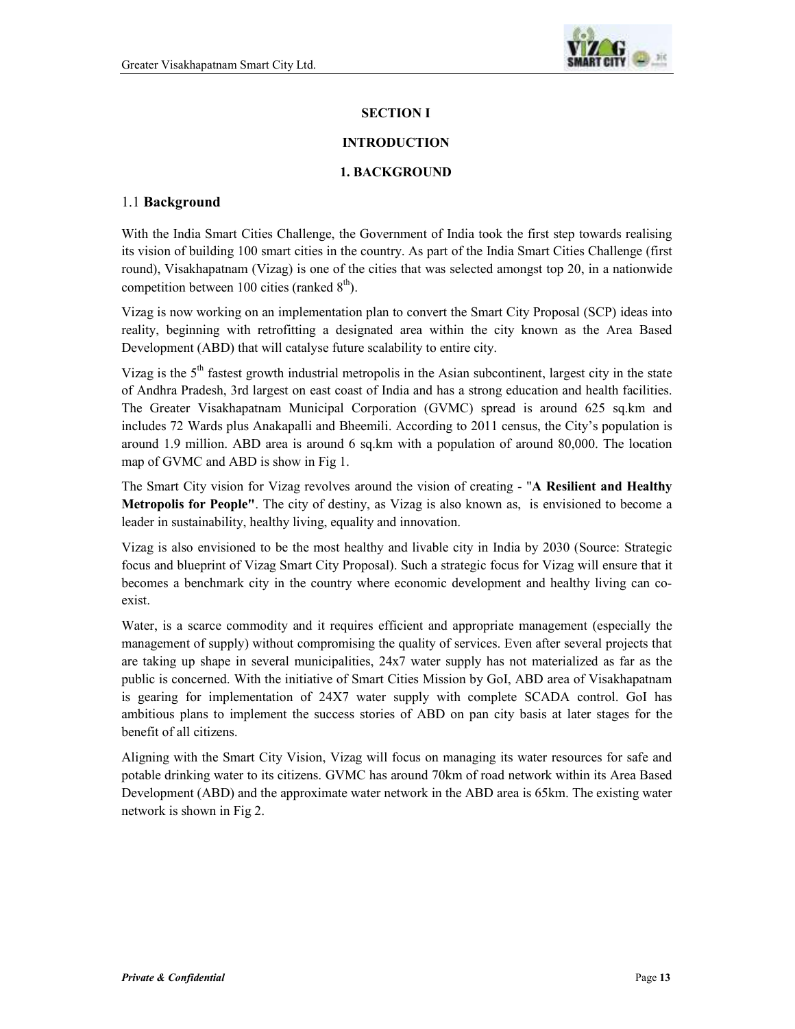# SECTION I

# INTRODUCTION

## 1. BACKGROUND

### 1.1 Background

With the India Smart Cities Challenge, the Government of India took the first step towards realising its vision of building 100 smart cities in the country. As part of the India Smart Cities Challenge (first round), Visakhapatnam (Vizag) is one of the cities that was selected amongst top 20, in a nationwide competition between 100 cities (ranked 8th).

Vizag is now working on an implementation plan to convert the Smart City Proposal (SCP) ideas into reality, beginning with retrofitting a designated area within the city known as the Area Based Development (ABD) that will catalyse future scalability to entire city.

Vizag is the 5th fastest growth industrial metropolis in the Asian subcontinent, largest city in the state of Andhra Pradesh, 3rd largest on east coast of India and has a strong education and health facilities. The Greater Visakhapatnam Municipal Corporation (GVMC) spread is around 625 sq.km and includes 72 Wards plus Anakapalli and Bheemili. According to 2011 census, the City's population is around 1.9 million. ABD area is around 6 sq.km with a population of around 80,000. The location map of GVMC and ABD is show in Fig 1.

The Smart City vision for Vizag revolves around the vision of creating - "**A Resilient and Healthy Metropolis for People"**. The city of destiny, as Vizag is also known as, is envisioned to become a leader in sustainability, healthy living, equality and innovation.

Vizag is also envisioned to be the most healthy and livable city in India by 2030 (Source: Strategic focus and blueprint of Vizag Smart City Proposal). Such a strategic focus for Vizag will ensure that it becomes a benchmark city in the country where economic development and healthy living can co-exist.

Water, is a scarce commodity and it requires efficient and appropriate management (especially the management of supply) without compromising the quality of services. Even after several projects that are taking up shape in several municipalities, 24x7 water supply has not materialized as far as the public is concerned. With the initiative of Smart Cities Mission by GoI, ABD area of Visakhapatnam is gearing for implementation of 24X7 water supply with complete SCADA control. GoI has ambitious plans to implement the success stories of ABD on pan city basis at later stages for the benefit of all citizens.

Aligning with the Smart City Vision, Vizag will focus on managing its water resources for safe and potable drinking water to its citizens. GVMC has around 70km of road network within its Area Based Development (ABD) and the approximate water network in the ABD area is 65km. The existing water network is shown in Fig 2.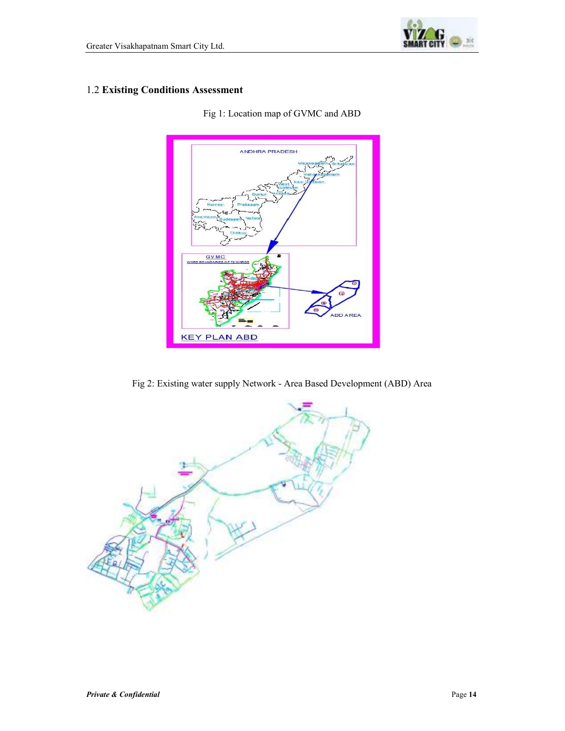## 1.2 **Existing Conditions Assessment**

Fig 1: Location map of GVMC and ABD

Fig 2: Existing water supply Network - Area Based Development (ABD) Area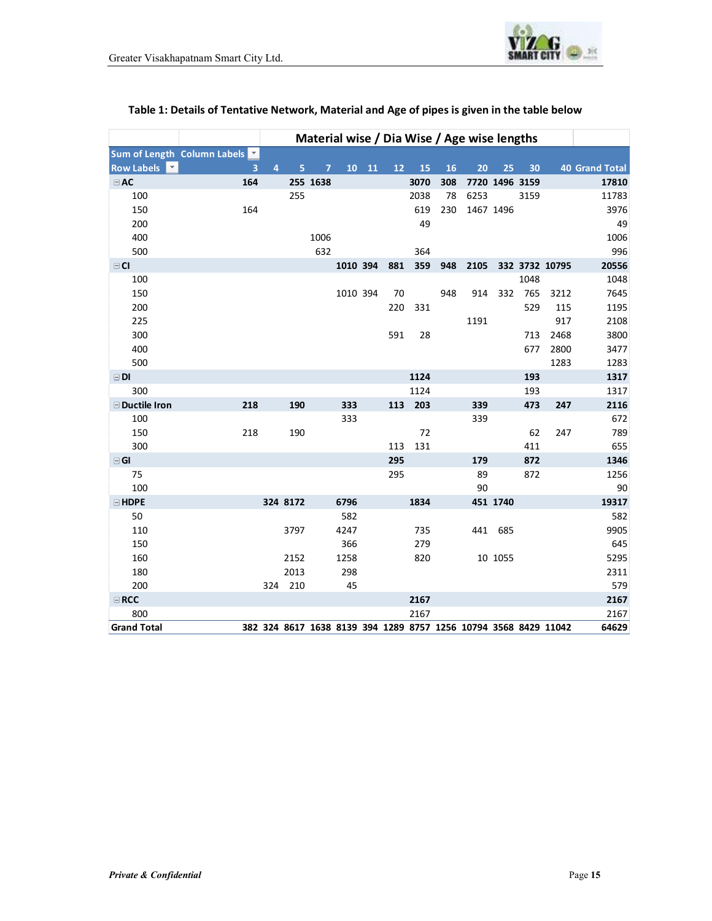**Table 1: Details of Tentative Network, Material and Age of pipes is given in the table below**

| | Material wise / Dia Wise / Age wise lengths | | | | | | | | | | | | | |
|---|---|---|---|---|---|---|---|---|---|---|---|---|---|---|
| **Sum of Length** | **Column Labels** | | | | | | | | | | | | | |
| **Row Labels** | **3** | **4** | **5** | **7** | **10** | **11** | **12** | **15** | **16** | **20** | **25** | **30** | **40** | **Grand Total** |
| **AC** | **164** | | **255** | **1638** | | | | **3070** | **308** | **7720** | **1496** | **3159** | | **17810** |
| 100 | | | 255 | | | | | 2038 | 78 | 6253 | | 3159 | | 11783 |
| 150 | 164 | | | | | | | 619 | 230 | 1467 | 1496 | | | 3976 |
| 200 | | | | | | | | 49 | | | | | | 49 |
| 400 | | | | 1006 | | | | | | | | | | 1006 |
| 500 | | | | 632 | | | | 364 | | | | | | 996 |
| **CI** | | | | | **1010** | **394** | **881** | **359** | **948** | **2105** | **332** | **3732** | **10795** | **20556** |
| 100 | | | | | | | | | | | | 1048 | | 1048 |
| 150 | | | | | 1010 | 394 | 70 | | 948 | 914 | 332 | 765 | 3212 | 7645 |
| 200 | | | | | | | 220 | 331 | | | | 529 | 115 | 1195 |
| 225 | | | | | | | | | | 1191 | | | 917 | 2108 |
| 300 | | | | | | | 591 | 28 | | | | 713 | 2468 | 3800 |
| 400 | | | | | | | | | | | | 677 | 2800 | 3477 |
| 500 | | | | | | | | | | | | | 1283 | 1283 |
| **DI** | | | | | | | | **1124** | | | | **193** | | **1317** |
| 300 | | | | | | | | 1124 | | | | 193 | | 1317 |
| **Ductile Iron** | **218** | | **190** | | **333** | | **113** | **203** | | **339** | | **473** | **247** | **2116** |
| 100 | | | | | 333 | | | | | 339 | | | | 672 |
| 150 | 218 | | 190 | | | | | 72 | | | | 62 | 247 | 789 |
| 300 | | | | | | | 113 | 131 | | | | 411 | | 655 |
| **GI** | | | | | | | **295** | | | **179** | | **872** | | **1346** |
| 75 | | | | | | | 295 | | | 89 | | 872 | | 1256 |
| 100 | | | | | | | | | | 90 | | | | 90 |
| **HDPE** | | **324** | **8172** | | **6796** | | | **1834** | | **451** | **1740** | | | **19317** |
| 50 | | | | | 582 | | | | | | | | | 582 |
| 110 | | | 3797 | | 4247 | | | 735 | | 441 | 685 | | | 9905 |
| 150 | | | | | 366 | | | 279 | | | | | | 645 |
| 160 | | | 2152 | | 1258 | | | 820 | | 10 | 1055 | | | 5295 |
| 180 | | | 2013 | | 298 | | | | | | | | | 2311 |
| 200 | | 324 | 210 | | 45 | | | | | | | | | 579 |
| **RCC** | | | | | | | | **2167** | | | | | | **2167** |
| 800 | | | | | | | | 2167 | | | | | | 2167 |
| **Grand Total** | **382** | **324** | **8617** | **1638** | **8139** | **394** | **1289** | **8757** | **1256** | **10794** | **3568** | **8429** | **11042** | **64629** |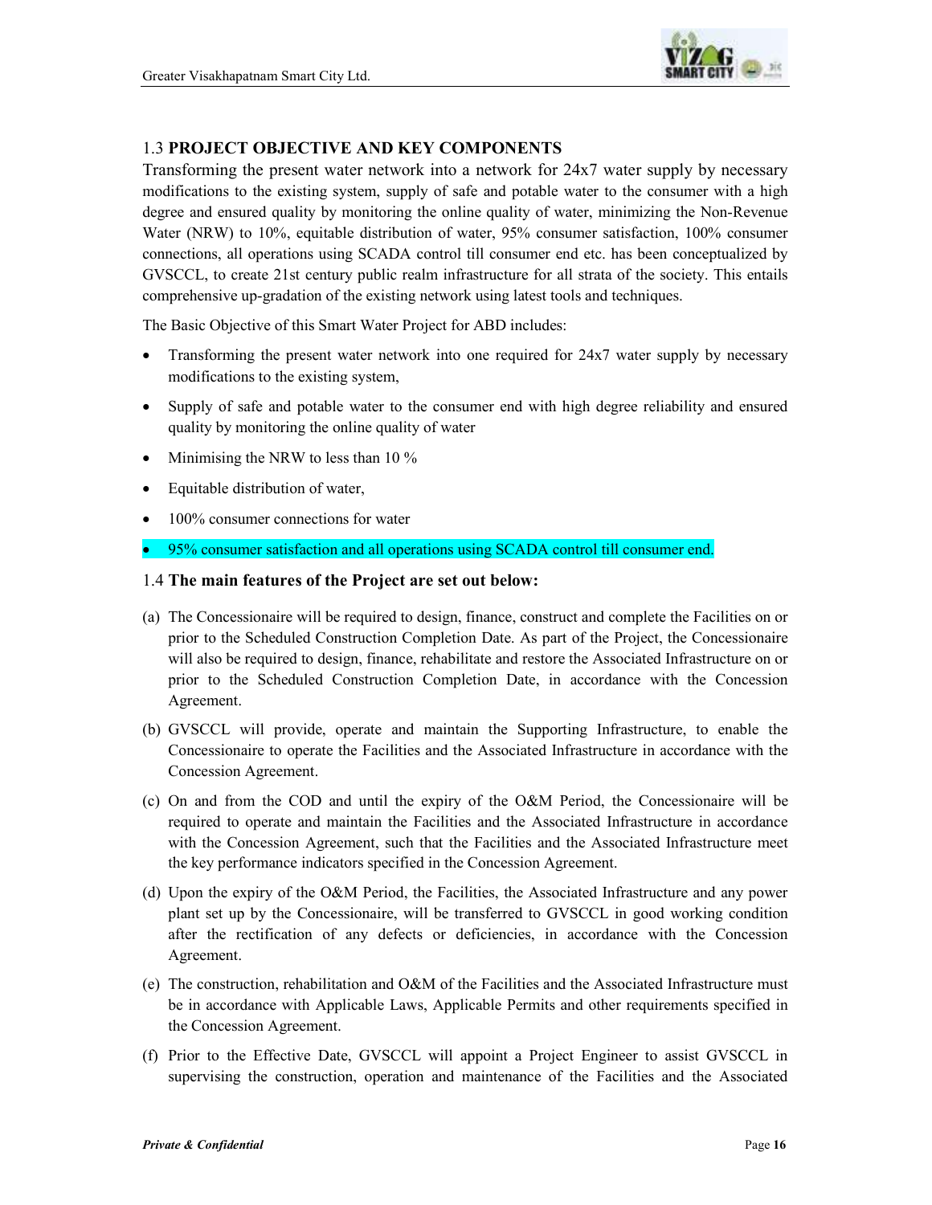### 1.3 PROJECT OBJECTIVE AND KEY COMPONENTS

Transforming the present water network into a network for 24x7 water supply by necessary modifications to the existing system, supply of safe and potable water to the consumer with a high degree and ensured quality by monitoring the online quality of water, minimizing the Non-Revenue Water (NRW) to 10%, equitable distribution of water, 95% consumer satisfaction, 100% consumer connections, all operations using SCADA control till consumer end etc. has been conceptualized by GVSCCL, to create 21st century public realm infrastructure for all strata of the society. This entails comprehensive up-gradation of the existing network using latest tools and techniques.

The Basic Objective of this Smart Water Project for ABD includes:

- Transforming the present water network into one required for 24x7 water supply by necessary modifications to the existing system,
- Supply of safe and potable water to the consumer end with high degree reliability and ensured quality by monitoring the online quality of water
- Minimising the NRW to less than 10 %
- Equitable distribution of water,
- 100% consumer connections for water
- 95% consumer satisfaction and all operations using SCADA control till consumer end.

### 1.4 The main features of the Project are set out below:

(a) The Concessionaire will be required to design, finance, construct and complete the Facilities on or prior to the Scheduled Construction Completion Date. As part of the Project, the Concessionaire will also be required to design, finance, rehabilitate and restore the Associated Infrastructure on or prior to the Scheduled Construction Completion Date, in accordance with the Concession Agreement.

(b) GVSCCL will provide, operate and maintain the Supporting Infrastructure, to enable the Concessionaire to operate the Facilities and the Associated Infrastructure in accordance with the Concession Agreement.

(c) On and from the COD and until the expiry of the O&M Period, the Concessionaire will be required to operate and maintain the Facilities and the Associated Infrastructure in accordance with the Concession Agreement, such that the Facilities and the Associated Infrastructure meet the key performance indicators specified in the Concession Agreement.

(d) Upon the expiry of the O&M Period, the Facilities, the Associated Infrastructure and any power plant set up by the Concessionaire, will be transferred to GVSCCL in good working condition after the rectification of any defects or deficiencies, in accordance with the Concession Agreement.

(e) The construction, rehabilitation and O&M of the Facilities and the Associated Infrastructure must be in accordance with Applicable Laws, Applicable Permits and other requirements specified in the Concession Agreement.

(f) Prior to the Effective Date, GVSCCL will appoint a Project Engineer to assist GVSCCL in supervising the construction, operation and maintenance of the Facilities and the Associated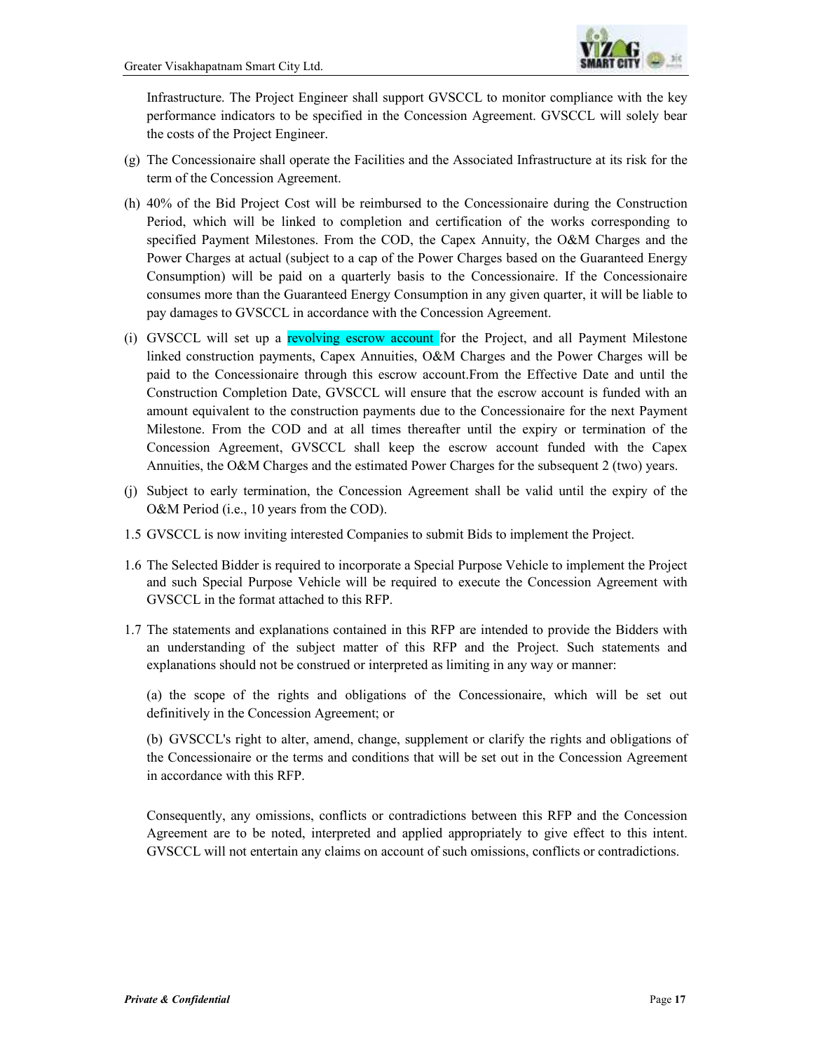Infrastructure. The Project Engineer shall support GVSCCL to monitor compliance with the key performance indicators to be specified in the Concession Agreement. GVSCCL will solely bear the costs of the Project Engineer.

(g) The Concessionaire shall operate the Facilities and the Associated Infrastructure at its risk for the term of the Concession Agreement.

(h) 40% of the Bid Project Cost will be reimbursed to the Concessionaire during the Construction Period, which will be linked to completion and certification of the works corresponding to specified Payment Milestones. From the COD, the Capex Annuity, the O&M Charges and the Power Charges at actual (subject to a cap of the Power Charges based on the Guaranteed Energy Consumption) will be paid on a quarterly basis to the Concessionaire. If the Concessionaire consumes more than the Guaranteed Energy Consumption in any given quarter, it will be liable to pay damages to GVSCCL in accordance with the Concession Agreement.

(i) GVSCCL will set up a revolving escrow account for the Project, and all Payment Milestone linked construction payments, Capex Annuities, O&M Charges and the Power Charges will be paid to the Concessionaire through this escrow account.From the Effective Date and until the Construction Completion Date, GVSCCL will ensure that the escrow account is funded with an amount equivalent to the construction payments due to the Concessionaire for the next Payment Milestone. From the COD and at all times thereafter until the expiry or termination of the Concession Agreement, GVSCCL shall keep the escrow account funded with the Capex Annuities, the O&M Charges and the estimated Power Charges for the subsequent 2 (two) years.

(j) Subject to early termination, the Concession Agreement shall be valid until the expiry of the O&M Period (i.e., 10 years from the COD).

1.5 GVSCCL is now inviting interested Companies to submit Bids to implement the Project.

1.6 The Selected Bidder is required to incorporate a Special Purpose Vehicle to implement the Project and such Special Purpose Vehicle will be required to execute the Concession Agreement with GVSCCL in the format attached to this RFP.

1.7 The statements and explanations contained in this RFP are intended to provide the Bidders with an understanding of the subject matter of this RFP and the Project. Such statements and explanations should not be construed or interpreted as limiting in any way or manner:

(a) the scope of the rights and obligations of the Concessionaire, which will be set out definitively in the Concession Agreement; or

(b) GVSCCL's right to alter, amend, change, supplement or clarify the rights and obligations of the Concessionaire or the terms and conditions that will be set out in the Concession Agreement in accordance with this RFP.

Consequently, any omissions, conflicts or contradictions between this RFP and the Concession Agreement are to be noted, interpreted and applied appropriately to give effect to this intent. GVSCCL will not entertain any claims on account of such omissions, conflicts or contradictions.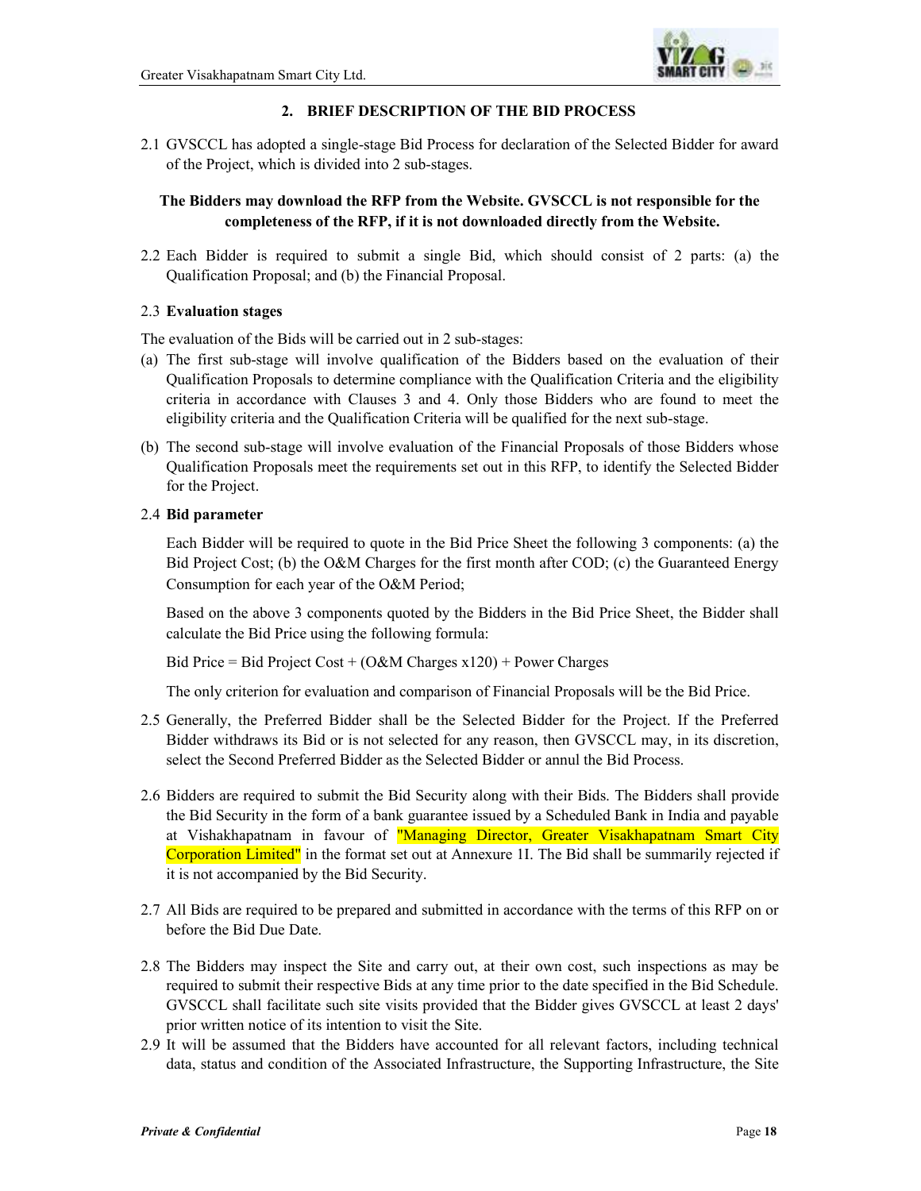## 2. BRIEF DESCRIPTION OF THE BID PROCESS

2.1 GVSCCL has adopted a single-stage Bid Process for declaration of the Selected Bidder for award of the Project, which is divided into 2 sub-stages.

**The Bidders may download the RFP from the Website. GVSCCL is not responsible for the completeness of the RFP, if it is not downloaded directly from the Website.**

2.2 Each Bidder is required to submit a single Bid, which should consist of 2 parts: (a) the Qualification Proposal; and (b) the Financial Proposal.

2.3 **Evaluation stages**

The evaluation of the Bids will be carried out in 2 sub-stages:

(a) The first sub-stage will involve qualification of the Bidders based on the evaluation of their Qualification Proposals to determine compliance with the Qualification Criteria and the eligibility criteria in accordance with Clauses 3 and 4. Only those Bidders who are found to meet the eligibility criteria and the Qualification Criteria will be qualified for the next sub-stage.

(b) The second sub-stage will involve evaluation of the Financial Proposals of those Bidders whose Qualification Proposals meet the requirements set out in this RFP, to identify the Selected Bidder for the Project.

2.4 **Bid parameter**

Each Bidder will be required to quote in the Bid Price Sheet the following 3 components: (a) the Bid Project Cost; (b) the O&M Charges for the first month after COD; (c) the Guaranteed Energy Consumption for each year of the O&M Period;

Based on the above 3 components quoted by the Bidders in the Bid Price Sheet, the Bidder shall calculate the Bid Price using the following formula:

Bid Price = Bid Project Cost + (O&M Charges x120) + Power Charges

The only criterion for evaluation and comparison of Financial Proposals will be the Bid Price.

2.5 Generally, the Preferred Bidder shall be the Selected Bidder for the Project. If the Preferred Bidder withdraws its Bid or is not selected for any reason, then GVSCCL may, in its discretion, select the Second Preferred Bidder as the Selected Bidder or annul the Bid Process.

2.6 Bidders are required to submit the Bid Security along with their Bids. The Bidders shall provide the Bid Security in the form of a bank guarantee issued by a Scheduled Bank in India and payable at Vishakhapatnam in favour of "Managing Director, Greater Visakhapatnam Smart City Corporation Limited" in the format set out at Annexure 1I. The Bid shall be summarily rejected if it is not accompanied by the Bid Security.

2.7 All Bids are required to be prepared and submitted in accordance with the terms of this RFP on or before the Bid Due Date.

2.8 The Bidders may inspect the Site and carry out, at their own cost, such inspections as may be required to submit their respective Bids at any time prior to the date specified in the Bid Schedule. GVSCCL shall facilitate such site visits provided that the Bidder gives GVSCCL at least 2 days' prior written notice of its intention to visit the Site.

2.9 It will be assumed that the Bidders have accounted for all relevant factors, including technical data, status and condition of the Associated Infrastructure, the Supporting Infrastructure, the Site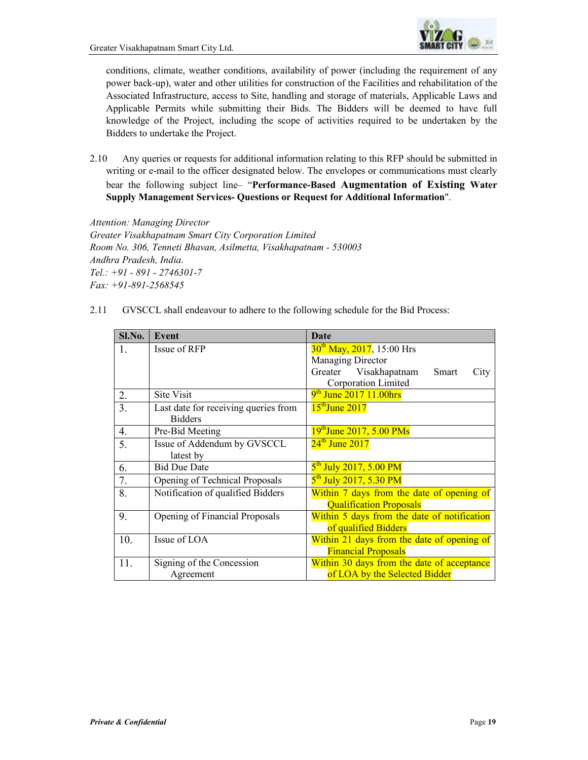conditions, climate, weather conditions, availability of power (including the requirement of any power back-up), water and other utilities for construction of the Facilities and rehabilitation of the Associated Infrastructure, access to Site, handling and storage of materials, Applicable Laws and Applicable Permits while submitting their Bids. The Bidders will be deemed to have full knowledge of the Project, including the scope of activities required to be undertaken by the Bidders to undertake the Project.

2.10 Any queries or requests for additional information relating to this RFP should be submitted in writing or e-mail to the officer designated below. The envelopes or communications must clearly bear the following subject line– "**Performance-Based Augmentation of Existing Water Supply Management Services- Questions or Request for Additional Information**".

*Attention: Managing Director*
*Greater Visakhapatnam Smart City Corporation Limited*
*Room No. 306, Tenneti Bhavan, Asilmetta, Visakhapatnam - 530003*
*Andhra Pradesh, India.*
*Tel.: +91 - 891 - 2746301-7*
*Fax: +91-891-2568545*

2.11 GVSCCL shall endeavour to adhere to the following schedule for the Bid Process:

| Sl.No. | Event | Date |
|---|---|---|
| 1. | Issue of RFP | 30th May, 2017, 15:00 Hrs Managing Director Greater Visakhapatnam Smart City Corporation Limited |
| 2. | Site Visit | 9th June 2017 11.00hrs |
| 3. | Last date for receiving queries from Bidders | 15th June 2017 |
| 4. | Pre-Bid Meeting | 19th June 2017, 5.00 PMs |
| 5. | Issue of Addendum by GVSCCL latest by | 24th June 2017 |
| 6. | Bid Due Date | 5th July 2017, 5.00 PM |
| 7. | Opening of Technical Proposals | 5th July 2017, 5.30 PM |
| 8. | Notification of qualified Bidders | Within 7 days from the date of opening of Qualification Proposals |
| 9. | Opening of Financial Proposals | Within 5 days from the date of notification of qualified Bidders |
| 10. | Issue of LOA | Within 21 days from the date of opening of Financial Proposals |
| 11. | Signing of the Concession Agreement | Within 30 days from the date of acceptance of LOA by the Selected Bidder |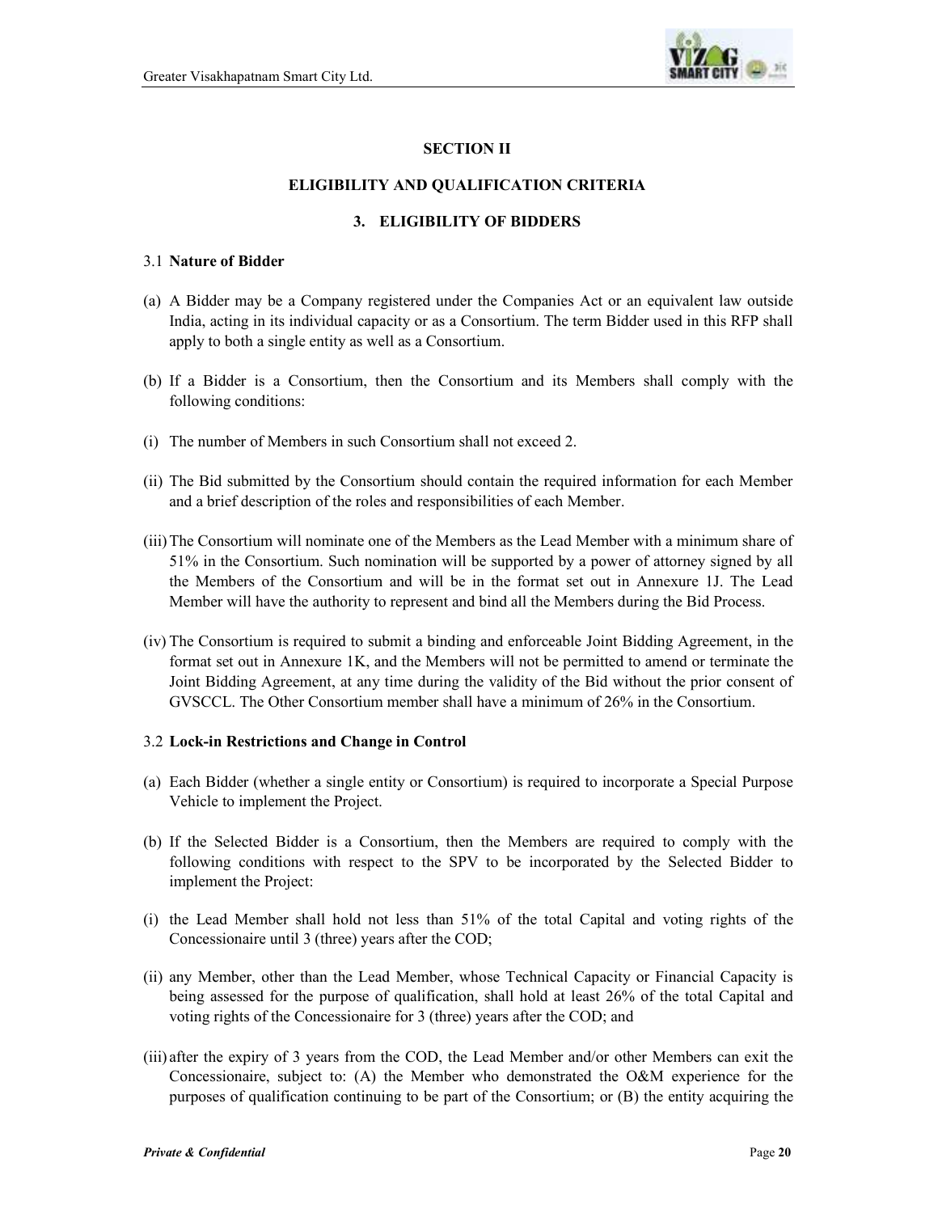## SECTION II

## ELIGIBILITY AND QUALIFICATION CRITERIA

### 3. ELIGIBILITY OF BIDDERS

#### 3.1 Nature of Bidder

(a) A Bidder may be a Company registered under the Companies Act or an equivalent law outside India, acting in its individual capacity or as a Consortium. The term Bidder used in this RFP shall apply to both a single entity as well as a Consortium.

(b) If a Bidder is a Consortium, then the Consortium and its Members shall comply with the following conditions:

(i) The number of Members in such Consortium shall not exceed 2.

(ii) The Bid submitted by the Consortium should contain the required information for each Member and a brief description of the roles and responsibilities of each Member.

(iii) The Consortium will nominate one of the Members as the Lead Member with a minimum share of 51% in the Consortium. Such nomination will be supported by a power of attorney signed by all the Members of the Consortium and will be in the format set out in Annexure 1J. The Lead Member will have the authority to represent and bind all the Members during the Bid Process.

(iv) The Consortium is required to submit a binding and enforceable Joint Bidding Agreement, in the format set out in Annexure 1K, and the Members will not be permitted to amend or terminate the Joint Bidding Agreement, at any time during the validity of the Bid without the prior consent of GVSCCL. The Other Consortium member shall have a minimum of 26% in the Consortium.

#### 3.2 Lock-in Restrictions and Change in Control

(a) Each Bidder (whether a single entity or Consortium) is required to incorporate a Special Purpose Vehicle to implement the Project.

(b) If the Selected Bidder is a Consortium, then the Members are required to comply with the following conditions with respect to the SPV to be incorporated by the Selected Bidder to implement the Project:

(i) the Lead Member shall hold not less than 51% of the total Capital and voting rights of the Concessionaire until 3 (three) years after the COD;

(ii) any Member, other than the Lead Member, whose Technical Capacity or Financial Capacity is being assessed for the purpose of qualification, shall hold at least 26% of the total Capital and voting rights of the Concessionaire for 3 (three) years after the COD; and

(iii) after the expiry of 3 years from the COD, the Lead Member and/or other Members can exit the Concessionaire, subject to: (A) the Member who demonstrated the O&M experience for the purposes of qualification continuing to be part of the Consortium; or (B) the entity acquiring the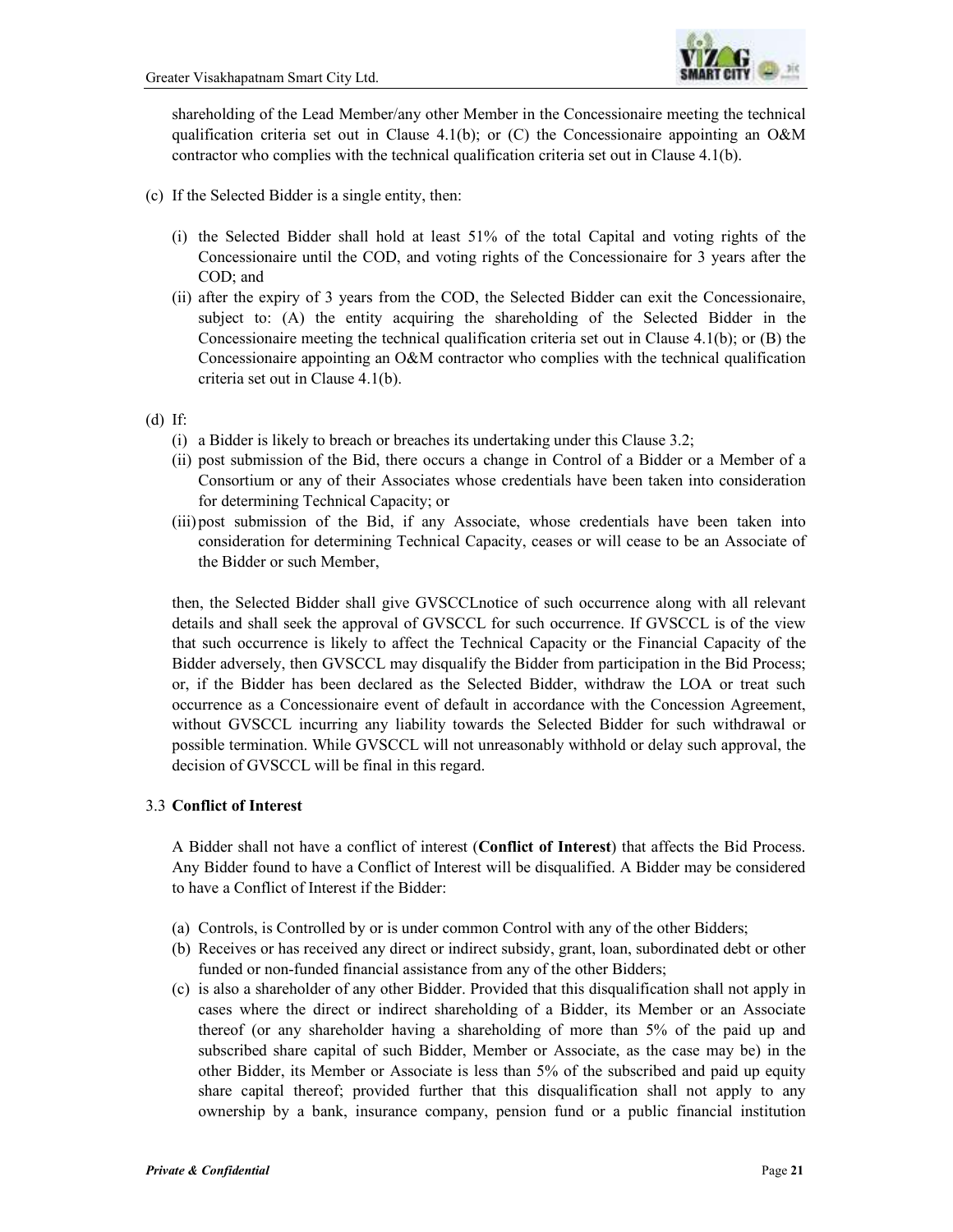shareholding of the Lead Member/any other Member in the Concessionaire meeting the technical qualification criteria set out in Clause 4.1(b); or (C) the Concessionaire appointing an O&M contractor who complies with the technical qualification criteria set out in Clause 4.1(b).

(c) If the Selected Bidder is a single entity, then:

   (i) the Selected Bidder shall hold at least 51% of the total Capital and voting rights of the Concessionaire until the COD, and voting rights of the Concessionaire for 3 years after the COD; and
   (ii) after the expiry of 3 years from the COD, the Selected Bidder can exit the Concessionaire, subject to: (A) the entity acquiring the shareholding of the Selected Bidder in the Concessionaire meeting the technical qualification criteria set out in Clause 4.1(b); or (B) the Concessionaire appointing an O&M contractor who complies with the technical qualification criteria set out in Clause 4.1(b).

(d) If:
   (i) a Bidder is likely to breach or breaches its undertaking under this Clause 3.2;
   (ii) post submission of the Bid, there occurs a change in Control of a Bidder or a Member of a Consortium or any of their Associates whose credentials have been taken into consideration for determining Technical Capacity; or
   (iii) post submission of the Bid, if any Associate, whose credentials have been taken into consideration for determining Technical Capacity, ceases or will cease to be an Associate of the Bidder or such Member,

then, the Selected Bidder shall give GVSCCLnotice of such occurrence along with all relevant details and shall seek the approval of GVSCCL for such occurrence. If GVSCCL is of the view that such occurrence is likely to affect the Technical Capacity or the Financial Capacity of the Bidder adversely, then GVSCCL may disqualify the Bidder from participation in the Bid Process; or, if the Bidder has been declared as the Selected Bidder, withdraw the LOA or treat such occurrence as a Concessionaire event of default in accordance with the Concession Agreement, without GVSCCL incurring any liability towards the Selected Bidder for such withdrawal or possible termination. While GVSCCL will not unreasonably withhold or delay such approval, the decision of GVSCCL will be final in this regard.

3.3 **Conflict of Interest**

A Bidder shall not have a conflict of interest (**Conflict of Interest**) that affects the Bid Process. Any Bidder found to have a Conflict of Interest will be disqualified. A Bidder may be considered to have a Conflict of Interest if the Bidder:

(a) Controls, is Controlled by or is under common Control with any of the other Bidders;
(b) Receives or has received any direct or indirect subsidy, grant, loan, subordinated debt or other funded or non-funded financial assistance from any of the other Bidders;
(c) is also a shareholder of any other Bidder. Provided that this disqualification shall not apply in cases where the direct or indirect shareholding of a Bidder, its Member or an Associate thereof (or any shareholder having a shareholding of more than 5% of the paid up and subscribed share capital of such Bidder, Member or Associate, as the case may be) in the other Bidder, its Member or Associate is less than 5% of the subscribed and paid up equity share capital thereof; provided further that this disqualification shall not apply to any ownership by a bank, insurance company, pension fund or a public financial institution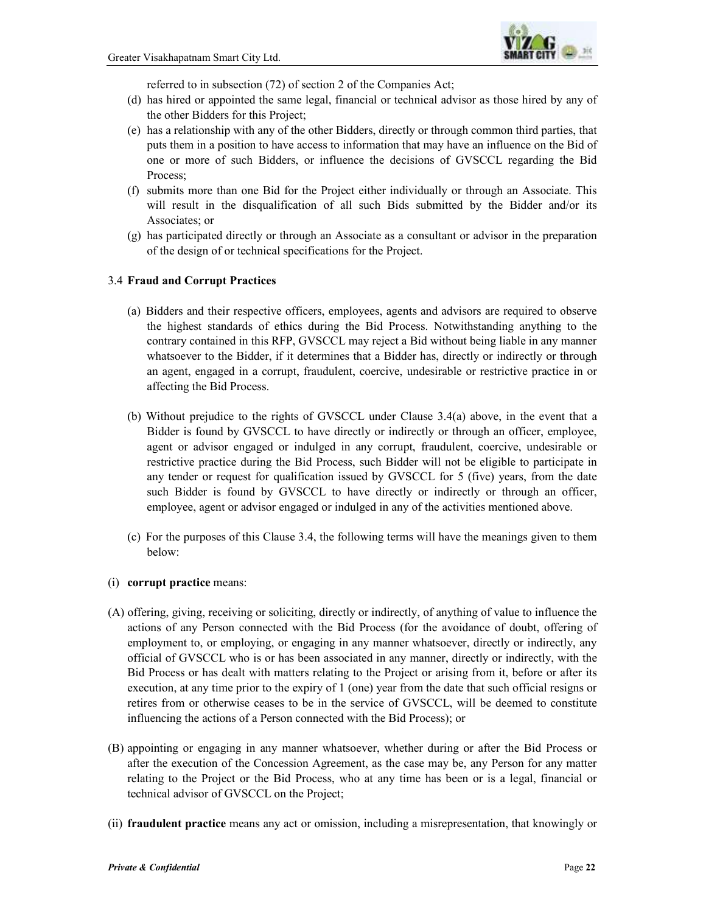referred to in subsection (72) of section 2 of the Companies Act;

(d) has hired or appointed the same legal, financial or technical advisor as those hired by any of the other Bidders for this Project;

(e) has a relationship with any of the other Bidders, directly or through common third parties, that puts them in a position to have access to information that may have an influence on the Bid of one or more of such Bidders, or influence the decisions of GVSCCL regarding the Bid Process;

(f) submits more than one Bid for the Project either individually or through an Associate. This will result in the disqualification of all such Bids submitted by the Bidder and/or its Associates; or

(g) has participated directly or through an Associate as a consultant or advisor in the preparation of the design of or technical specifications for the Project.

3.4 **Fraud and Corrupt Practices**

(a) Bidders and their respective officers, employees, agents and advisors are required to observe the highest standards of ethics during the Bid Process. Notwithstanding anything to the contrary contained in this RFP, GVSCCL may reject a Bid without being liable in any manner whatsoever to the Bidder, if it determines that a Bidder has, directly or indirectly or through an agent, engaged in a corrupt, fraudulent, coercive, undesirable or restrictive practice in or affecting the Bid Process.

(b) Without prejudice to the rights of GVSCCL under Clause 3.4(a) above, in the event that a Bidder is found by GVSCCL to have directly or indirectly or through an officer, employee, agent or advisor engaged or indulged in any corrupt, fraudulent, coercive, undesirable or restrictive practice during the Bid Process, such Bidder will not be eligible to participate in any tender or request for qualification issued by GVSCCL for 5 (five) years, from the date such Bidder is found by GVSCCL to have directly or indirectly or through an officer, employee, agent or advisor engaged or indulged in any of the activities mentioned above.

(c) For the purposes of this Clause 3.4, the following terms will have the meanings given to them below:

(i) **corrupt practice** means:

(A) offering, giving, receiving or soliciting, directly or indirectly, of anything of value to influence the actions of any Person connected with the Bid Process (for the avoidance of doubt, offering of employment to, or employing, or engaging in any manner whatsoever, directly or indirectly, any official of GVSCCL who is or has been associated in any manner, directly or indirectly, with the Bid Process or has dealt with matters relating to the Project or arising from it, before or after its execution, at any time prior to the expiry of 1 (one) year from the date that such official resigns or retires from or otherwise ceases to be in the service of GVSCCL, will be deemed to constitute influencing the actions of a Person connected with the Bid Process); or

(B) appointing or engaging in any manner whatsoever, whether during or after the Bid Process or after the execution of the Concession Agreement, as the case may be, any Person for any matter relating to the Project or the Bid Process, who at any time has been or is a legal, financial or technical advisor of GVSCCL on the Project;

(ii) **fraudulent practice** means any act or omission, including a misrepresentation, that knowingly or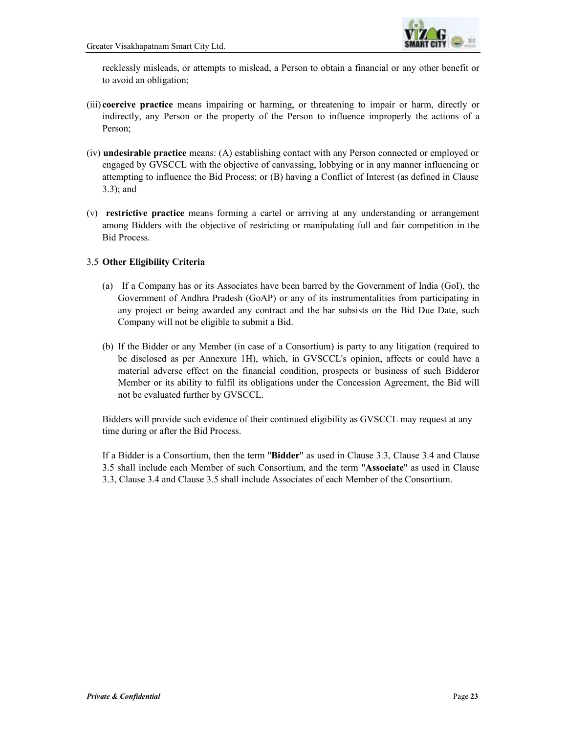recklessly misleads, or attempts to mislead, a Person to obtain a financial or any other benefit or to avoid an obligation;

(iii) **coercive practice** means impairing or harming, or threatening to impair or harm, directly or indirectly, any Person or the property of the Person to influence improperly the actions of a Person;

(iv) **undesirable practice** means: (A) establishing contact with any Person connected or employed or engaged by GVSCCL with the objective of canvassing, lobbying or in any manner influencing or attempting to influence the Bid Process; or (B) having a Conflict of Interest (as defined in Clause 3.3); and

(v) **restrictive practice** means forming a cartel or arriving at any understanding or arrangement among Bidders with the objective of restricting or manipulating full and fair competition in the Bid Process.

3.5 **Other Eligibility Criteria**

(a) If a Company has or its Associates have been barred by the Government of India (GoI), the Government of Andhra Pradesh (GoAP) or any of its instrumentalities from participating in any project or being awarded any contract and the bar subsists on the Bid Due Date, such Company will not be eligible to submit a Bid.

(b) If the Bidder or any Member (in case of a Consortium) is party to any litigation (required to be disclosed as per Annexure 1H), which, in GVSCCL's opinion, affects or could have a material adverse effect on the financial condition, prospects or business of such Bidderor Member or its ability to fulfil its obligations under the Concession Agreement, the Bid will not be evaluated further by GVSCCL.

Bidders will provide such evidence of their continued eligibility as GVSCCL may request at any time during or after the Bid Process.

If a Bidder is a Consortium, then the term "**Bidder**" as used in Clause 3.3, Clause 3.4 and Clause 3.5 shall include each Member of such Consortium, and the term "**Associate**" as used in Clause 3.3, Clause 3.4 and Clause 3.5 shall include Associates of each Member of the Consortium.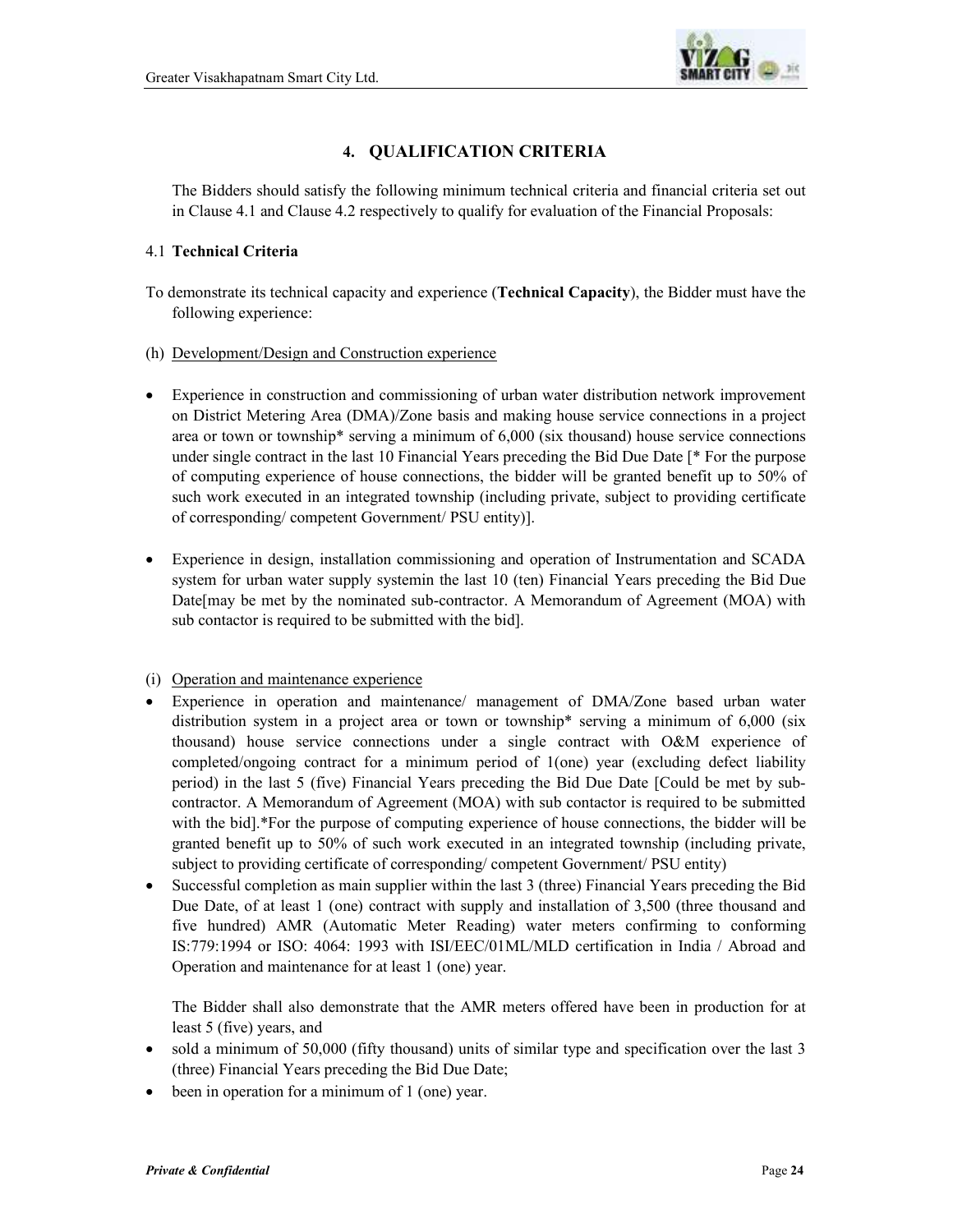# 4. QUALIFICATION CRITERIA

The Bidders should satisfy the following minimum technical criteria and financial criteria set out in Clause 4.1 and Clause 4.2 respectively to qualify for evaluation of the Financial Proposals:

## 4.1 Technical Criteria

To demonstrate its technical capacity and experience (**Technical Capacity**), the Bidder must have the following experience:

(h) Development/Design and Construction experience

- Experience in construction and commissioning of urban water distribution network improvement on District Metering Area (DMA)/Zone basis and making house service connections in a project area or town or township* serving a minimum of 6,000 (six thousand) house service connections under single contract in the last 10 Financial Years preceding the Bid Due Date [* For the purpose of computing experience of house connections, the bidder will be granted benefit up to 50% of such work executed in an integrated township (including private, subject to providing certificate of corresponding/ competent Government/ PSU entity)].

- Experience in design, installation commissioning and operation of Instrumentation and SCADA system for urban water supply systemin the last 10 (ten) Financial Years preceding the Bid Due Date[may be met by the nominated sub-contractor. A Memorandum of Agreement (MOA) with sub contactor is required to be submitted with the bid].

(i) Operation and maintenance experience

- Experience in operation and maintenance/ management of DMA/Zone based urban water distribution system in a project area or town or township* serving a minimum of 6,000 (six thousand) house service connections under a single contract with O&M experience of completed/ongoing contract for a minimum period of 1(one) year (excluding defect liability period) in the last 5 (five) Financial Years preceding the Bid Due Date [Could be met by sub-contractor. A Memorandum of Agreement (MOA) with sub contactor is required to be submitted with the bid].*For the purpose of computing experience of house connections, the bidder will be granted benefit up to 50% of such work executed in an integrated township (including private, subject to providing certificate of corresponding/ competent Government/ PSU entity)
- Successful completion as main supplier within the last 3 (three) Financial Years preceding the Bid Due Date, of at least 1 (one) contract with supply and installation of 3,500 (three thousand and five hundred) AMR (Automatic Meter Reading) water meters confirming to conforming IS:779:1994 or ISO: 4064: 1993 with ISI/EEC/01ML/MLD certification in India / Abroad and Operation and maintenance for at least 1 (one) year.

  The Bidder shall also demonstrate that the AMR meters offered have been in production for at least 5 (five) years, and

- sold a minimum of 50,000 (fifty thousand) units of similar type and specification over the last 3 (three) Financial Years preceding the Bid Due Date;
- been in operation for a minimum of 1 (one) year.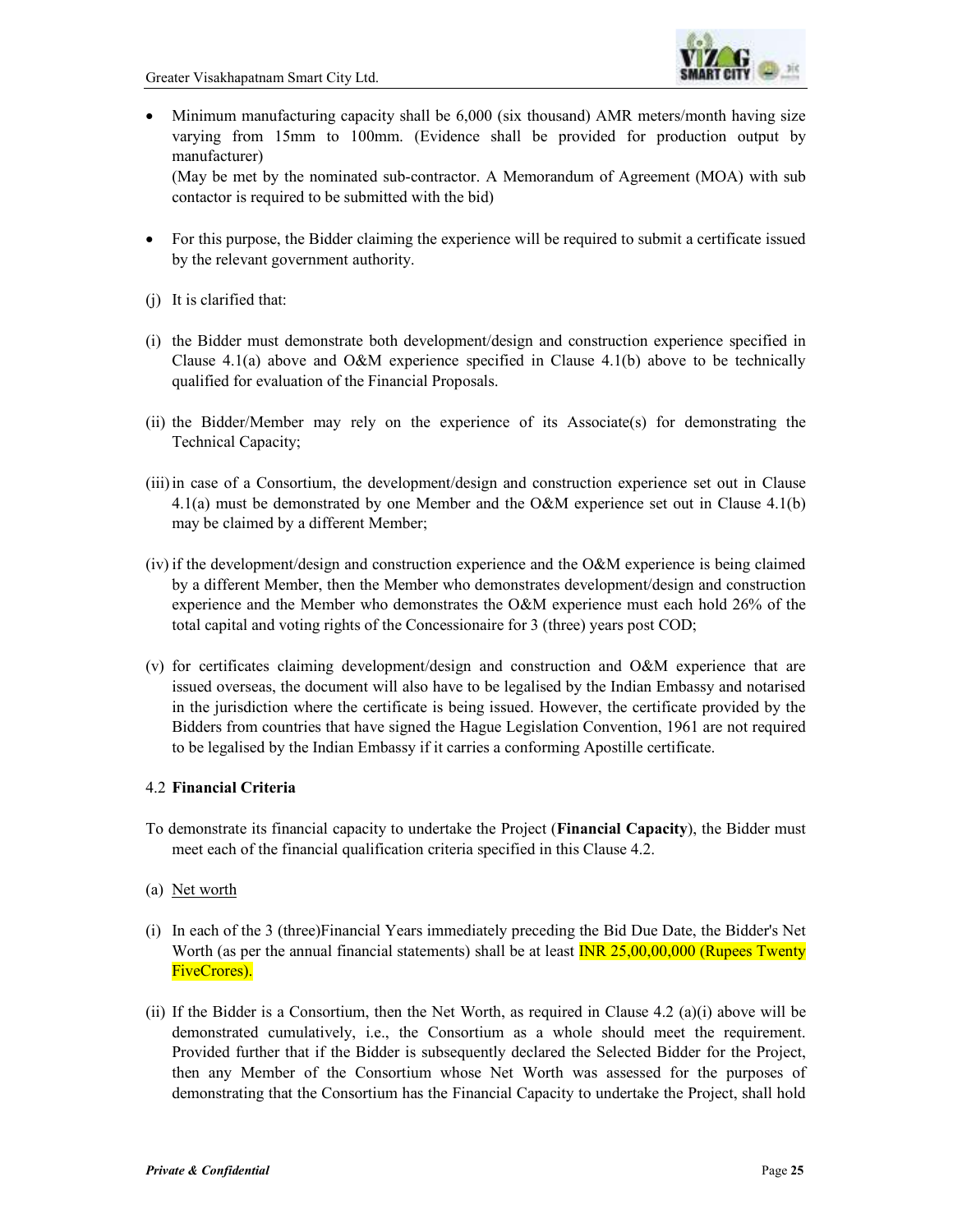- Minimum manufacturing capacity shall be 6,000 (six thousand) AMR meters/month having size varying from 15mm to 100mm. (Evidence shall be provided for production output by manufacturer)
  (May be met by the nominated sub-contractor. A Memorandum of Agreement (MOA) with sub contactor is required to be submitted with the bid)

- For this purpose, the Bidder claiming the experience will be required to submit a certificate issued by the relevant government authority.

(j) It is clarified that:

(i) the Bidder must demonstrate both development/design and construction experience specified in Clause 4.1(a) above and O&M experience specified in Clause 4.1(b) above to be technically qualified for evaluation of the Financial Proposals.

(ii) the Bidder/Member may rely on the experience of its Associate(s) for demonstrating the Technical Capacity;

(iii) in case of a Consortium, the development/design and construction experience set out in Clause 4.1(a) must be demonstrated by one Member and the O&M experience set out in Clause 4.1(b) may be claimed by a different Member;

(iv) if the development/design and construction experience and the O&M experience is being claimed by a different Member, then the Member who demonstrates development/design and construction experience and the Member who demonstrates the O&M experience must each hold 26% of the total capital and voting rights of the Concessionaire for 3 (three) years post COD;

(v) for certificates claiming development/design and construction and O&M experience that are issued overseas, the document will also have to be legalised by the Indian Embassy and notarised in the jurisdiction where the certificate is being issued. However, the certificate provided by the Bidders from countries that have signed the Hague Legislation Convention, 1961 are not required to be legalised by the Indian Embassy if it carries a conforming Apostille certificate.

4.2 **Financial Criteria**

To demonstrate its financial capacity to undertake the Project (**Financial Capacity**), the Bidder must meet each of the financial qualification criteria specified in this Clause 4.2.

(a) Net worth

(i) In each of the 3 (three)Financial Years immediately preceding the Bid Due Date, the Bidder's Net Worth (as per the annual financial statements) shall be at least INR 25,00,00,000 (Rupees Twenty FiveCrores).

(ii) If the Bidder is a Consortium, then the Net Worth, as required in Clause 4.2 (a)(i) above will be demonstrated cumulatively, i.e., the Consortium as a whole should meet the requirement. Provided further that if the Bidder is subsequently declared the Selected Bidder for the Project, then any Member of the Consortium whose Net Worth was assessed for the purposes of demonstrating that the Consortium has the Financial Capacity to undertake the Project, shall hold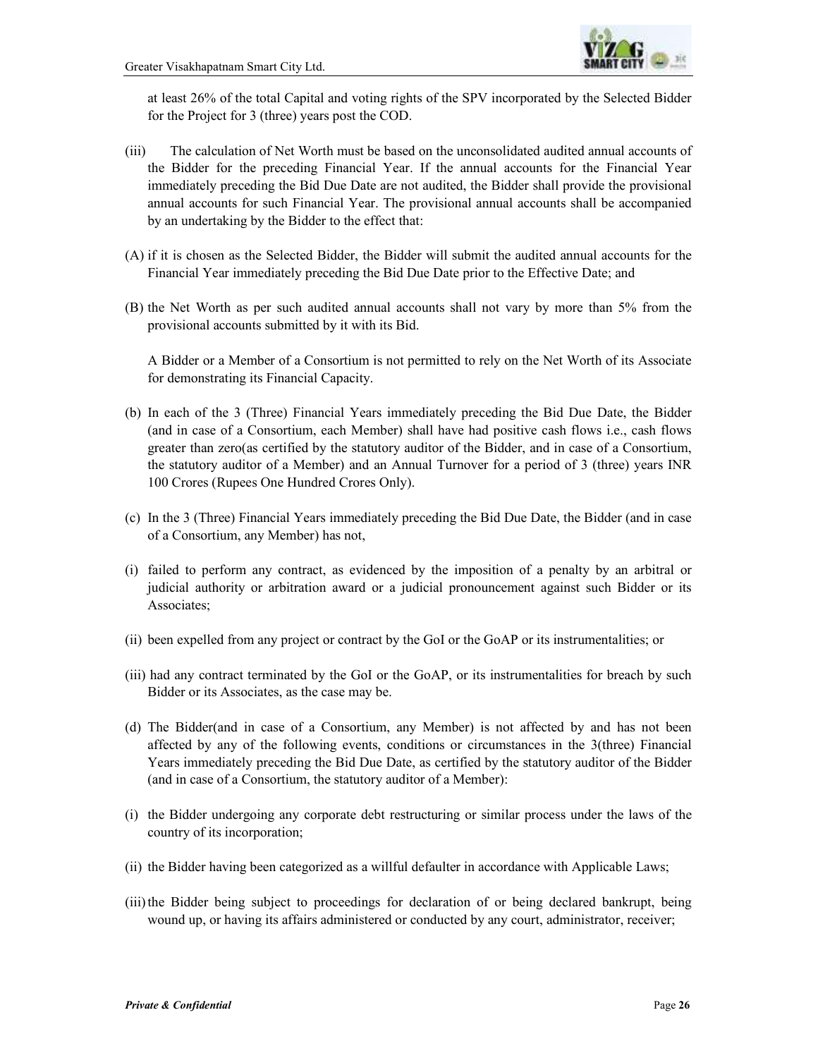at least 26% of the total Capital and voting rights of the SPV incorporated by the Selected Bidder for the Project for 3 (three) years post the COD.

(iii) The calculation of Net Worth must be based on the unconsolidated audited annual accounts of the Bidder for the preceding Financial Year. If the annual accounts for the Financial Year immediately preceding the Bid Due Date are not audited, the Bidder shall provide the provisional annual accounts for such Financial Year. The provisional annual accounts shall be accompanied by an undertaking by the Bidder to the effect that:

(A) if it is chosen as the Selected Bidder, the Bidder will submit the audited annual accounts for the Financial Year immediately preceding the Bid Due Date prior to the Effective Date; and

(B) the Net Worth as per such audited annual accounts shall not vary by more than 5% from the provisional accounts submitted by it with its Bid.

A Bidder or a Member of a Consortium is not permitted to rely on the Net Worth of its Associate for demonstrating its Financial Capacity.

(b) In each of the 3 (Three) Financial Years immediately preceding the Bid Due Date, the Bidder (and in case of a Consortium, each Member) shall have had positive cash flows i.e., cash flows greater than zero(as certified by the statutory auditor of the Bidder, and in case of a Consortium, the statutory auditor of a Member) and an Annual Turnover for a period of 3 (three) years INR 100 Crores (Rupees One Hundred Crores Only).

(c) In the 3 (Three) Financial Years immediately preceding the Bid Due Date, the Bidder (and in case of a Consortium, any Member) has not,

(i) failed to perform any contract, as evidenced by the imposition of a penalty by an arbitral or judicial authority or arbitration award or a judicial pronouncement against such Bidder or its Associates;

(ii) been expelled from any project or contract by the GoI or the GoAP or its instrumentalities; or

(iii) had any contract terminated by the GoI or the GoAP, or its instrumentalities for breach by such Bidder or its Associates, as the case may be.

(d) The Bidder(and in case of a Consortium, any Member) is not affected by and has not been affected by any of the following events, conditions or circumstances in the 3(three) Financial Years immediately preceding the Bid Due Date, as certified by the statutory auditor of the Bidder (and in case of a Consortium, the statutory auditor of a Member):

(i) the Bidder undergoing any corporate debt restructuring or similar process under the laws of the country of its incorporation;

(ii) the Bidder having been categorized as a willful defaulter in accordance with Applicable Laws;

(iii) the Bidder being subject to proceedings for declaration of or being declared bankrupt, being wound up, or having its affairs administered or conducted by any court, administrator, receiver;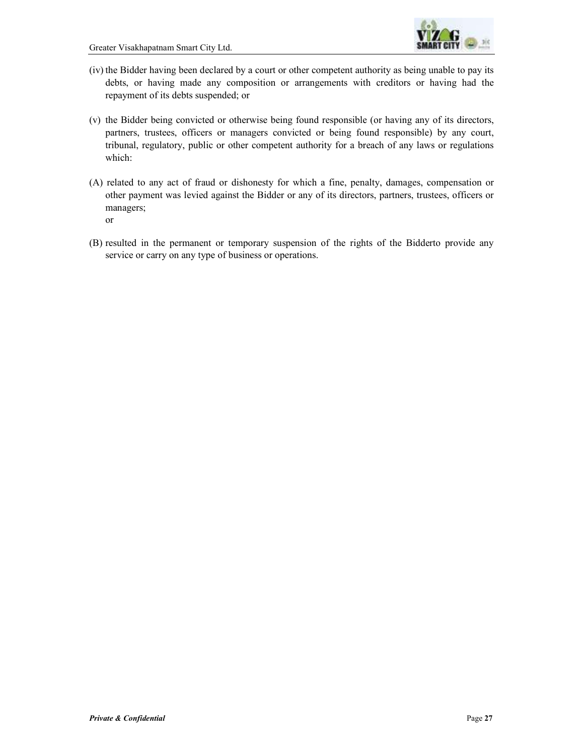(iv) the Bidder having been declared by a court or other competent authority as being unable to pay its debts, or having made any composition or arrangements with creditors or having had the repayment of its debts suspended; or

(v) the Bidder being convicted or otherwise being found responsible (or having any of its directors, partners, trustees, officers or managers convicted or being found responsible) by any court, tribunal, regulatory, public or other competent authority for a breach of any laws or regulations which:

(A) related to any act of fraud or dishonesty for which a fine, penalty, damages, compensation or other payment was levied against the Bidder or any of its directors, partners, trustees, officers or managers;
or

(B) resulted in the permanent or temporary suspension of the rights of the Bidderto provide any service or carry on any type of business or operations.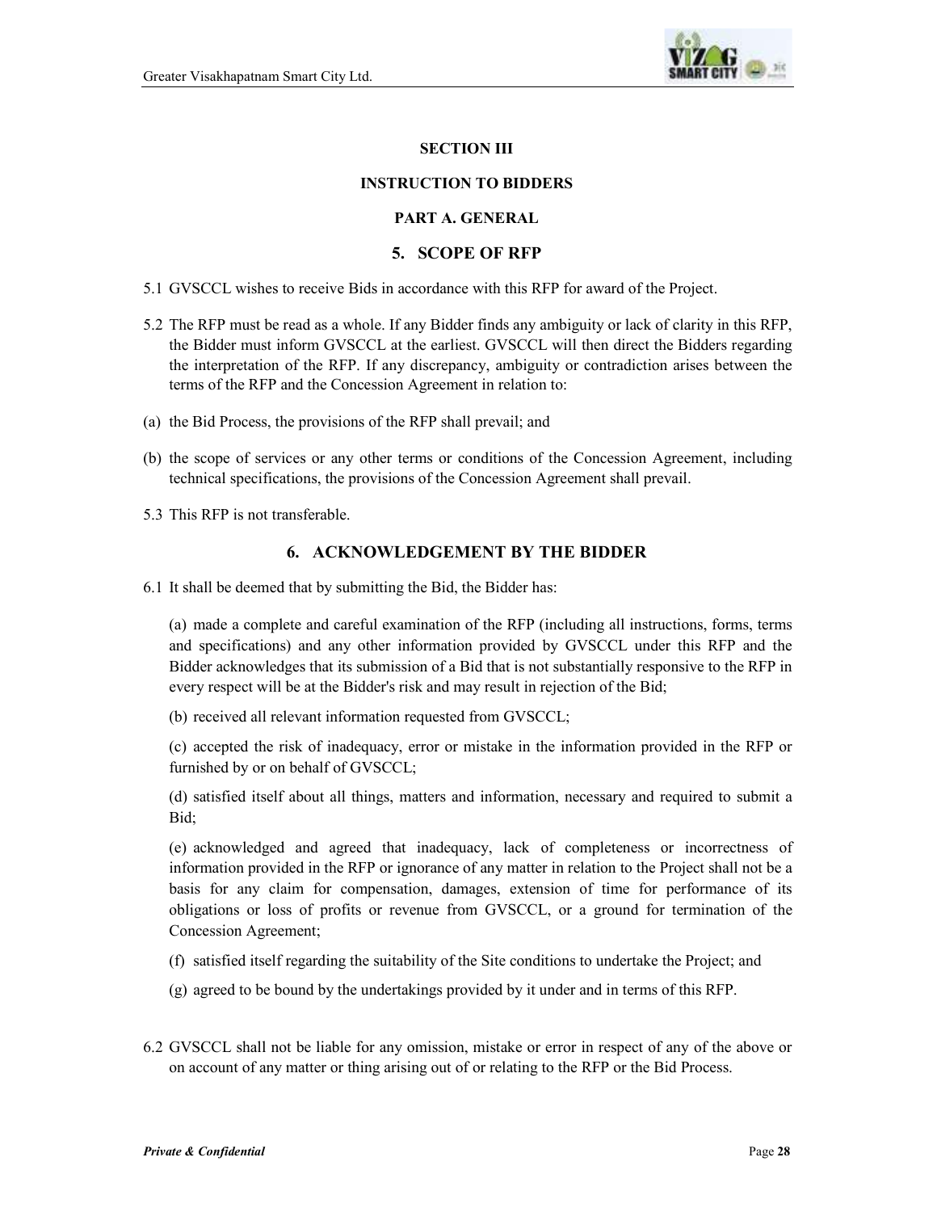## SECTION III

## INSTRUCTION TO BIDDERS

## PART A. GENERAL

### 5. SCOPE OF RFP

5.1 GVSCCL wishes to receive Bids in accordance with this RFP for award of the Project.

5.2 The RFP must be read as a whole. If any Bidder finds any ambiguity or lack of clarity in this RFP, the Bidder must inform GVSCCL at the earliest. GVSCCL will then direct the Bidders regarding the interpretation of the RFP. If any discrepancy, ambiguity or contradiction arises between the terms of the RFP and the Concession Agreement in relation to:

(a) the Bid Process, the provisions of the RFP shall prevail; and

(b) the scope of services or any other terms or conditions of the Concession Agreement, including technical specifications, the provisions of the Concession Agreement shall prevail.

5.3 This RFP is not transferable.

### 6. ACKNOWLEDGEMENT BY THE BIDDER

6.1 It shall be deemed that by submitting the Bid, the Bidder has:

(a) made a complete and careful examination of the RFP (including all instructions, forms, terms and specifications) and any other information provided by GVSCCL under this RFP and the Bidder acknowledges that its submission of a Bid that is not substantially responsive to the RFP in every respect will be at the Bidder's risk and may result in rejection of the Bid;

(b) received all relevant information requested from GVSCCL;

(c) accepted the risk of inadequacy, error or mistake in the information provided in the RFP or furnished by or on behalf of GVSCCL;

(d) satisfied itself about all things, matters and information, necessary and required to submit a Bid;

(e) acknowledged and agreed that inadequacy, lack of completeness or incorrectness of information provided in the RFP or ignorance of any matter in relation to the Project shall not be a basis for any claim for compensation, damages, extension of time for performance of its obligations or loss of profits or revenue from GVSCCL, or a ground for termination of the Concession Agreement;

(f) satisfied itself regarding the suitability of the Site conditions to undertake the Project; and

(g) agreed to be bound by the undertakings provided by it under and in terms of this RFP.

6.2 GVSCCL shall not be liable for any omission, mistake or error in respect of any of the above or on account of any matter or thing arising out of or relating to the RFP or the Bid Process.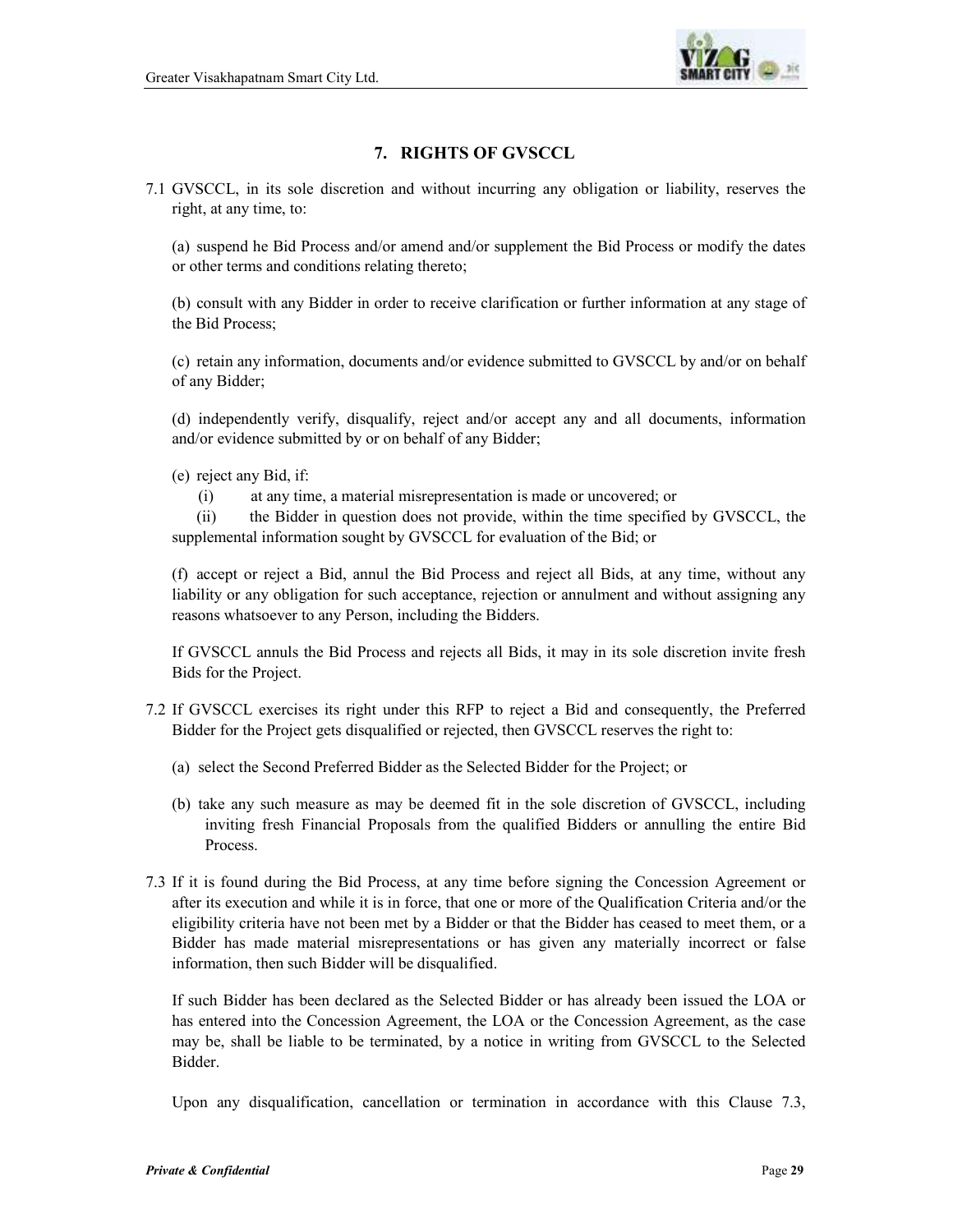# 7. RIGHTS OF GVSCCL

7.1 GVSCCL, in its sole discretion and without incurring any obligation or liability, reserves the right, at any time, to:

(a) suspend he Bid Process and/or amend and/or supplement the Bid Process or modify the dates or other terms and conditions relating thereto;

(b) consult with any Bidder in order to receive clarification or further information at any stage of the Bid Process;

(c) retain any information, documents and/or evidence submitted to GVSCCL by and/or on behalf of any Bidder;

(d) independently verify, disqualify, reject and/or accept any and all documents, information and/or evidence submitted by or on behalf of any Bidder;

(e) reject any Bid, if:

(i) at any time, a material misrepresentation is made or uncovered; or

(ii) the Bidder in question does not provide, within the time specified by GVSCCL, the supplemental information sought by GVSCCL for evaluation of the Bid; or

(f) accept or reject a Bid, annul the Bid Process and reject all Bids, at any time, without any liability or any obligation for such acceptance, rejection or annulment and without assigning any reasons whatsoever to any Person, including the Bidders.

If GVSCCL annuls the Bid Process and rejects all Bids, it may in its sole discretion invite fresh Bids for the Project.

7.2 If GVSCCL exercises its right under this RFP to reject a Bid and consequently, the Preferred Bidder for the Project gets disqualified or rejected, then GVSCCL reserves the right to:

(a) select the Second Preferred Bidder as the Selected Bidder for the Project; or

(b) take any such measure as may be deemed fit in the sole discretion of GVSCCL, including inviting fresh Financial Proposals from the qualified Bidders or annulling the entire Bid Process.

7.3 If it is found during the Bid Process, at any time before signing the Concession Agreement or after its execution and while it is in force, that one or more of the Qualification Criteria and/or the eligibility criteria have not been met by a Bidder or that the Bidder has ceased to meet them, or a Bidder has made material misrepresentations or has given any materially incorrect or false information, then such Bidder will be disqualified.

If such Bidder has been declared as the Selected Bidder or has already been issued the LOA or has entered into the Concession Agreement, the LOA or the Concession Agreement, as the case may be, shall be liable to be terminated, by a notice in writing from GVSCCL to the Selected Bidder.

Upon any disqualification, cancellation or termination in accordance with this Clause 7.3,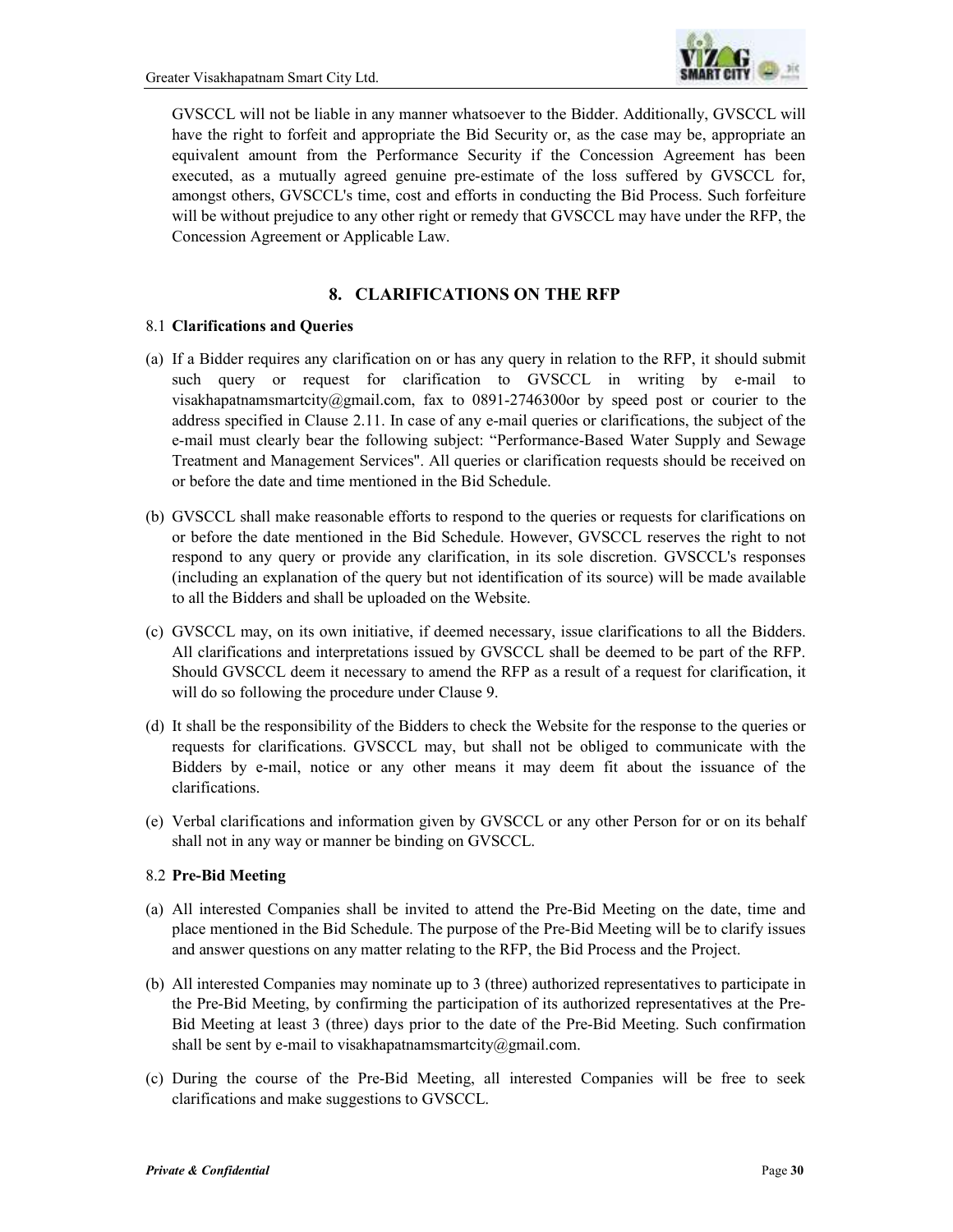GVSCCL will not be liable in any manner whatsoever to the Bidder. Additionally, GVSCCL will have the right to forfeit and appropriate the Bid Security or, as the case may be, appropriate an equivalent amount from the Performance Security if the Concession Agreement has been executed, as a mutually agreed genuine pre-estimate of the loss suffered by GVSCCL for, amongst others, GVSCCL's time, cost and efforts in conducting the Bid Process. Such forfeiture will be without prejudice to any other right or remedy that GVSCCL may have under the RFP, the Concession Agreement or Applicable Law.

## 8. CLARIFICATIONS ON THE RFP

8.1 **Clarifications and Queries**

(a) If a Bidder requires any clarification on or has any query in relation to the RFP, it should submit such query or request for clarification to GVSCCL in writing by e-mail to visakhapatnamsmartcity@gmail.com, fax to 0891-2746300or by speed post or courier to the address specified in Clause 2.11. In case of any e-mail queries or clarifications, the subject of the e-mail must clearly bear the following subject: "Performance-Based Water Supply and Sewage Treatment and Management Services". All queries or clarification requests should be received on or before the date and time mentioned in the Bid Schedule.

(b) GVSCCL shall make reasonable efforts to respond to the queries or requests for clarifications on or before the date mentioned in the Bid Schedule. However, GVSCCL reserves the right to not respond to any query or provide any clarification, in its sole discretion. GVSCCL's responses (including an explanation of the query but not identification of its source) will be made available to all the Bidders and shall be uploaded on the Website.

(c) GVSCCL may, on its own initiative, if deemed necessary, issue clarifications to all the Bidders. All clarifications and interpretations issued by GVSCCL shall be deemed to be part of the RFP. Should GVSCCL deem it necessary to amend the RFP as a result of a request for clarification, it will do so following the procedure under Clause 9.

(d) It shall be the responsibility of the Bidders to check the Website for the response to the queries or requests for clarifications. GVSCCL may, but shall not be obliged to communicate with the Bidders by e-mail, notice or any other means it may deem fit about the issuance of the clarifications.

(e) Verbal clarifications and information given by GVSCCL or any other Person for or on its behalf shall not in any way or manner be binding on GVSCCL.

8.2 **Pre-Bid Meeting**

(a) All interested Companies shall be invited to attend the Pre-Bid Meeting on the date, time and place mentioned in the Bid Schedule. The purpose of the Pre-Bid Meeting will be to clarify issues and answer questions on any matter relating to the RFP, the Bid Process and the Project.

(b) All interested Companies may nominate up to 3 (three) authorized representatives to participate in the Pre-Bid Meeting, by confirming the participation of its authorized representatives at the Pre-Bid Meeting at least 3 (three) days prior to the date of the Pre-Bid Meeting. Such confirmation shall be sent by e-mail to visakhapatnamsmartcity@gmail.com.

(c) During the course of the Pre-Bid Meeting, all interested Companies will be free to seek clarifications and make suggestions to GVSCCL.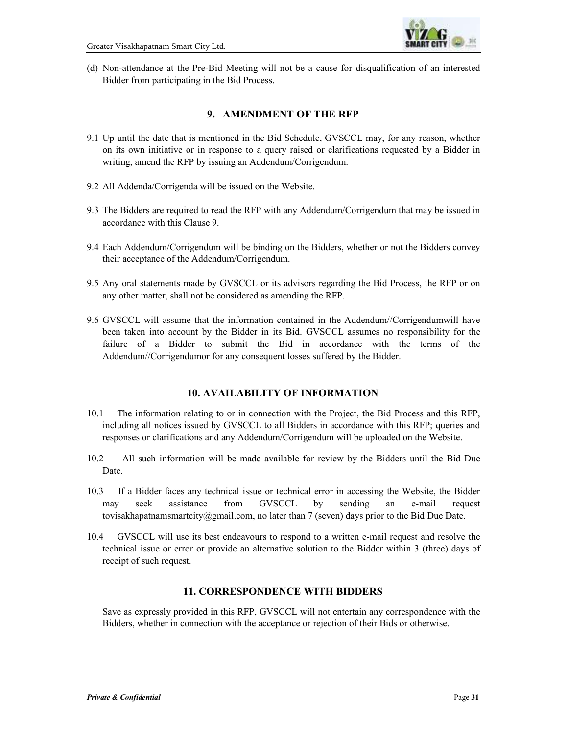(d) Non-attendance at the Pre-Bid Meeting will not be a cause for disqualification of an interested Bidder from participating in the Bid Process.

## 9. AMENDMENT OF THE RFP

9.1 Up until the date that is mentioned in the Bid Schedule, GVSCCL may, for any reason, whether on its own initiative or in response to a query raised or clarifications requested by a Bidder in writing, amend the RFP by issuing an Addendum/Corrigendum.

9.2 All Addenda/Corrigenda will be issued on the Website.

9.3 The Bidders are required to read the RFP with any Addendum/Corrigendum that may be issued in accordance with this Clause 9.

9.4 Each Addendum/Corrigendum will be binding on the Bidders, whether or not the Bidders convey their acceptance of the Addendum/Corrigendum.

9.5 Any oral statements made by GVSCCL or its advisors regarding the Bid Process, the RFP or on any other matter, shall not be considered as amending the RFP.

9.6 GVSCCL will assume that the information contained in the Addendum//Corrigendumwill have been taken into account by the Bidder in its Bid. GVSCCL assumes no responsibility for the failure of a Bidder to submit the Bid in accordance with the terms of the Addendum//Corrigendumor for any consequent losses suffered by the Bidder.

## 10. AVAILABILITY OF INFORMATION

10.1 The information relating to or in connection with the Project, the Bid Process and this RFP, including all notices issued by GVSCCL to all Bidders in accordance with this RFP; queries and responses or clarifications and any Addendum/Corrigendum will be uploaded on the Website.

10.2 All such information will be made available for review by the Bidders until the Bid Due Date.

10.3 If a Bidder faces any technical issue or technical error in accessing the Website, the Bidder may seek assistance from GVSCCL by sending an e-mail request tovisakhapatnamsmartcity@gmail.com, no later than 7 (seven) days prior to the Bid Due Date.

10.4 GVSCCL will use its best endeavours to respond to a written e-mail request and resolve the technical issue or error or provide an alternative solution to the Bidder within 3 (three) days of receipt of such request.

## 11. CORRESPONDENCE WITH BIDDERS

Save as expressly provided in this RFP, GVSCCL will not entertain any correspondence with the Bidders, whether in connection with the acceptance or rejection of their Bids or otherwise.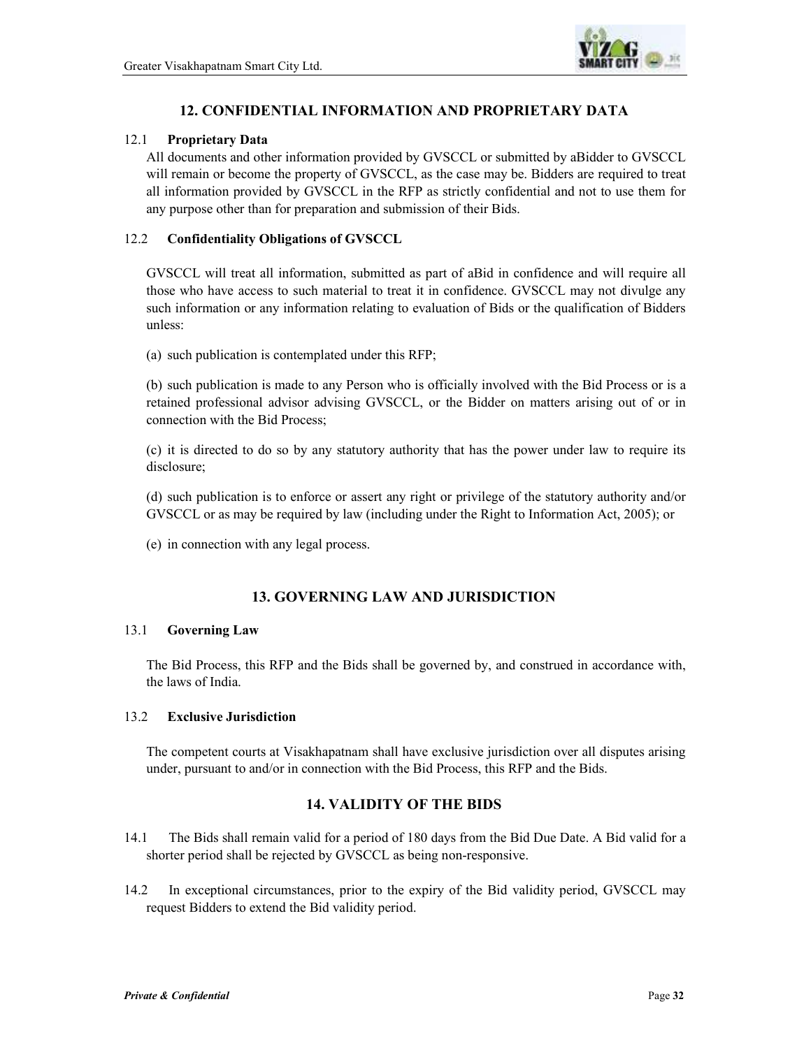## 12. CONFIDENTIAL INFORMATION AND PROPRIETARY DATA

12.1 **Proprietary Data**

All documents and other information provided by GVSCCL or submitted by aBidder to GVSCCL will remain or become the property of GVSCCL, as the case may be. Bidders are required to treat all information provided by GVSCCL in the RFP as strictly confidential and not to use them for any purpose other than for preparation and submission of their Bids.

12.2 **Confidentiality Obligations of GVSCCL**

GVSCCL will treat all information, submitted as part of aBid in confidence and will require all those who have access to such material to treat it in confidence. GVSCCL may not divulge any such information or any information relating to evaluation of Bids or the qualification of Bidders unless:

(a) such publication is contemplated under this RFP;

(b) such publication is made to any Person who is officially involved with the Bid Process or is a retained professional advisor advising GVSCCL, or the Bidder on matters arising out of or in connection with the Bid Process;

(c) it is directed to do so by any statutory authority that has the power under law to require its disclosure;

(d) such publication is to enforce or assert any right or privilege of the statutory authority and/or GVSCCL or as may be required by law (including under the Right to Information Act, 2005); or

(e) in connection with any legal process.

## 13. GOVERNING LAW AND JURISDICTION

13.1 **Governing Law**

The Bid Process, this RFP and the Bids shall be governed by, and construed in accordance with, the laws of India.

13.2 **Exclusive Jurisdiction**

The competent courts at Visakhapatnam shall have exclusive jurisdiction over all disputes arising under, pursuant to and/or in connection with the Bid Process, this RFP and the Bids.

## 14. VALIDITY OF THE BIDS

14.1 The Bids shall remain valid for a period of 180 days from the Bid Due Date. A Bid valid for a shorter period shall be rejected by GVSCCL as being non-responsive.

14.2 In exceptional circumstances, prior to the expiry of the Bid validity period, GVSCCL may request Bidders to extend the Bid validity period.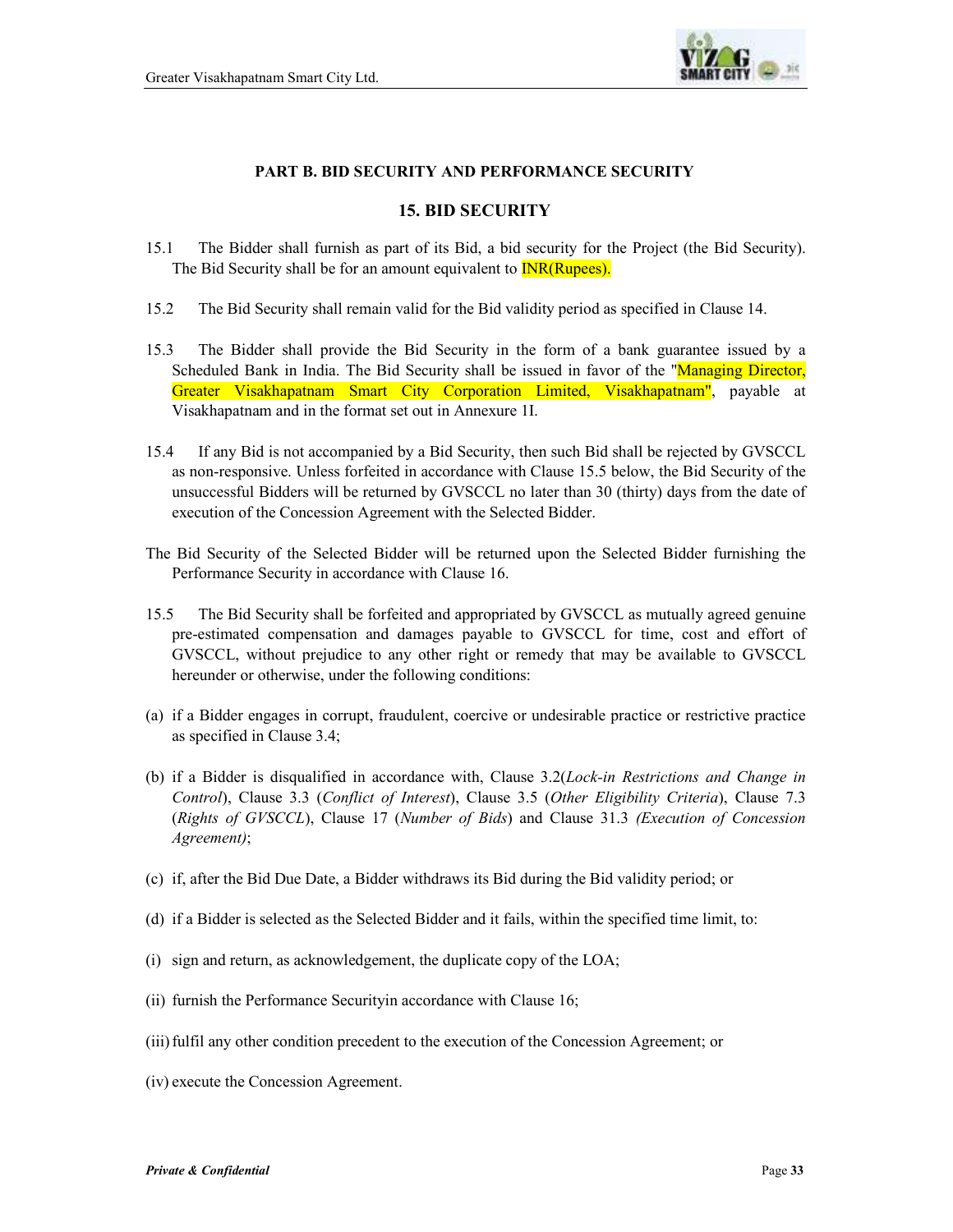## PART B. BID SECURITY AND PERFORMANCE SECURITY

### 15. BID SECURITY

15.1 The Bidder shall furnish as part of its Bid, a bid security for the Project (the Bid Security). The Bid Security shall be for an amount equivalent to INR(Rupees).

15.2 The Bid Security shall remain valid for the Bid validity period as specified in Clause 14.

15.3 The Bidder shall provide the Bid Security in the form of a bank guarantee issued by a Scheduled Bank in India. The Bid Security shall be issued in favor of the "Managing Director, Greater Visakhapatnam Smart City Corporation Limited, Visakhapatnam", payable at Visakhapatnam and in the format set out in Annexure 1I.

15.4 If any Bid is not accompanied by a Bid Security, then such Bid shall be rejected by GVSCCL as non-responsive. Unless forfeited in accordance with Clause 15.5 below, the Bid Security of the unsuccessful Bidders will be returned by GVSCCL no later than 30 (thirty) days from the date of execution of the Concession Agreement with the Selected Bidder.

The Bid Security of the Selected Bidder will be returned upon the Selected Bidder furnishing the Performance Security in accordance with Clause 16.

15.5 The Bid Security shall be forfeited and appropriated by GVSCCL as mutually agreed genuine pre-estimated compensation and damages payable to GVSCCL for time, cost and effort of GVSCCL, without prejudice to any other right or remedy that may be available to GVSCCL hereunder or otherwise, under the following conditions:

(a) if a Bidder engages in corrupt, fraudulent, coercive or undesirable practice or restrictive practice as specified in Clause 3.4;

(b) if a Bidder is disqualified in accordance with, Clause 3.2(*Lock-in Restrictions and Change in Control*), Clause 3.3 (*Conflict of Interest*), Clause 3.5 (*Other Eligibility Criteria*), Clause 7.3 (*Rights of GVSCCL*), Clause 17 (*Number of Bids*) and Clause 31.3 *(Execution of Concession Agreement)*;

(c) if, after the Bid Due Date, a Bidder withdraws its Bid during the Bid validity period; or

(d) if a Bidder is selected as the Selected Bidder and it fails, within the specified time limit, to:

(i) sign and return, as acknowledgement, the duplicate copy of the LOA;

(ii) furnish the Performance Securityin accordance with Clause 16;

(iii) fulfil any other condition precedent to the execution of the Concession Agreement; or

(iv) execute the Concession Agreement.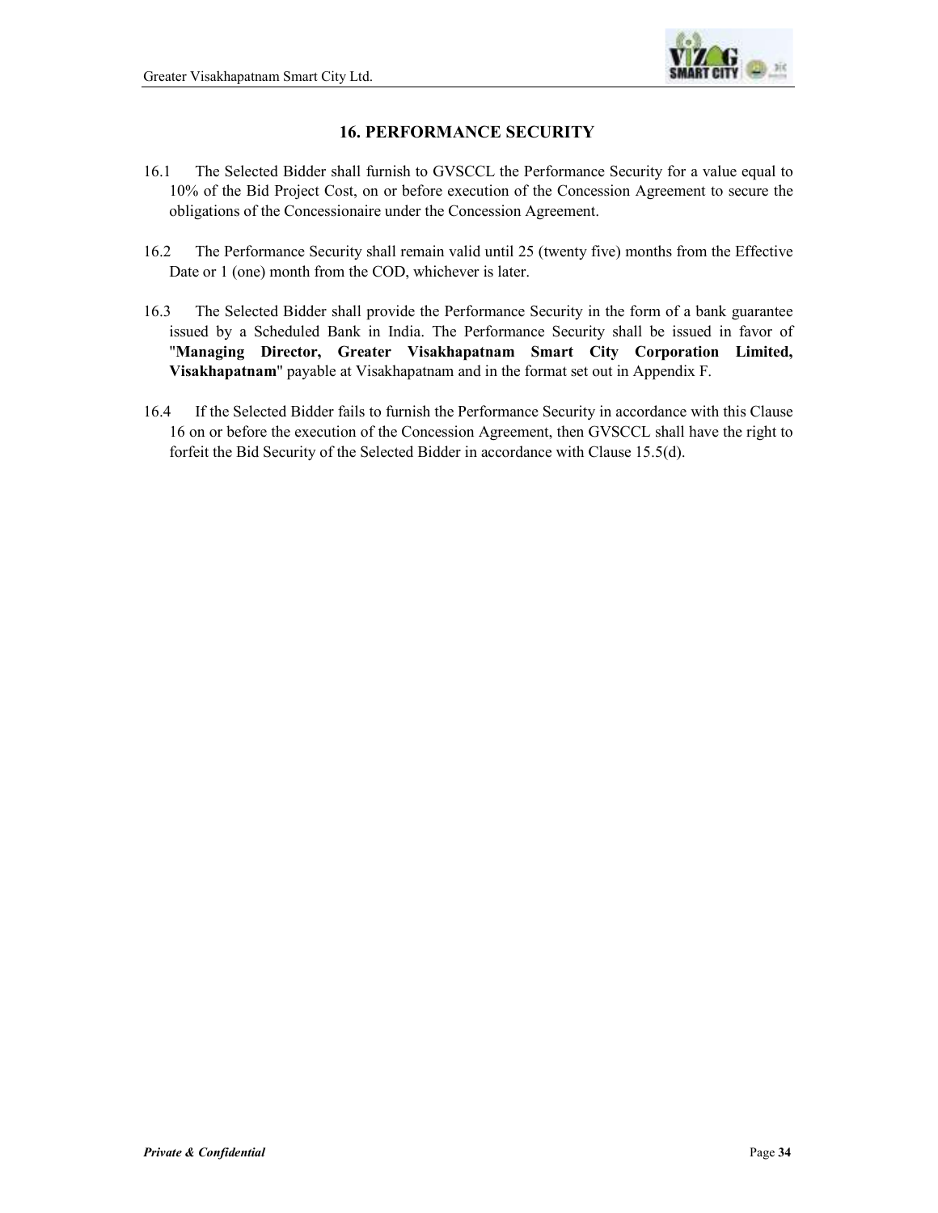## 16. PERFORMANCE SECURITY

16.1 The Selected Bidder shall furnish to GVSCCL the Performance Security for a value equal to 10% of the Bid Project Cost, on or before execution of the Concession Agreement to secure the obligations of the Concessionaire under the Concession Agreement.

16.2 The Performance Security shall remain valid until 25 (twenty five) months from the Effective Date or 1 (one) month from the COD, whichever is later.

16.3 The Selected Bidder shall provide the Performance Security in the form of a bank guarantee issued by a Scheduled Bank in India. The Performance Security shall be issued in favor of "**Managing Director, Greater Visakhapatnam Smart City Corporation Limited, Visakhapatnam**" payable at Visakhapatnam and in the format set out in Appendix F.

16.4 If the Selected Bidder fails to furnish the Performance Security in accordance with this Clause 16 on or before the execution of the Concession Agreement, then GVSCCL shall have the right to forfeit the Bid Security of the Selected Bidder in accordance with Clause 15.5(d).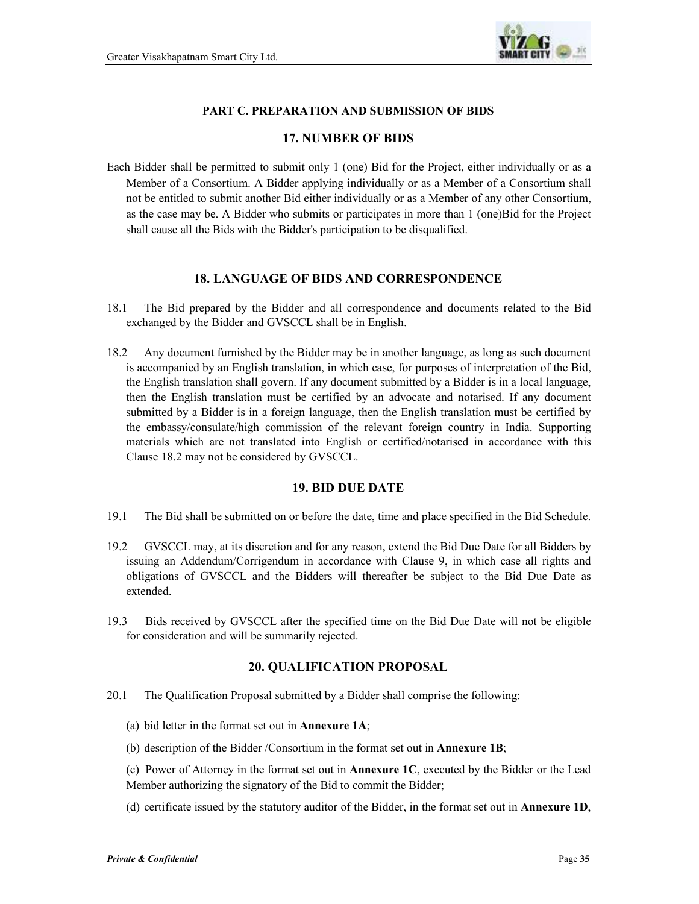## PART C. PREPARATION AND SUBMISSION OF BIDS

### 17. NUMBER OF BIDS

Each Bidder shall be permitted to submit only 1 (one) Bid for the Project, either individually or as a Member of a Consortium. A Bidder applying individually or as a Member of a Consortium shall not be entitled to submit another Bid either individually or as a Member of any other Consortium, as the case may be. A Bidder who submits or participates in more than 1 (one)Bid for the Project shall cause all the Bids with the Bidder's participation to be disqualified.

### 18. LANGUAGE OF BIDS AND CORRESPONDENCE

18.1 The Bid prepared by the Bidder and all correspondence and documents related to the Bid exchanged by the Bidder and GVSCCL shall be in English.

18.2 Any document furnished by the Bidder may be in another language, as long as such document is accompanied by an English translation, in which case, for purposes of interpretation of the Bid, the English translation shall govern. If any document submitted by a Bidder is in a local language, then the English translation must be certified by an advocate and notarised. If any document submitted by a Bidder is in a foreign language, then the English translation must be certified by the embassy/consulate/high commission of the relevant foreign country in India. Supporting materials which are not translated into English or certified/notarised in accordance with this Clause 18.2 may not be considered by GVSCCL.

### 19. BID DUE DATE

19.1 The Bid shall be submitted on or before the date, time and place specified in the Bid Schedule.

19.2 GVSCCL may, at its discretion and for any reason, extend the Bid Due Date for all Bidders by issuing an Addendum/Corrigendum in accordance with Clause 9, in which case all rights and obligations of GVSCCL and the Bidders will thereafter be subject to the Bid Due Date as extended.

19.3 Bids received by GVSCCL after the specified time on the Bid Due Date will not be eligible for consideration and will be summarily rejected.

### 20. QUALIFICATION PROPOSAL

20.1 The Qualification Proposal submitted by a Bidder shall comprise the following:

(a) bid letter in the format set out in **Annexure 1A**;

(b) description of the Bidder /Consortium in the format set out in **Annexure 1B**;

(c) Power of Attorney in the format set out in **Annexure 1C**, executed by the Bidder or the Lead Member authorizing the signatory of the Bid to commit the Bidder;

(d) certificate issued by the statutory auditor of the Bidder, in the format set out in **Annexure 1D**,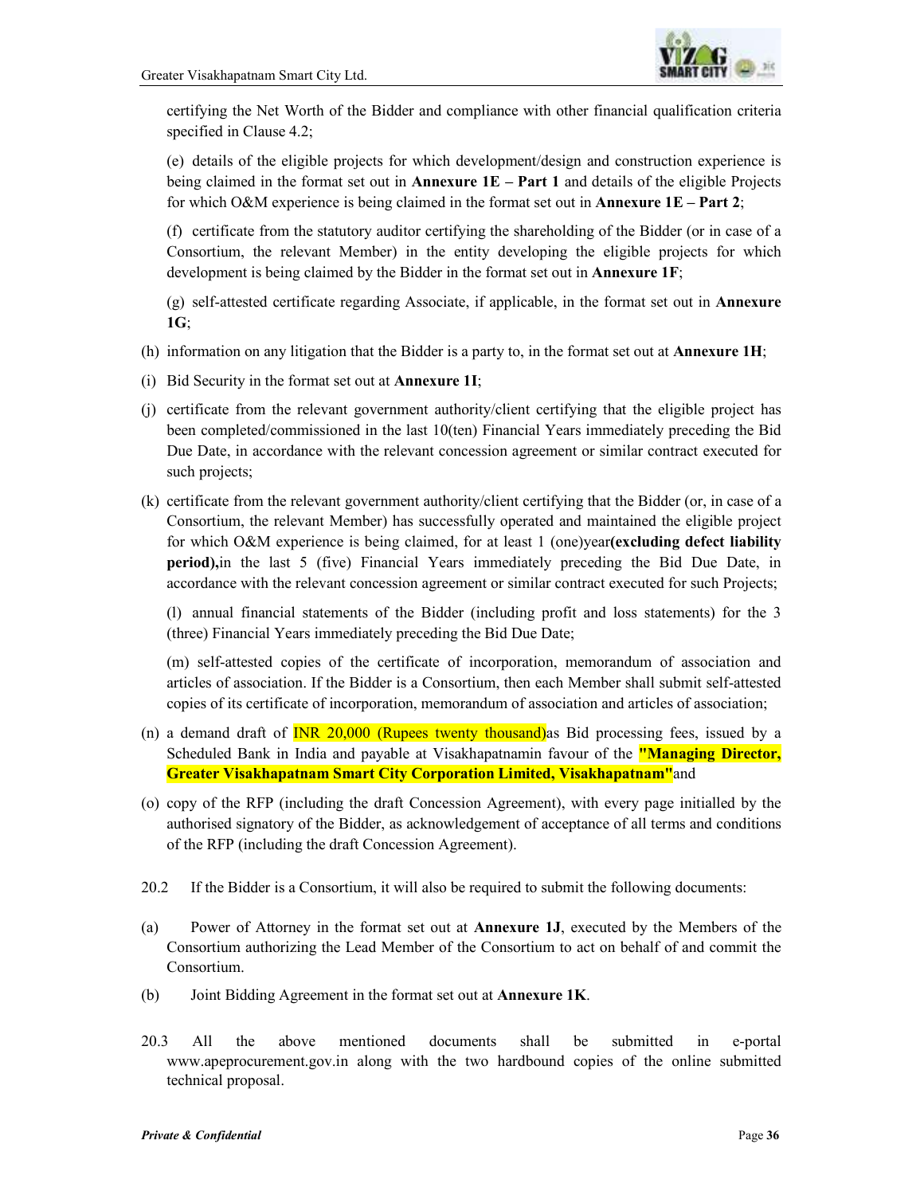certifying the Net Worth of the Bidder and compliance with other financial qualification criteria specified in Clause 4.2;

(e) details of the eligible projects for which development/design and construction experience is being claimed in the format set out in **Annexure 1E – Part 1** and details of the eligible Projects for which O&M experience is being claimed in the format set out in **Annexure 1E – Part 2**;

(f) certificate from the statutory auditor certifying the shareholding of the Bidder (or in case of a Consortium, the relevant Member) in the entity developing the eligible projects for which development is being claimed by the Bidder in the format set out in **Annexure 1F**;

(g) self-attested certificate regarding Associate, if applicable, in the format set out in **Annexure 1G**;

(h) information on any litigation that the Bidder is a party to, in the format set out at **Annexure 1H**;

(i) Bid Security in the format set out at **Annexure 1I**;

(j) certificate from the relevant government authority/client certifying that the eligible project has been completed/commissioned in the last 10(ten) Financial Years immediately preceding the Bid Due Date, in accordance with the relevant concession agreement or similar contract executed for such projects;

(k) certificate from the relevant government authority/client certifying that the Bidder (or, in case of a Consortium, the relevant Member) has successfully operated and maintained the eligible project for which O&M experience is being claimed, for at least 1 (one)year**(excluding defect liability period),**in the last 5 (five) Financial Years immediately preceding the Bid Due Date, in accordance with the relevant concession agreement or similar contract executed for such Projects;

(l) annual financial statements of the Bidder (including profit and loss statements) for the 3 (three) Financial Years immediately preceding the Bid Due Date;

(m) self-attested copies of the certificate of incorporation, memorandum of association and articles of association. If the Bidder is a Consortium, then each Member shall submit self-attested copies of its certificate of incorporation, memorandum of association and articles of association;

(n) a demand draft of INR 20,000 (Rupees twenty thousand)as Bid processing fees, issued by a Scheduled Bank in India and payable at Visakhapatnamin favour of the **"Managing Director, Greater Visakhapatnam Smart City Corporation Limited, Visakhapatnam"**and

(o) copy of the RFP (including the draft Concession Agreement), with every page initialled by the authorised signatory of the Bidder, as acknowledgement of acceptance of all terms and conditions of the RFP (including the draft Concession Agreement).

20.2 If the Bidder is a Consortium, it will also be required to submit the following documents:

(a) Power of Attorney in the format set out at **Annexure 1J**, executed by the Members of the Consortium authorizing the Lead Member of the Consortium to act on behalf of and commit the Consortium.

(b) Joint Bidding Agreement in the format set out at **Annexure 1K**.

20.3 All the above mentioned documents shall be submitted in e-portal www.apeprocurement.gov.in along with the two hardbound copies of the online submitted technical proposal.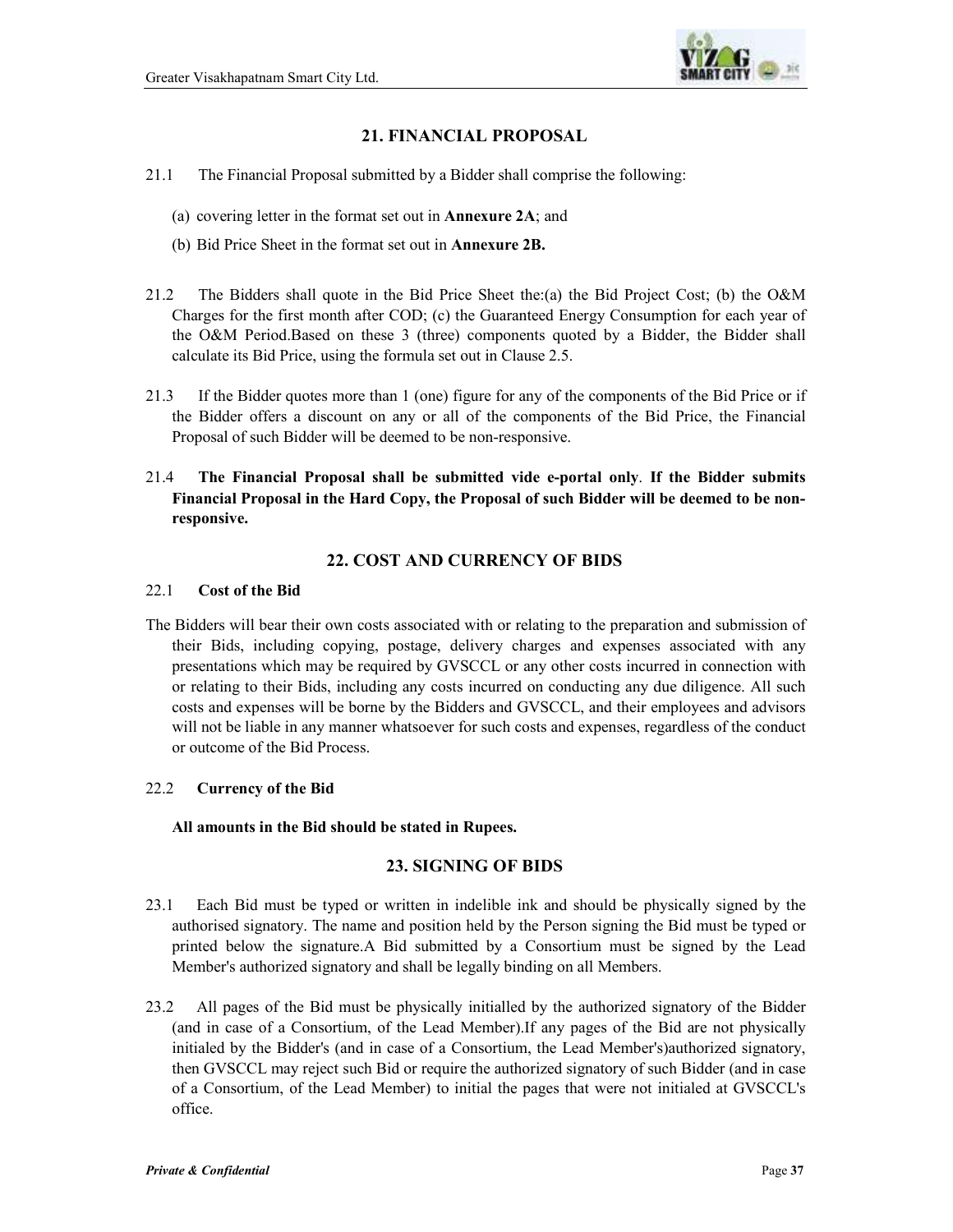## 21. FINANCIAL PROPOSAL

21.1 The Financial Proposal submitted by a Bidder shall comprise the following:

(a) covering letter in the format set out in **Annexure 2A**; and

(b) Bid Price Sheet in the format set out in **Annexure 2B.**

21.2 The Bidders shall quote in the Bid Price Sheet the:(a) the Bid Project Cost; (b) the O&M Charges for the first month after COD; (c) the Guaranteed Energy Consumption for each year of the O&M Period.Based on these 3 (three) components quoted by a Bidder, the Bidder shall calculate its Bid Price, using the formula set out in Clause 2.5.

21.3 If the Bidder quotes more than 1 (one) figure for any of the components of the Bid Price or if the Bidder offers a discount on any or all of the components of the Bid Price, the Financial Proposal of such Bidder will be deemed to be non-responsive.

21.4 **The Financial Proposal shall be submitted vide e-portal only**. **If the Bidder submits Financial Proposal in the Hard Copy, the Proposal of such Bidder will be deemed to be non-responsive.**

## 22. COST AND CURRENCY OF BIDS

22.1 **Cost of the Bid**

The Bidders will bear their own costs associated with or relating to the preparation and submission of their Bids, including copying, postage, delivery charges and expenses associated with any presentations which may be required by GVSCCL or any other costs incurred in connection with or relating to their Bids, including any costs incurred on conducting any due diligence. All such costs and expenses will be borne by the Bidders and GVSCCL, and their employees and advisors will not be liable in any manner whatsoever for such costs and expenses, regardless of the conduct or outcome of the Bid Process.

22.2 **Currency of the Bid**

**All amounts in the Bid should be stated in Rupees.**

## 23. SIGNING OF BIDS

23.1 Each Bid must be typed or written in indelible ink and should be physically signed by the authorised signatory. The name and position held by the Person signing the Bid must be typed or printed below the signature.A Bid submitted by a Consortium must be signed by the Lead Member's authorized signatory and shall be legally binding on all Members.

23.2 All pages of the Bid must be physically initialled by the authorized signatory of the Bidder (and in case of a Consortium, of the Lead Member).If any pages of the Bid are not physically initialed by the Bidder's (and in case of a Consortium, the Lead Member's)authorized signatory, then GVSCCL may reject such Bid or require the authorized signatory of such Bidder (and in case of a Consortium, of the Lead Member) to initial the pages that were not initialed at GVSCCL's office.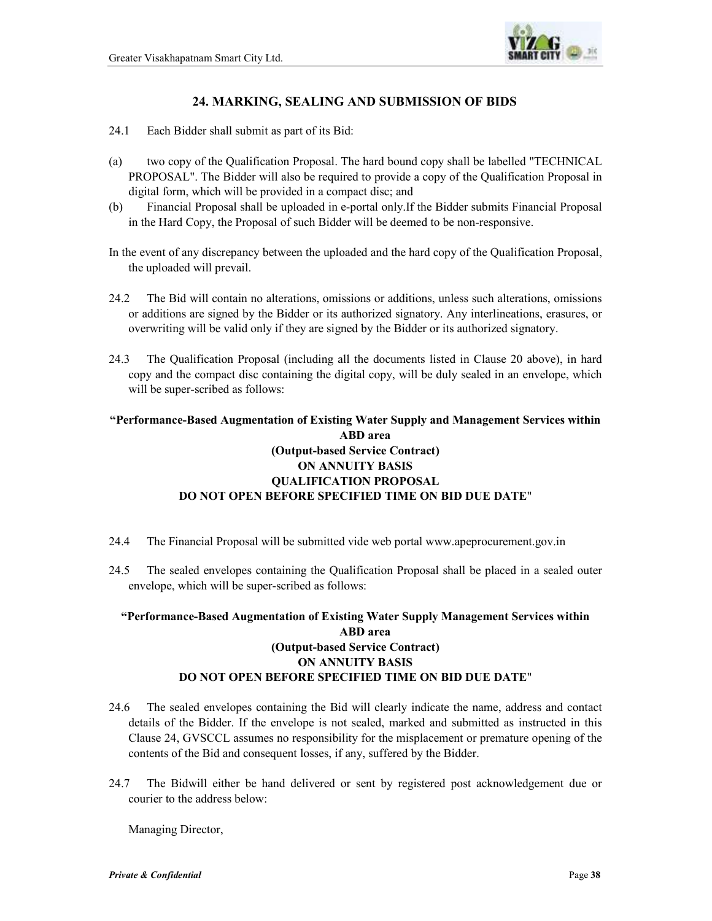## 24. MARKING, SEALING AND SUBMISSION OF BIDS

24.1 Each Bidder shall submit as part of its Bid:

(a) two copy of the Qualification Proposal. The hard bound copy shall be labelled "TECHNICAL PROPOSAL". The Bidder will also be required to provide a copy of the Qualification Proposal in digital form, which will be provided in a compact disc; and

(b) Financial Proposal shall be uploaded in e-portal only.If the Bidder submits Financial Proposal in the Hard Copy, the Proposal of such Bidder will be deemed to be non-responsive.

In the event of any discrepancy between the uploaded and the hard copy of the Qualification Proposal, the uploaded will prevail.

24.2 The Bid will contain no alterations, omissions or additions, unless such alterations, omissions or additions are signed by the Bidder or its authorized signatory. Any interlineations, erasures, or overwriting will be valid only if they are signed by the Bidder or its authorized signatory.

24.3 The Qualification Proposal (including all the documents listed in Clause 20 above), in hard copy and the compact disc containing the digital copy, will be duly sealed in an envelope, which will be super-scribed as follows:

**"Performance-Based Augmentation of Existing Water Supply and Management Services within ABD area**
**(Output-based Service Contract)**
**ON ANNUITY BASIS**
**QUALIFICATION PROPOSAL**
**DO NOT OPEN BEFORE SPECIFIED TIME ON BID DUE DATE"**

24.4 The Financial Proposal will be submitted vide web portal www.apeprocurement.gov.in

24.5 The sealed envelopes containing the Qualification Proposal shall be placed in a sealed outer envelope, which will be super-scribed as follows:

**"Performance-Based Augmentation of Existing Water Supply Management Services within ABD area**
**(Output-based Service Contract)**
**ON ANNUITY BASIS**
**DO NOT OPEN BEFORE SPECIFIED TIME ON BID DUE DATE"**

24.6 The sealed envelopes containing the Bid will clearly indicate the name, address and contact details of the Bidder. If the envelope is not sealed, marked and submitted as instructed in this Clause 24, GVSCCL assumes no responsibility for the misplacement or premature opening of the contents of the Bid and consequent losses, if any, suffered by the Bidder.

24.7 The Bidwill either be hand delivered or sent by registered post acknowledgement due or courier to the address below:

Managing Director,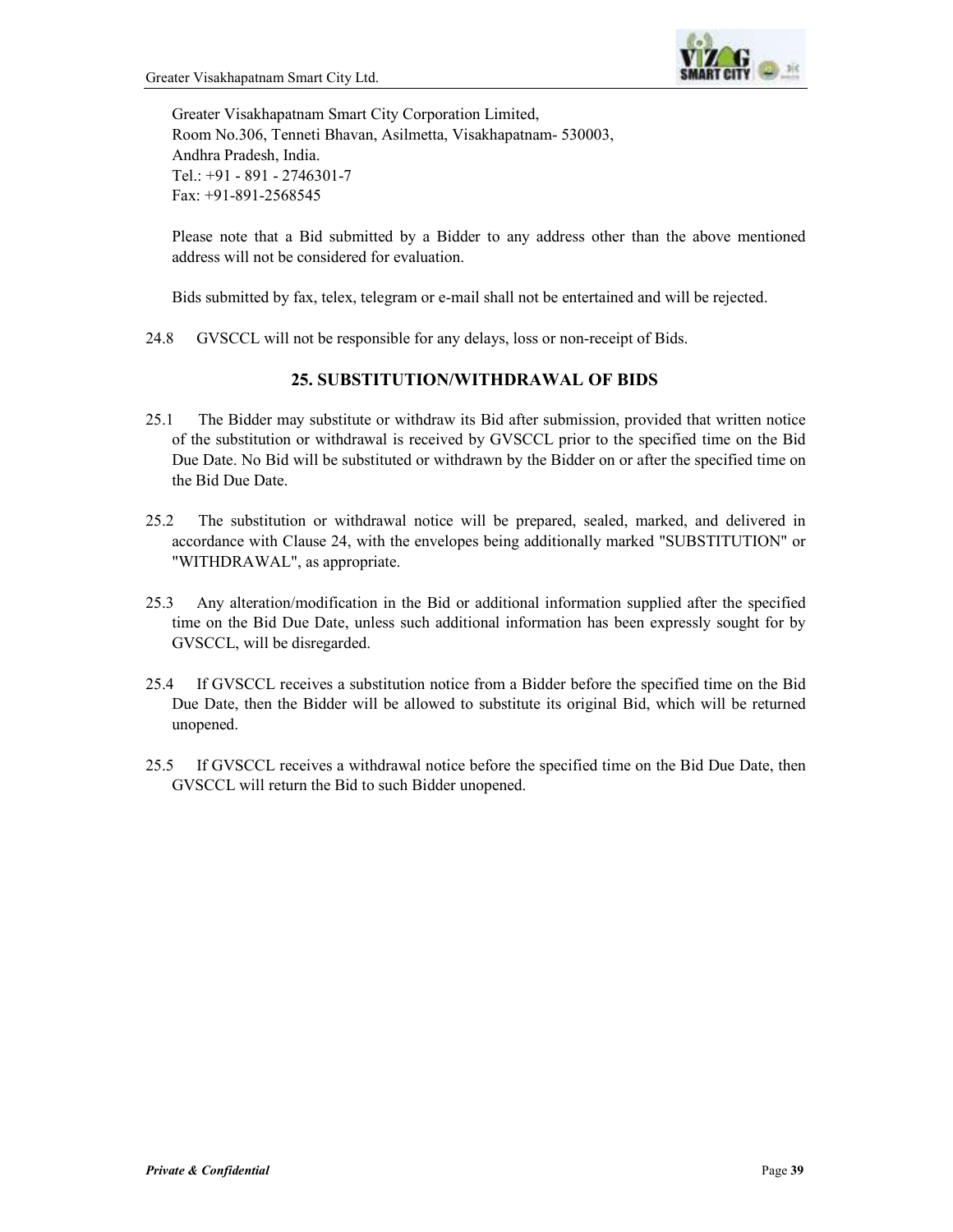Greater Visakhapatnam Smart City Corporation Limited,
Room No.306, Tenneti Bhavan, Asilmetta, Visakhapatnam- 530003,
Andhra Pradesh, India.
Tel.: +91 - 891 - 2746301-7
Fax: +91-891-2568545

Please note that a Bid submitted by a Bidder to any address other than the above mentioned address will not be considered for evaluation.

Bids submitted by fax, telex, telegram or e-mail shall not be entertained and will be rejected.

24.8 GVSCCL will not be responsible for any delays, loss or non-receipt of Bids.

## 25. SUBSTITUTION/WITHDRAWAL OF BIDS

25.1 The Bidder may substitute or withdraw its Bid after submission, provided that written notice of the substitution or withdrawal is received by GVSCCL prior to the specified time on the Bid Due Date. No Bid will be substituted or withdrawn by the Bidder on or after the specified time on the Bid Due Date.

25.2 The substitution or withdrawal notice will be prepared, sealed, marked, and delivered in accordance with Clause 24, with the envelopes being additionally marked "SUBSTITUTION" or "WITHDRAWAL", as appropriate.

25.3 Any alteration/modification in the Bid or additional information supplied after the specified time on the Bid Due Date, unless such additional information has been expressly sought for by GVSCCL, will be disregarded.

25.4 If GVSCCL receives a substitution notice from a Bidder before the specified time on the Bid Due Date, then the Bidder will be allowed to substitute its original Bid, which will be returned unopened.

25.5 If GVSCCL receives a withdrawal notice before the specified time on the Bid Due Date, then GVSCCL will return the Bid to such Bidder unopened.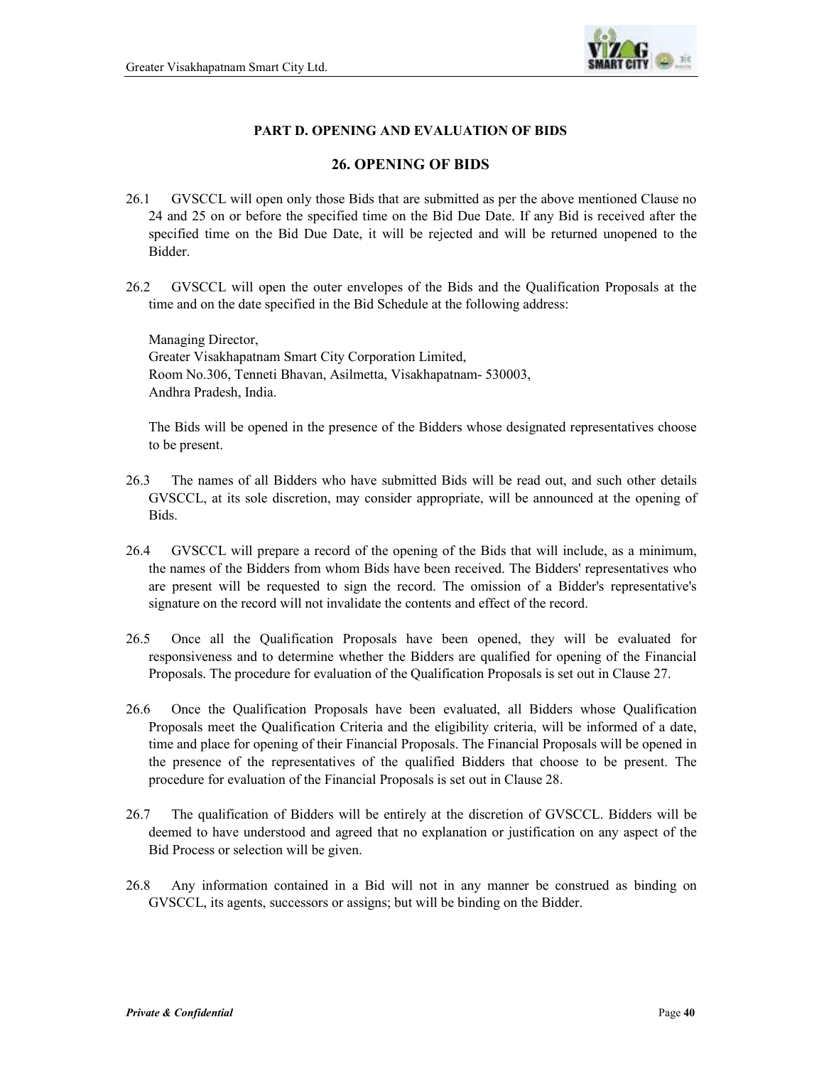## PART D. OPENING AND EVALUATION OF BIDS

## 26. OPENING OF BIDS

26.1 GVSCCL will open only those Bids that are submitted as per the above mentioned Clause no 24 and 25 on or before the specified time on the Bid Due Date. If any Bid is received after the specified time on the Bid Due Date, it will be rejected and will be returned unopened to the Bidder.

26.2 GVSCCL will open the outer envelopes of the Bids and the Qualification Proposals at the time and on the date specified in the Bid Schedule at the following address:

Managing Director,
Greater Visakhapatnam Smart City Corporation Limited,
Room No.306, Tenneti Bhavan, Asilmetta, Visakhapatnam- 530003,
Andhra Pradesh, India.

The Bids will be opened in the presence of the Bidders whose designated representatives choose to be present.

26.3 The names of all Bidders who have submitted Bids will be read out, and such other details GVSCCL, at its sole discretion, may consider appropriate, will be announced at the opening of Bids.

26.4 GVSCCL will prepare a record of the opening of the Bids that will include, as a minimum, the names of the Bidders from whom Bids have been received. The Bidders' representatives who are present will be requested to sign the record. The omission of a Bidder's representative's signature on the record will not invalidate the contents and effect of the record.

26.5 Once all the Qualification Proposals have been opened, they will be evaluated for responsiveness and to determine whether the Bidders are qualified for opening of the Financial Proposals. The procedure for evaluation of the Qualification Proposals is set out in Clause 27.

26.6 Once the Qualification Proposals have been evaluated, all Bidders whose Qualification Proposals meet the Qualification Criteria and the eligibility criteria, will be informed of a date, time and place for opening of their Financial Proposals. The Financial Proposals will be opened in the presence of the representatives of the qualified Bidders that choose to be present. The procedure for evaluation of the Financial Proposals is set out in Clause 28.

26.7 The qualification of Bidders will be entirely at the discretion of GVSCCL. Bidders will be deemed to have understood and agreed that no explanation or justification on any aspect of the Bid Process or selection will be given.

26.8 Any information contained in a Bid will not in any manner be construed as binding on GVSCCL, its agents, successors or assigns; but will be binding on the Bidder.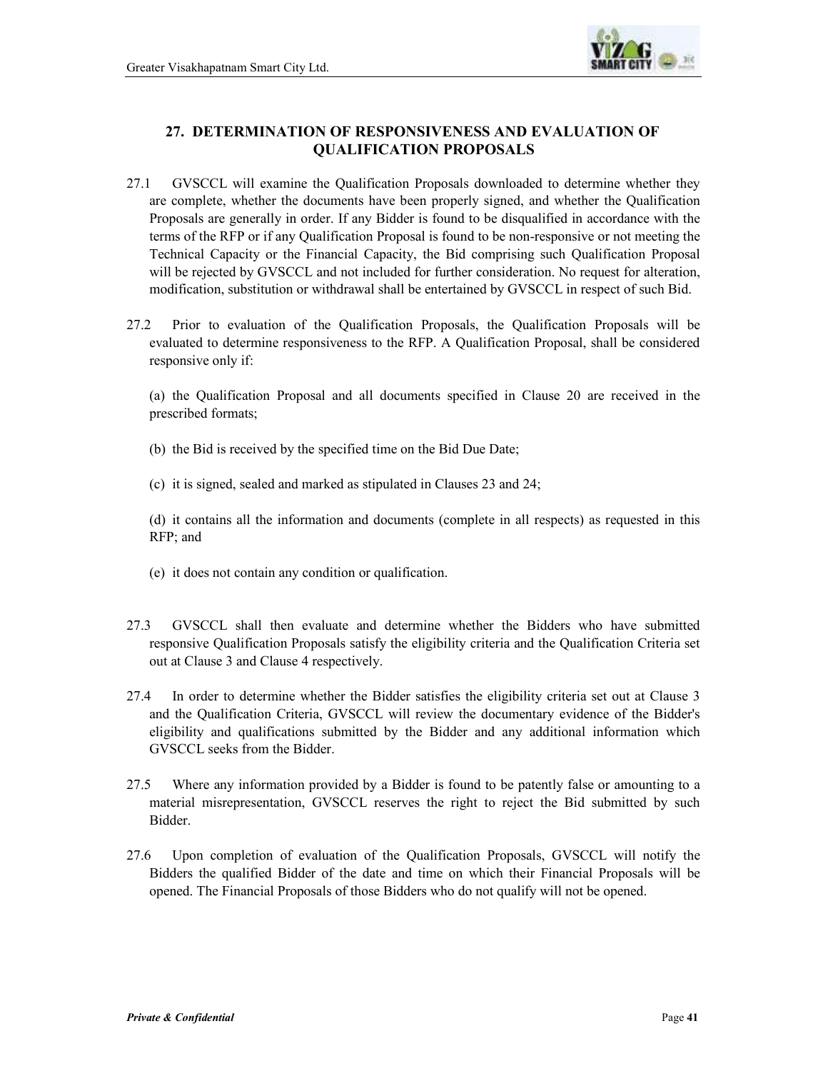## 27. DETERMINATION OF RESPONSIVENESS AND EVALUATION OF QUALIFICATION PROPOSALS

27.1 GVSCCL will examine the Qualification Proposals downloaded to determine whether they are complete, whether the documents have been properly signed, and whether the Qualification Proposals are generally in order. If any Bidder is found to be disqualified in accordance with the terms of the RFP or if any Qualification Proposal is found to be non-responsive or not meeting the Technical Capacity or the Financial Capacity, the Bid comprising such Qualification Proposal will be rejected by GVSCCL and not included for further consideration. No request for alteration, modification, substitution or withdrawal shall be entertained by GVSCCL in respect of such Bid.

27.2 Prior to evaluation of the Qualification Proposals, the Qualification Proposals will be evaluated to determine responsiveness to the RFP. A Qualification Proposal, shall be considered responsive only if:

(a) the Qualification Proposal and all documents specified in Clause 20 are received in the prescribed formats;

(b) the Bid is received by the specified time on the Bid Due Date;

(c) it is signed, sealed and marked as stipulated in Clauses 23 and 24;

(d) it contains all the information and documents (complete in all respects) as requested in this RFP; and

(e) it does not contain any condition or qualification.

27.3 GVSCCL shall then evaluate and determine whether the Bidders who have submitted responsive Qualification Proposals satisfy the eligibility criteria and the Qualification Criteria set out at Clause 3 and Clause 4 respectively.

27.4 In order to determine whether the Bidder satisfies the eligibility criteria set out at Clause 3 and the Qualification Criteria, GVSCCL will review the documentary evidence of the Bidder's eligibility and qualifications submitted by the Bidder and any additional information which GVSCCL seeks from the Bidder.

27.5 Where any information provided by a Bidder is found to be patently false or amounting to a material misrepresentation, GVSCCL reserves the right to reject the Bid submitted by such Bidder.

27.6 Upon completion of evaluation of the Qualification Proposals, GVSCCL will notify the Bidders the qualified Bidder of the date and time on which their Financial Proposals will be opened. The Financial Proposals of those Bidders who do not qualify will not be opened.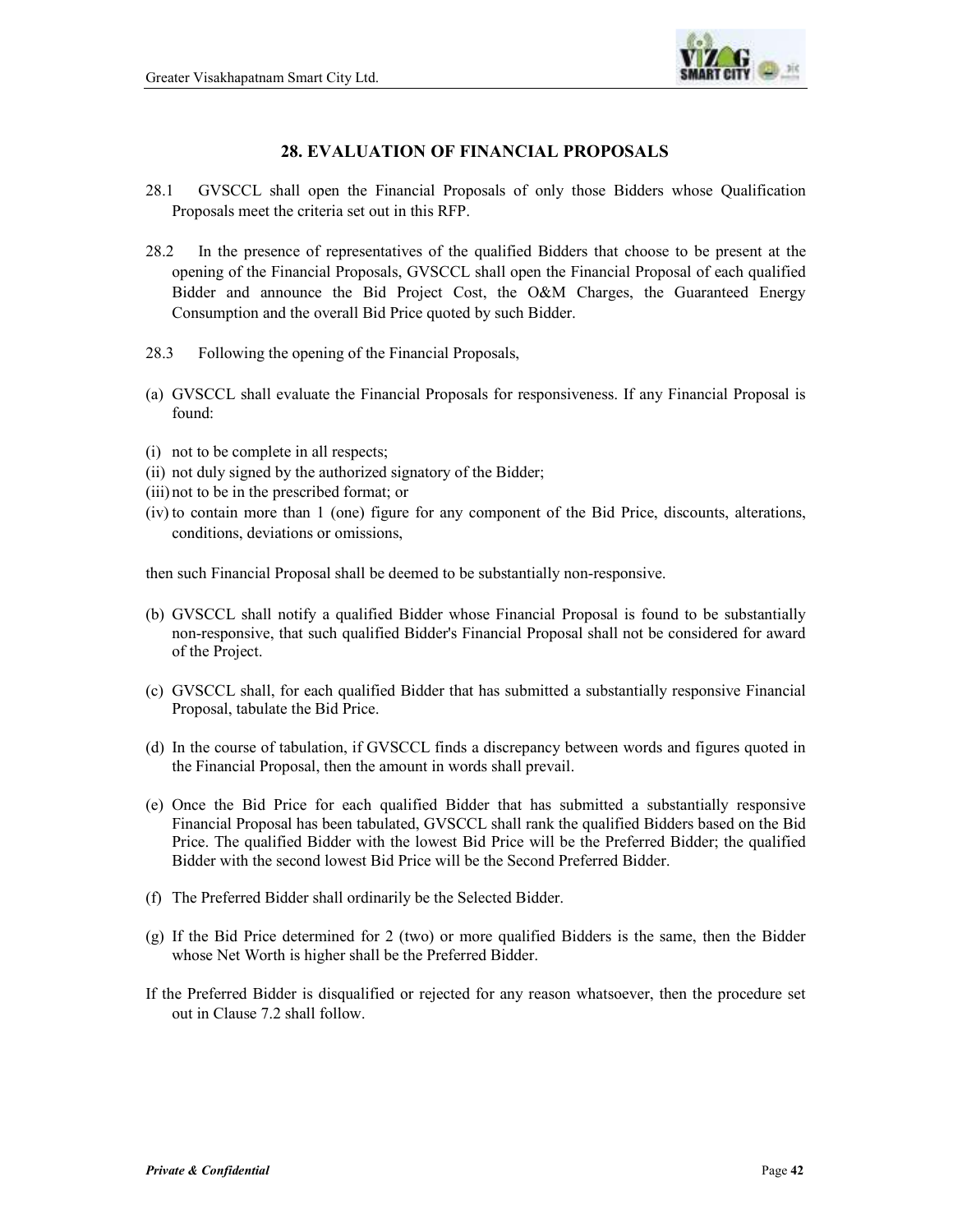## 28. EVALUATION OF FINANCIAL PROPOSALS

28.1 GVSCCL shall open the Financial Proposals of only those Bidders whose Qualification Proposals meet the criteria set out in this RFP.

28.2 In the presence of representatives of the qualified Bidders that choose to be present at the opening of the Financial Proposals, GVSCCL shall open the Financial Proposal of each qualified Bidder and announce the Bid Project Cost, the O&M Charges, the Guaranteed Energy Consumption and the overall Bid Price quoted by such Bidder.

28.3 Following the opening of the Financial Proposals,

(a) GVSCCL shall evaluate the Financial Proposals for responsiveness. If any Financial Proposal is found:

(i) not to be complete in all respects;
(ii) not duly signed by the authorized signatory of the Bidder;
(iii) not to be in the prescribed format; or
(iv) to contain more than 1 (one) figure for any component of the Bid Price, discounts, alterations, conditions, deviations or omissions,

then such Financial Proposal shall be deemed to be substantially non-responsive.

(b) GVSCCL shall notify a qualified Bidder whose Financial Proposal is found to be substantially non-responsive, that such qualified Bidder's Financial Proposal shall not be considered for award of the Project.

(c) GVSCCL shall, for each qualified Bidder that has submitted a substantially responsive Financial Proposal, tabulate the Bid Price.

(d) In the course of tabulation, if GVSCCL finds a discrepancy between words and figures quoted in the Financial Proposal, then the amount in words shall prevail.

(e) Once the Bid Price for each qualified Bidder that has submitted a substantially responsive Financial Proposal has been tabulated, GVSCCL shall rank the qualified Bidders based on the Bid Price. The qualified Bidder with the lowest Bid Price will be the Preferred Bidder; the qualified Bidder with the second lowest Bid Price will be the Second Preferred Bidder.

(f) The Preferred Bidder shall ordinarily be the Selected Bidder.

(g) If the Bid Price determined for 2 (two) or more qualified Bidders is the same, then the Bidder whose Net Worth is higher shall be the Preferred Bidder.

If the Preferred Bidder is disqualified or rejected for any reason whatsoever, then the procedure set out in Clause 7.2 shall follow.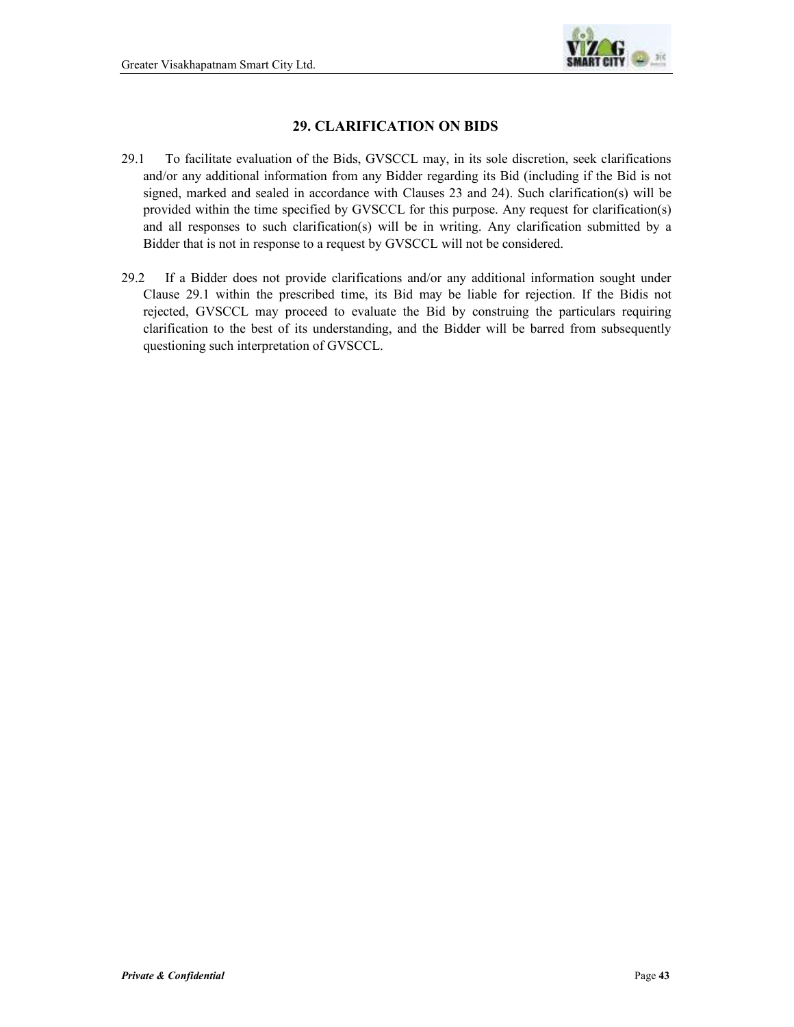## 29. CLARIFICATION ON BIDS

29.1 To facilitate evaluation of the Bids, GVSCCL may, in its sole discretion, seek clarifications and/or any additional information from any Bidder regarding its Bid (including if the Bid is not signed, marked and sealed in accordance with Clauses 23 and 24). Such clarification(s) will be provided within the time specified by GVSCCL for this purpose. Any request for clarification(s) and all responses to such clarification(s) will be in writing. Any clarification submitted by a Bidder that is not in response to a request by GVSCCL will not be considered.

29.2 If a Bidder does not provide clarifications and/or any additional information sought under Clause 29.1 within the prescribed time, its Bid may be liable for rejection. If the Bidis not rejected, GVSCCL may proceed to evaluate the Bid by construing the particulars requiring clarification to the best of its understanding, and the Bidder will be barred from subsequently questioning such interpretation of GVSCCL.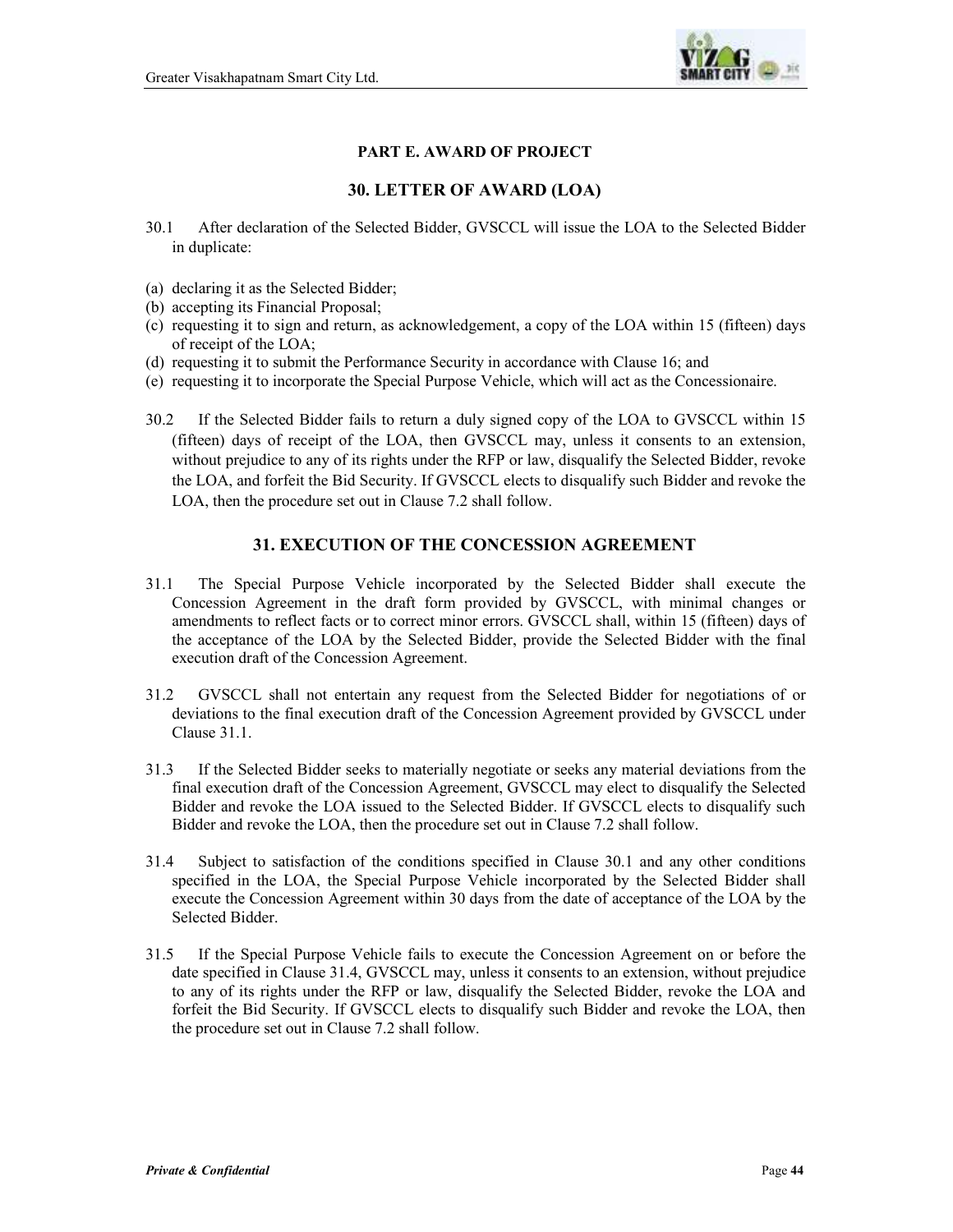## PART E. AWARD OF PROJECT

### 30. LETTER OF AWARD (LOA)

30.1 After declaration of the Selected Bidder, GVSCCL will issue the LOA to the Selected Bidder in duplicate:

(a) declaring it as the Selected Bidder;
(b) accepting its Financial Proposal;
(c) requesting it to sign and return, as acknowledgement, a copy of the LOA within 15 (fifteen) days of receipt of the LOA;
(d) requesting it to submit the Performance Security in accordance with Clause 16; and
(e) requesting it to incorporate the Special Purpose Vehicle, which will act as the Concessionaire.

30.2 If the Selected Bidder fails to return a duly signed copy of the LOA to GVSCCL within 15 (fifteen) days of receipt of the LOA, then GVSCCL may, unless it consents to an extension, without prejudice to any of its rights under the RFP or law, disqualify the Selected Bidder, revoke the LOA, and forfeit the Bid Security. If GVSCCL elects to disqualify such Bidder and revoke the LOA, then the procedure set out in Clause 7.2 shall follow.

### 31. EXECUTION OF THE CONCESSION AGREEMENT

31.1 The Special Purpose Vehicle incorporated by the Selected Bidder shall execute the Concession Agreement in the draft form provided by GVSCCL, with minimal changes or amendments to reflect facts or to correct minor errors. GVSCCL shall, within 15 (fifteen) days of the acceptance of the LOA by the Selected Bidder, provide the Selected Bidder with the final execution draft of the Concession Agreement.

31.2 GVSCCL shall not entertain any request from the Selected Bidder for negotiations of or deviations to the final execution draft of the Concession Agreement provided by GVSCCL under Clause 31.1.

31.3 If the Selected Bidder seeks to materially negotiate or seeks any material deviations from the final execution draft of the Concession Agreement, GVSCCL may elect to disqualify the Selected Bidder and revoke the LOA issued to the Selected Bidder. If GVSCCL elects to disqualify such Bidder and revoke the LOA, then the procedure set out in Clause 7.2 shall follow.

31.4 Subject to satisfaction of the conditions specified in Clause 30.1 and any other conditions specified in the LOA, the Special Purpose Vehicle incorporated by the Selected Bidder shall execute the Concession Agreement within 30 days from the date of acceptance of the LOA by the Selected Bidder.

31.5 If the Special Purpose Vehicle fails to execute the Concession Agreement on or before the date specified in Clause 31.4, GVSCCL may, unless it consents to an extension, without prejudice to any of its rights under the RFP or law, disqualify the Selected Bidder, revoke the LOA and forfeit the Bid Security. If GVSCCL elects to disqualify such Bidder and revoke the LOA, then the procedure set out in Clause 7.2 shall follow.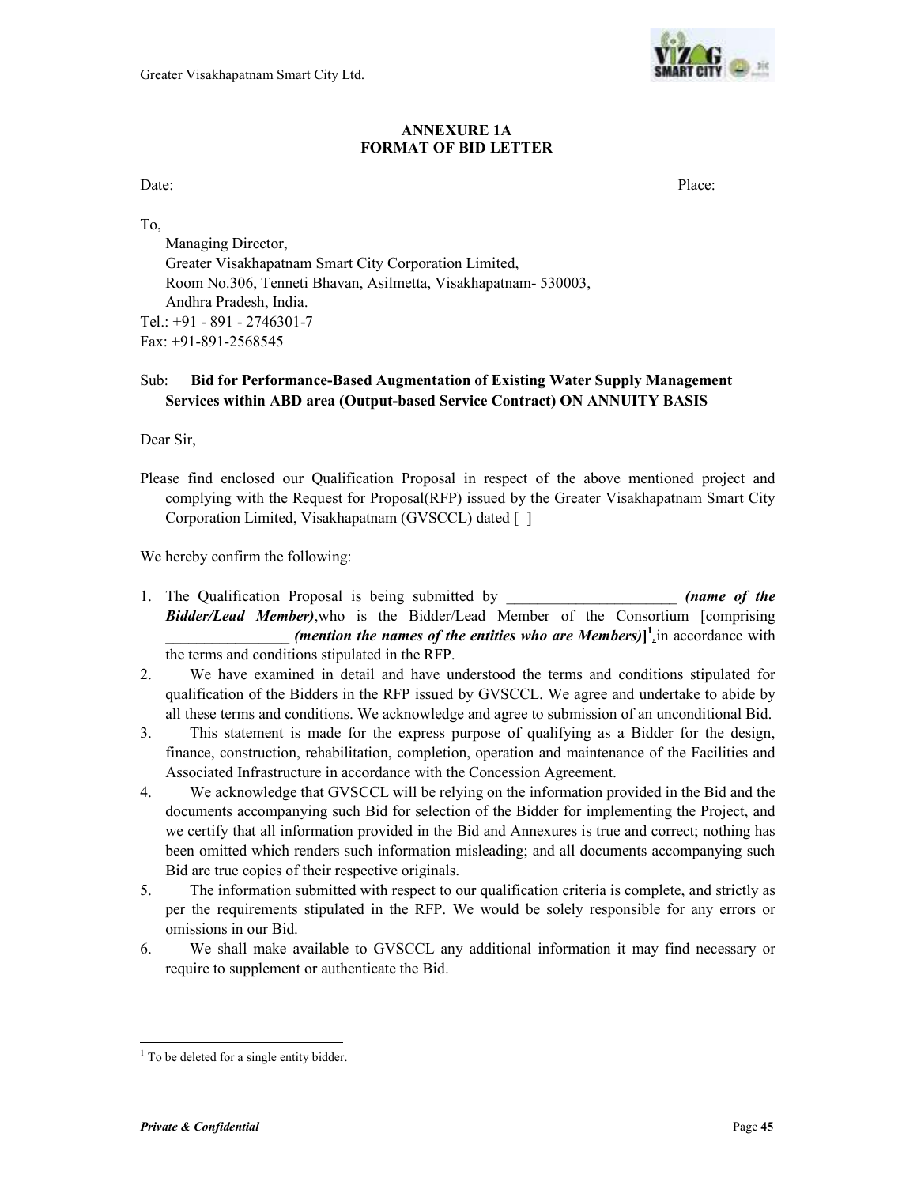**ANNEXURE 1A**
**FORMAT OF BID LETTER**

Date: Place:

To,

Managing Director,
Greater Visakhapatnam Smart City Corporation Limited,
Room No.306, Tenneti Bhavan, Asilmetta, Visakhapatnam- 530003,
Andhra Pradesh, India.
Tel.: +91 - 891 - 2746301-7
Fax: +91-891-2568545

Sub: **Bid for Performance-Based Augmentation of Existing Water Supply Management Services within ABD area (Output-based Service Contract) ON ANNUITY BASIS**

Dear Sir,

Please find enclosed our Qualification Proposal in respect of the above mentioned project and complying with the Request for Proposal(RFP) issued by the Greater Visakhapatnam Smart City Corporation Limited, Visakhapatnam (GVSCCL) dated [ ]

We hereby confirm the following:

1. The Qualification Proposal is being submitted by ______________________ ***(name of the Bidder/Lead Member)***,who is the Bidder/Lead Member of the Consortium [comprising ________________ ***(mention the names of the entities who are Members)***][1], in accordance with the terms and conditions stipulated in the RFP.
2. We have examined in detail and have understood the terms and conditions stipulated for qualification of the Bidders in the RFP issued by GVSCCL. We agree and undertake to abide by all these terms and conditions. We acknowledge and agree to submission of an unconditional Bid.
3. This statement is made for the express purpose of qualifying as a Bidder for the design, finance, construction, rehabilitation, completion, operation and maintenance of the Facilities and Associated Infrastructure in accordance with the Concession Agreement.
4. We acknowledge that GVSCCL will be relying on the information provided in the Bid and the documents accompanying such Bid for selection of the Bidder for implementing the Project, and we certify that all information provided in the Bid and Annexures is true and correct; nothing has been omitted which renders such information misleading; and all documents accompanying such Bid are true copies of their respective originals.
5. The information submitted with respect to our qualification criteria is complete, and strictly as per the requirements stipulated in the RFP. We would be solely responsible for any errors or omissions in our Bid.
6. We shall make available to GVSCCL any additional information it may find necessary or require to supplement or authenticate the Bid.

---

[1] To be deleted for a single entity bidder.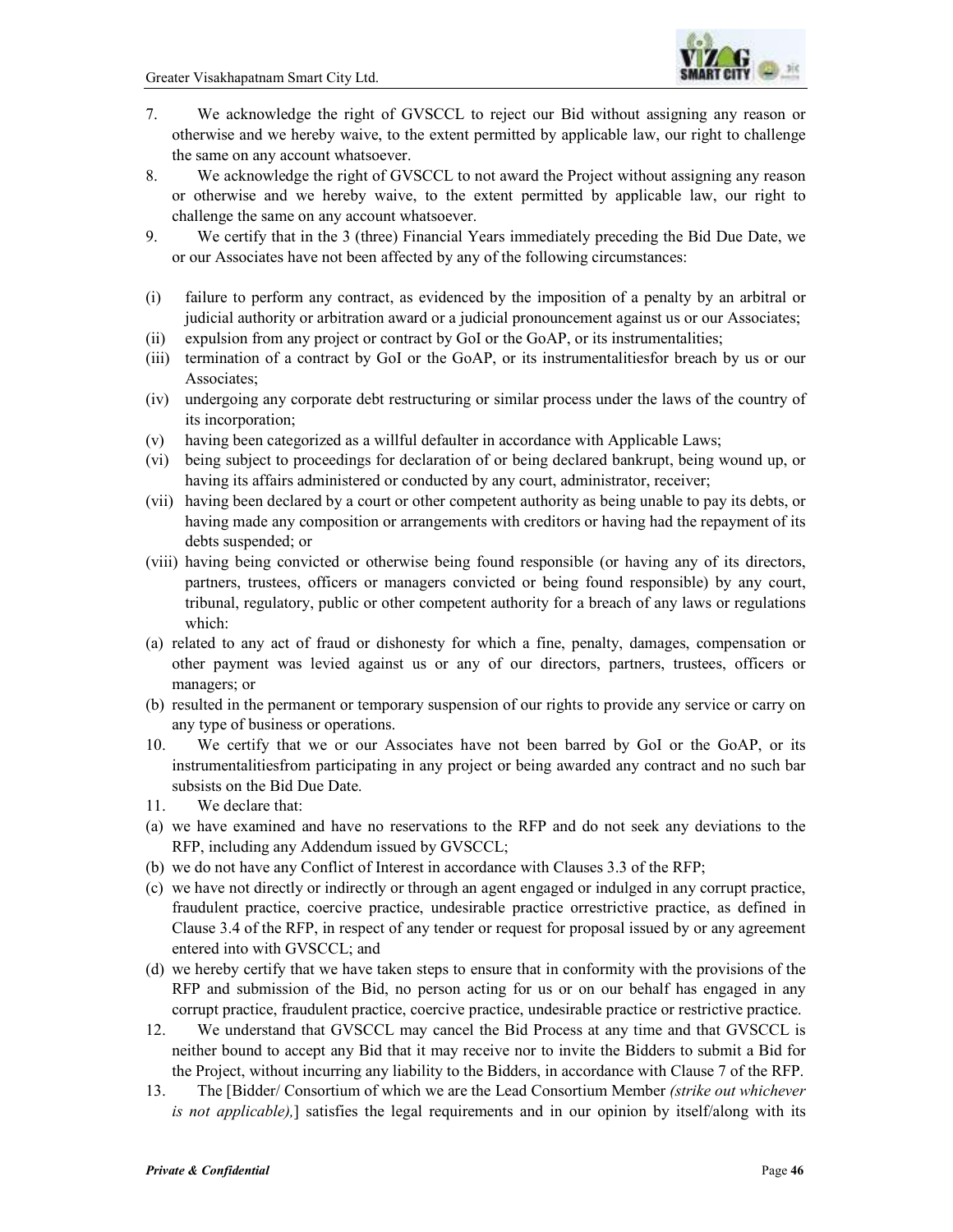7. We acknowledge the right of GVSCCL to reject our Bid without assigning any reason or otherwise and we hereby waive, to the extent permitted by applicable law, our right to challenge the same on any account whatsoever.
8. We acknowledge the right of GVSCCL to not award the Project without assigning any reason or otherwise and we hereby waive, to the extent permitted by applicable law, our right to challenge the same on any account whatsoever.
9. We certify that in the 3 (three) Financial Years immediately preceding the Bid Due Date, we or our Associates have not been affected by any of the following circumstances:

(i) failure to perform any contract, as evidenced by the imposition of a penalty by an arbitral or judicial authority or arbitration award or a judicial pronouncement against us or our Associates;
(ii) expulsion from any project or contract by GoI or the GoAP, or its instrumentalities;
(iii) termination of a contract by GoI or the GoAP, or its instrumentalitiesfor breach by us or our Associates;
(iv) undergoing any corporate debt restructuring or similar process under the laws of the country of its incorporation;
(v) having been categorized as a willful defaulter in accordance with Applicable Laws;
(vi) being subject to proceedings for declaration of or being declared bankrupt, being wound up, or having its affairs administered or conducted by any court, administrator, receiver;
(vii) having been declared by a court or other competent authority as being unable to pay its debts, or having made any composition or arrangements with creditors or having had the repayment of its debts suspended; or
(viii) having being convicted or otherwise being found responsible (or having any of its directors, partners, trustees, officers or managers convicted or being found responsible) by any court, tribunal, regulatory, public or other competent authority for a breach of any laws or regulations which:
(a) related to any act of fraud or dishonesty for which a fine, penalty, damages, compensation or other payment was levied against us or any of our directors, partners, trustees, officers or managers; or
(b) resulted in the permanent or temporary suspension of our rights to provide any service or carry on any type of business or operations.

10. We certify that we or our Associates have not been barred by GoI or the GoAP, or its instrumentalitiesfrom participating in any project or being awarded any contract and no such bar subsists on the Bid Due Date.
11. We declare that:
(a) we have examined and have no reservations to the RFP and do not seek any deviations to the RFP, including any Addendum issued by GVSCCL;
(b) we do not have any Conflict of Interest in accordance with Clauses 3.3 of the RFP;
(c) we have not directly or indirectly or through an agent engaged or indulged in any corrupt practice, fraudulent practice, coercive practice, undesirable practice orrestrictive practice, as defined in Clause 3.4 of the RFP, in respect of any tender or request for proposal issued by or any agreement entered into with GVSCCL; and
(d) we hereby certify that we have taken steps to ensure that in conformity with the provisions of the RFP and submission of the Bid, no person acting for us or on our behalf has engaged in any corrupt practice, fraudulent practice, coercive practice, undesirable practice or restrictive practice.
12. We understand that GVSCCL may cancel the Bid Process at any time and that GVSCCL is neither bound to accept any Bid that it may receive nor to invite the Bidders to submit a Bid for the Project, without incurring any liability to the Bidders, in accordance with Clause 7 of the RFP.
13. The [Bidder/ Consortium of which we are the Lead Consortium Member *(strike out whichever is not applicable),*] satisfies the legal requirements and in our opinion by itself/along with its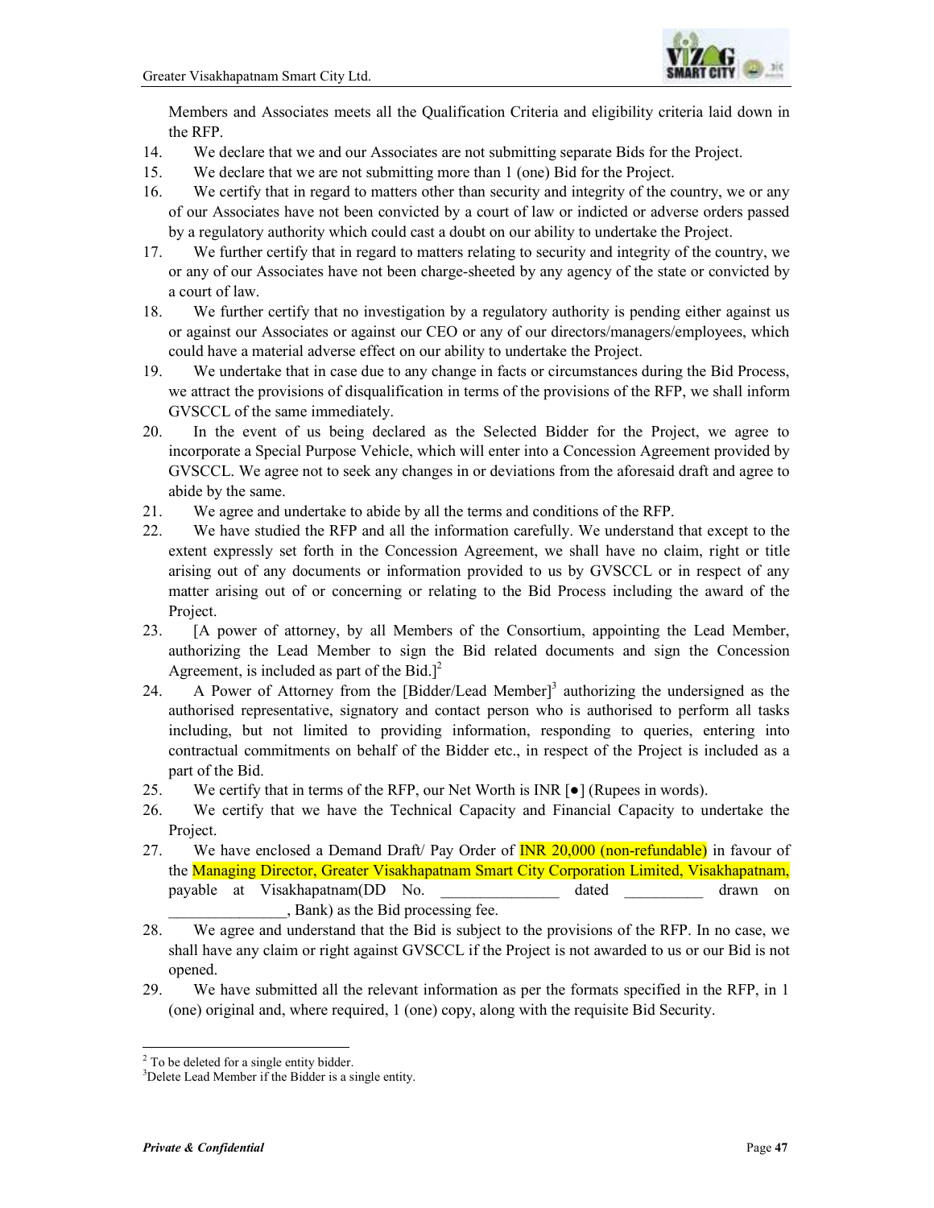Members and Associates meets all the Qualification Criteria and eligibility criteria laid down in the RFP.

14. We declare that we and our Associates are not submitting separate Bids for the Project.
15. We declare that we are not submitting more than 1 (one) Bid for the Project.
16. We certify that in regard to matters other than security and integrity of the country, we or any of our Associates have not been convicted by a court of law or indicted or adverse orders passed by a regulatory authority which could cast a doubt on our ability to undertake the Project.
17. We further certify that in regard to matters relating to security and integrity of the country, we or any of our Associates have not been charge-sheeted by any agency of the state or convicted by a court of law.
18. We further certify that no investigation by a regulatory authority is pending either against us or against our Associates or against our CEO or any of our directors/managers/employees, which could have a material adverse effect on our ability to undertake the Project.
19. We undertake that in case due to any change in facts or circumstances during the Bid Process, we attract the provisions of disqualification in terms of the provisions of the RFP, we shall inform GVSCCL of the same immediately.
20. In the event of us being declared as the Selected Bidder for the Project, we agree to incorporate a Special Purpose Vehicle, which will enter into a Concession Agreement provided by GVSCCL. We agree not to seek any changes in or deviations from the aforesaid draft and agree to abide by the same.
21. We agree and undertake to abide by all the terms and conditions of the RFP.
22. We have studied the RFP and all the information carefully. We understand that except to the extent expressly set forth in the Concession Agreement, we shall have no claim, right or title arising out of any documents or information provided to us by GVSCCL or in respect of any matter arising out of or concerning or relating to the Bid Process including the award of the Project.
23. [A power of attorney, by all Members of the Consortium, appointing the Lead Member, authorizing the Lead Member to sign the Bid related documents and sign the Concession Agreement, is included as part of the Bid.][2]
24. A Power of Attorney from the [Bidder/Lead Member][3] authorizing the undersigned as the authorised representative, signatory and contact person who is authorised to perform all tasks including, but not limited to providing information, responding to queries, entering into contractual commitments on behalf of the Bidder etc., in respect of the Project is included as a part of the Bid.
25. We certify that in terms of the RFP, our Net Worth is INR [●] (Rupees in words).
26. We certify that we have the Technical Capacity and Financial Capacity to undertake the Project.
27. We have enclosed a Demand Draft/ Pay Order of INR 20,000 (non-refundable) in favour of the Managing Director, Greater Visakhapatnam Smart City Corporation Limited, Visakhapatnam, payable at Visakhapatnam(DD No. _______________ dated __________ drawn on _______________, Bank) as the Bid processing fee.
28. We agree and understand that the Bid is subject to the provisions of the RFP. In no case, we shall have any claim or right against GVSCCL if the Project is not awarded to us or our Bid is not opened.
29. We have submitted all the relevant information as per the formats specified in the RFP, in 1 (one) original and, where required, 1 (one) copy, along with the requisite Bid Security.

[2] To be deleted for a single entity bidder.

[3] Delete Lead Member if the Bidder is a single entity.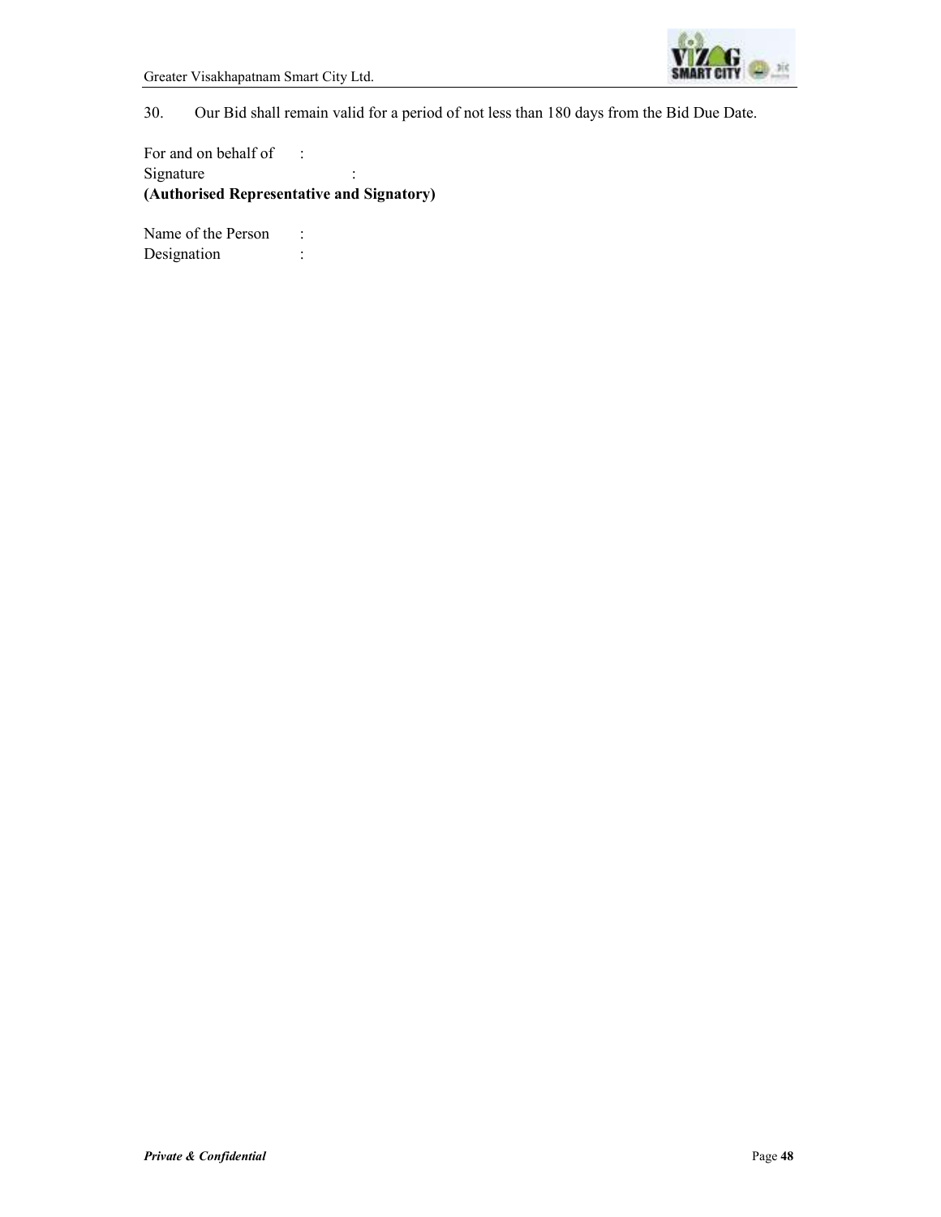30. Our Bid shall remain valid for a period of not less than 180 days from the Bid Due Date.

For and on behalf of :
Signature :
**(Authorised Representative and Signatory)**

Name of the Person :
Designation :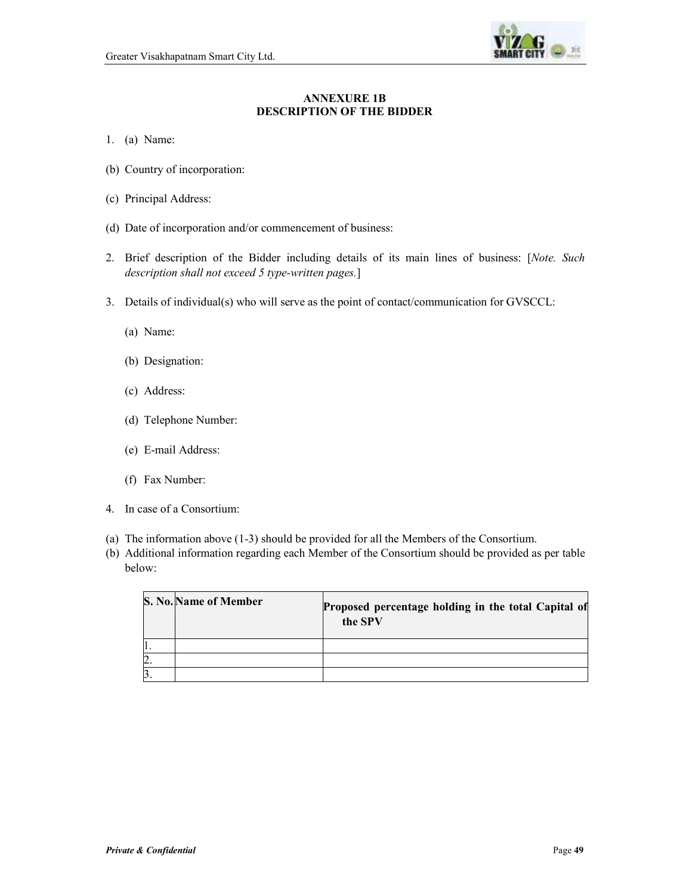## ANNEXURE 1B
## DESCRIPTION OF THE BIDDER

1. (a) Name:

(b) Country of incorporation:

(c) Principal Address:

(d) Date of incorporation and/or commencement of business:

2. Brief description of the Bidder including details of its main lines of business: [*Note. Such description shall not exceed 5 type-written pages.*]

3. Details of individual(s) who will serve as the point of contact/communication for GVSCCL:

   (a) Name:

   (b) Designation:

   (c) Address:

   (d) Telephone Number:

   (e) E-mail Address:

   (f) Fax Number:

4. In case of a Consortium:

(a) The information above (1-3) should be provided for all the Members of the Consortium.
(b) Additional information regarding each Member of the Consortium should be provided as per table below:

| S. No. | Name of Member | Proposed percentage holding in the total Capital of the SPV |
|---|---|---|
| 1. | | |
| 2. | | |
| 3. | | |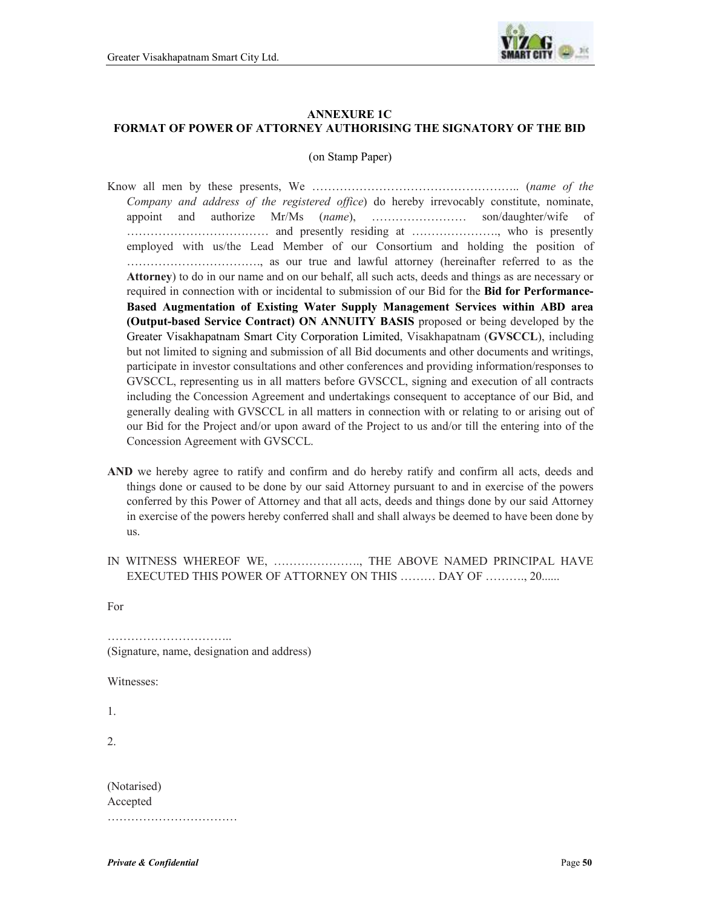## ANNEXURE 1C
## FORMAT OF POWER OF ATTORNEY AUTHORISING THE SIGNATORY OF THE BID

(on Stamp Paper)

Know all men by these presents, We …………………………………………….. (*name of the Company and address of the registered office*) do hereby irrevocably constitute, nominate, appoint and authorize Mr/Ms (*name*), …………………… son/daughter/wife of ……………………………… and presently residing at …………………., who is presently employed with us/the Lead Member of our Consortium and holding the position of ……………………………., as our true and lawful attorney (hereinafter referred to as the **Attorney**) to do in our name and on our behalf, all such acts, deeds and things as are necessary or required in connection with or incidental to submission of our Bid for the **Bid for Performance-Based Augmentation of Existing Water Supply Management Services within ABD area (Output-based Service Contract) ON ANNUITY BASIS** proposed or being developed by the Greater Visakhapatnam Smart City Corporation Limited, Visakhapatnam (**GVSCCL**), including but not limited to signing and submission of all Bid documents and other documents and writings, participate in investor consultations and other conferences and providing information/responses to GVSCCL, representing us in all matters before GVSCCL, signing and execution of all contracts including the Concession Agreement and undertakings consequent to acceptance of our Bid, and generally dealing with GVSCCL in all matters in connection with or relating to or arising out of our Bid for the Project and/or upon award of the Project to us and/or till the entering into of the Concession Agreement with GVSCCL.

**AND** we hereby agree to ratify and confirm and do hereby ratify and confirm all acts, deeds and things done or caused to be done by our said Attorney pursuant to and in exercise of the powers conferred by this Power of Attorney and that all acts, deeds and things done by our said Attorney in exercise of the powers hereby conferred shall and shall always be deemed to have been done by us.

IN WITNESS WHEREOF WE, ………………….., THE ABOVE NAMED PRINCIPAL HAVE EXECUTED THIS POWER OF ATTORNEY ON THIS ……… DAY OF ………., 20......

For

…………………………..
(Signature, name, designation and address)

Witnesses:

1.

2.

(Notarised)
Accepted
……………………………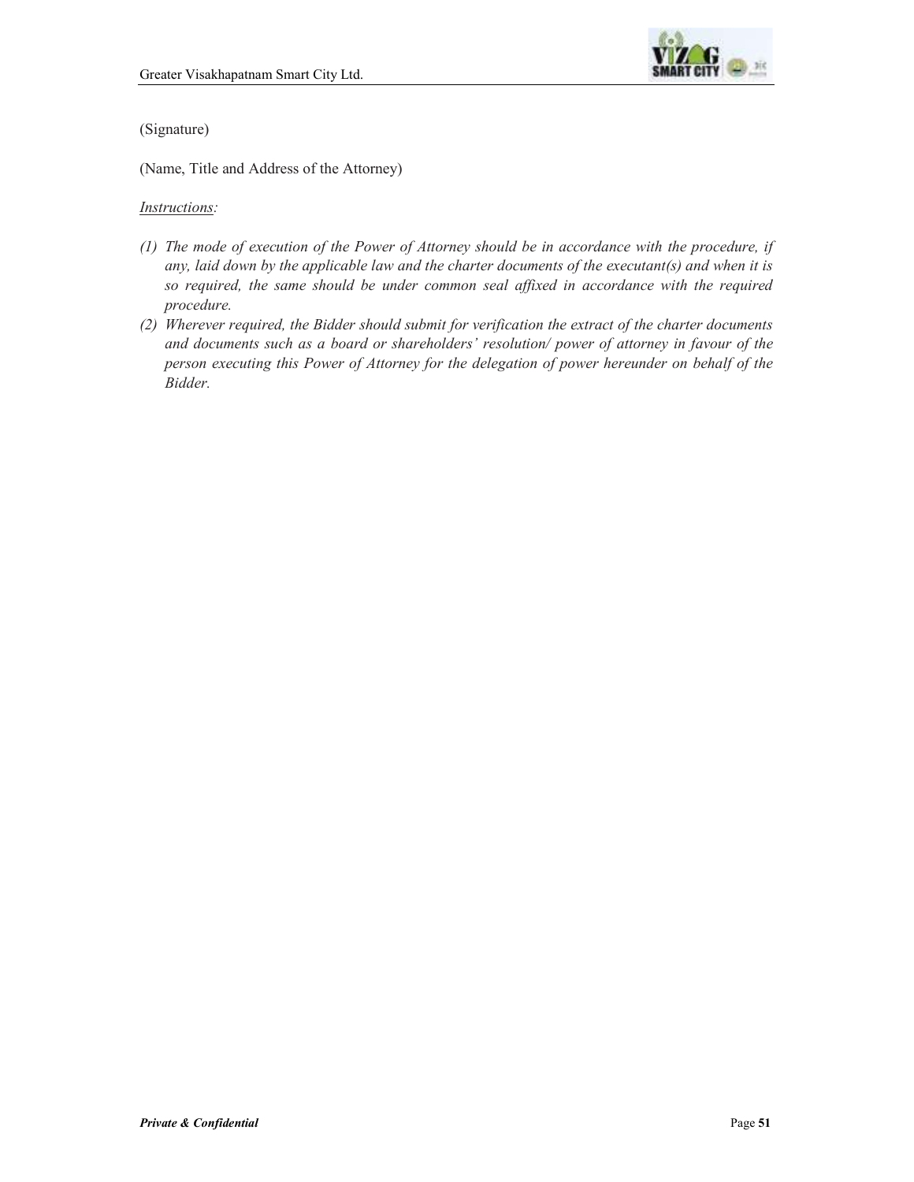(Signature)

(Name, Title and Address of the Attorney)

*Instructions:*

*(1) The mode of execution of the Power of Attorney should be in accordance with the procedure, if any, laid down by the applicable law and the charter documents of the executant(s) and when it is so required, the same should be under common seal affixed in accordance with the required procedure.*

*(2) Wherever required, the Bidder should submit for verification the extract of the charter documents and documents such as a board or shareholders' resolution/ power of attorney in favour of the person executing this Power of Attorney for the delegation of power hereunder on behalf of the Bidder.*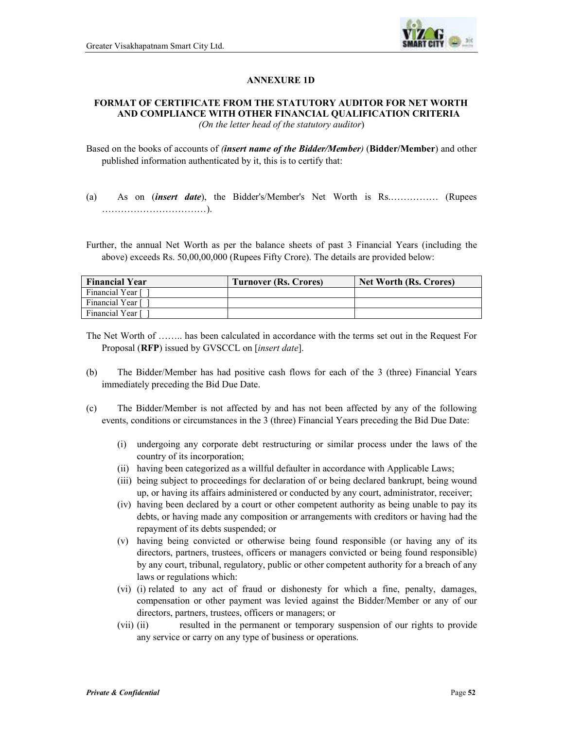## ANNEXURE 1D

## FORMAT OF CERTIFICATE FROM THE STATUTORY AUDITOR FOR NET WORTH AND COMPLIANCE WITH OTHER FINANCIAL QUALIFICATION CRITERIA

*(On the letter head of the statutory auditor)*

Based on the books of accounts of ***(insert name of the Bidder/Member)*** (**Bidder/Member**) and other published information authenticated by it, this is to certify that:

(a) As on (***insert date***), the Bidder's/Member's Net Worth is Rs.…………… (Rupees ……………………………).

Further, the annual Net Worth as per the balance sheets of past 3 Financial Years (including the above) exceeds Rs. 50,00,00,000 (Rupees Fifty Crore). The details are provided below:

| Financial Year | Turnover (Rs. Crores) | Net Worth (Rs. Crores) |
|---|---|---|
| Financial Year [ ] | | |
| Financial Year [ ] | | |
| Financial Year [ ] | | |

The Net Worth of …….. has been calculated in accordance with the terms set out in the Request For Proposal (**RFP**) issued by GVSCCL on [*insert date*].

(b) The Bidder/Member has had positive cash flows for each of the 3 (three) Financial Years immediately preceding the Bid Due Date.

(c) The Bidder/Member is not affected by and has not been affected by any of the following events, conditions or circumstances in the 3 (three) Financial Years preceding the Bid Due Date:

(i) undergoing any corporate debt restructuring or similar process under the laws of the country of its incorporation;

(ii) having been categorized as a willful defaulter in accordance with Applicable Laws;

(iii) being subject to proceedings for declaration of or being declared bankrupt, being wound up, or having its affairs administered or conducted by any court, administrator, receiver;

(iv) having been declared by a court or other competent authority as being unable to pay its debts, or having made any composition or arrangements with creditors or having had the repayment of its debts suspended; or

(v) having being convicted or otherwise being found responsible (or having any of its directors, partners, trustees, officers or managers convicted or being found responsible) by any court, tribunal, regulatory, public or other competent authority for a breach of any laws or regulations which:

(vi) (i) related to any act of fraud or dishonesty for which a fine, penalty, damages, compensation or other payment was levied against the Bidder/Member or any of our directors, partners, trustees, officers or managers; or

(vii) (ii) resulted in the permanent or temporary suspension of our rights to provide any service or carry on any type of business or operations.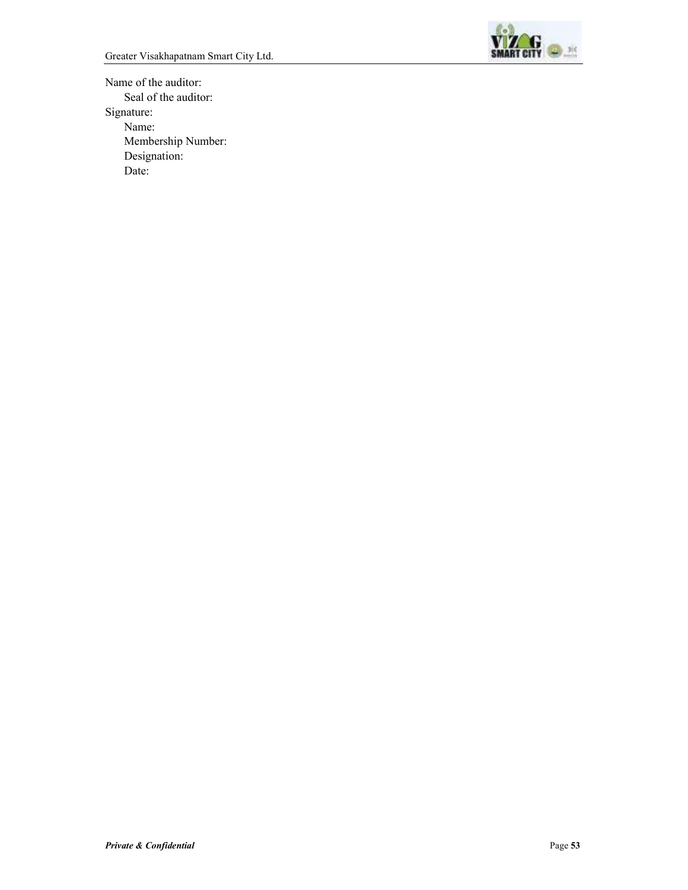Name of the auditor:

Seal of the auditor:

Signature:

Name:

Membership Number:

Designation:

Date: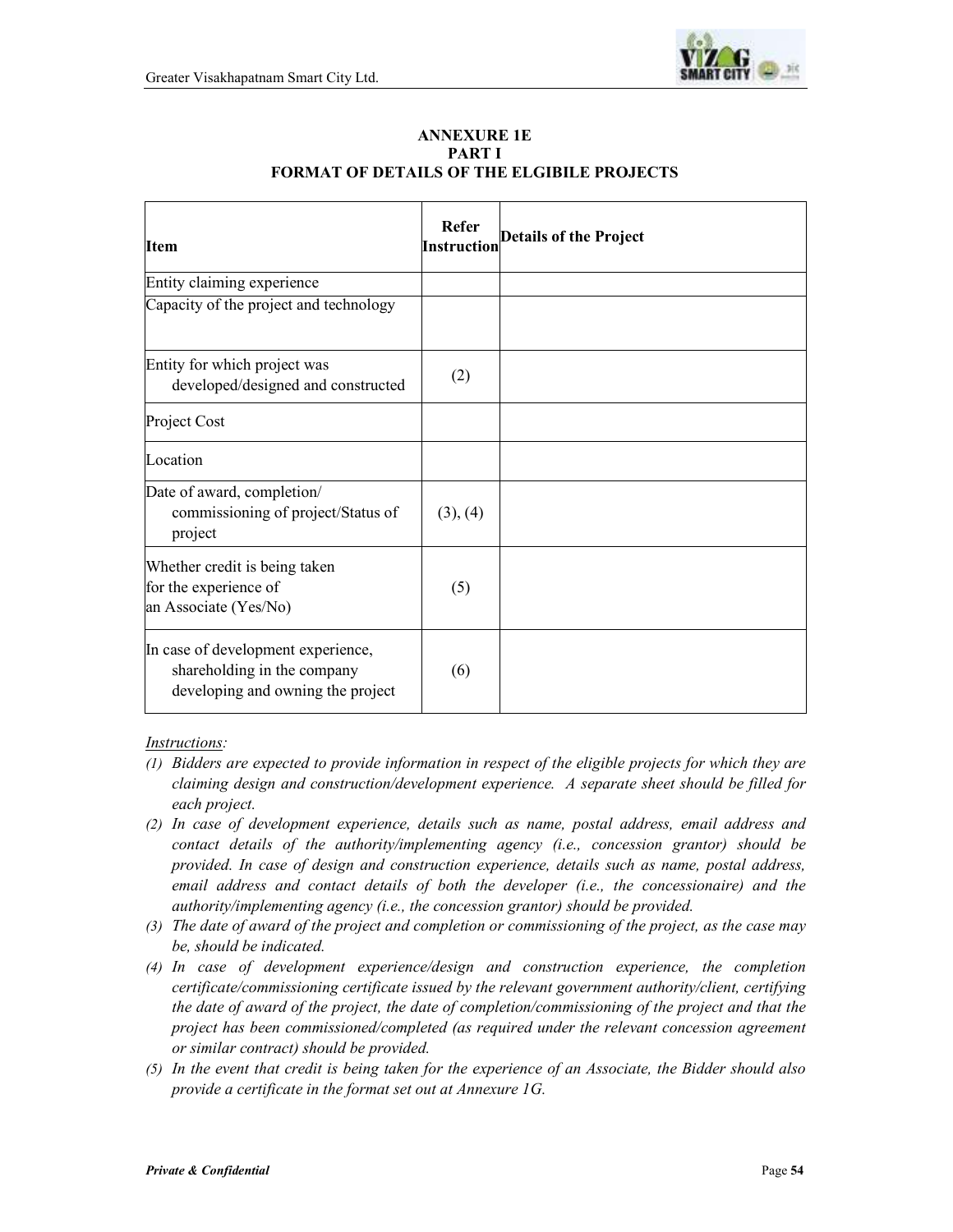**ANNEXURE 1E**
**PART I**
**FORMAT OF DETAILS OF THE ELGIBILE PROJECTS**

| Item | Refer Instruction | Details of the Project |
|---|---|---|
| Entity claiming experience | | |
| Capacity of the project and technology | | |
| Entity for which project was developed/designed and constructed | (2) | |
| Project Cost | | |
| Location | | |
| Date of award, completion/ commissioning of project/Status of project | (3), (4) | |
| Whether credit is being taken for the experience of an Associate (Yes/No) | (5) | |
| In case of development experience, shareholding in the company developing and owning the project | (6) | |

*Instructions:*

*(1) Bidders are expected to provide information in respect of the eligible projects for which they are claiming design and construction/development experience. A separate sheet should be filled for each project.*

*(2) In case of development experience, details such as name, postal address, email address and contact details of the authority/implementing agency (i.e., concession grantor) should be provided. In case of design and construction experience, details such as name, postal address, email address and contact details of both the developer (i.e., the concessionaire) and the authority/implementing agency (i.e., the concession grantor) should be provided.*

*(3) The date of award of the project and completion or commissioning of the project, as the case may be, should be indicated.*

*(4) In case of development experience/design and construction experience, the completion certificate/commissioning certificate issued by the relevant government authority/client, certifying the date of award of the project, the date of completion/commissioning of the project and that the project has been commissioned/completed (as required under the relevant concession agreement or similar contract) should be provided.*

*(5) In the event that credit is being taken for the experience of an Associate, the Bidder should also provide a certificate in the format set out at Annexure 1G.*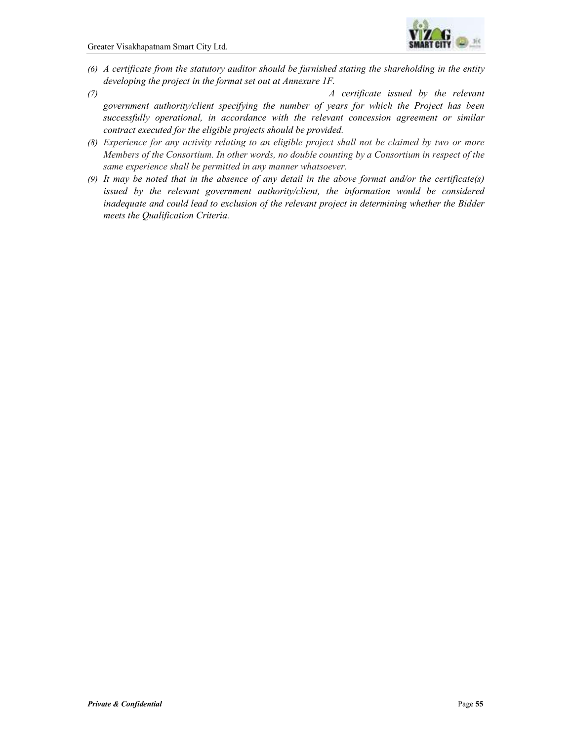*(6) A certificate from the statutory auditor should be furnished stating the shareholding in the entity developing the project in the format set out at Annexure 1F.*

*(7) A certificate issued by the relevant government authority/client specifying the number of years for which the Project has been successfully operational, in accordance with the relevant concession agreement or similar contract executed for the eligible projects should be provided.*

*(8) Experience for any activity relating to an eligible project shall not be claimed by two or more Members of the Consortium. In other words, no double counting by a Consortium in respect of the same experience shall be permitted in any manner whatsoever.*

*(9) It may be noted that in the absence of any detail in the above format and/or the certificate(s) issued by the relevant government authority/client, the information would be considered inadequate and could lead to exclusion of the relevant project in determining whether the Bidder meets the Qualification Criteria.*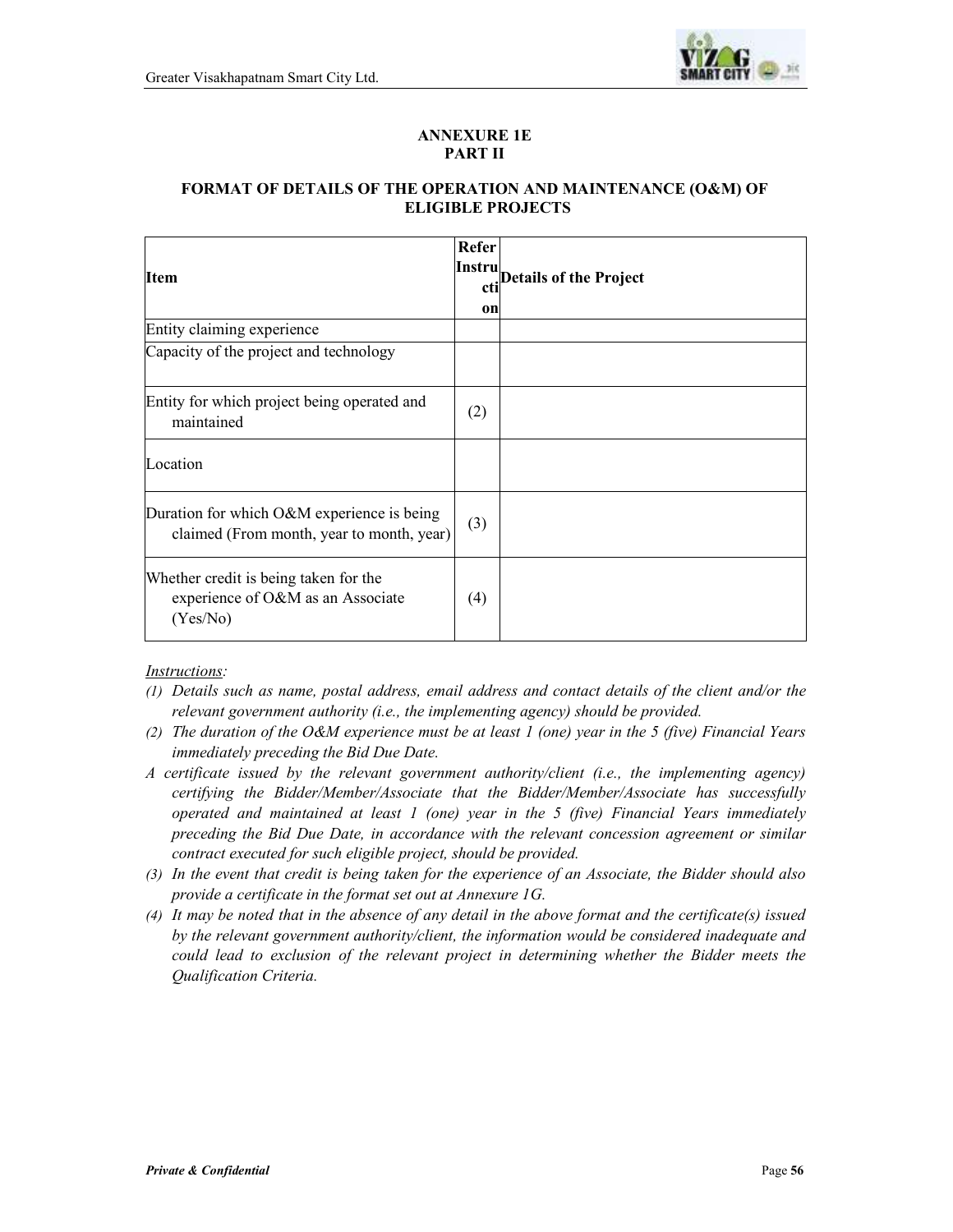## ANNEXURE 1E
## PART II

### FORMAT OF DETAILS OF THE OPERATION AND MAINTENANCE (O&M) OF ELIGIBLE PROJECTS

| Item | Refer Instruction | Details of the Project |
|---|---|---|
| Entity claiming experience | | |
| Capacity of the project and technology | | |
| Entity for which project being operated and maintained | (2) | |
| Location | | |
| Duration for which O&M experience is being claimed (From month, year to month, year) | (3) | |
| Whether credit is being taken for the experience of O&M as an Associate (Yes/No) | (4) | |

*Instructions:*

*(1) Details such as name, postal address, email address and contact details of the client and/or the relevant government authority (i.e., the implementing agency) should be provided.*

*(2) The duration of the O&M experience must be at least 1 (one) year in the 5 (five) Financial Years immediately preceding the Bid Due Date.*

*A certificate issued by the relevant government authority/client (i.e., the implementing agency) certifying the Bidder/Member/Associate that the Bidder/Member/Associate has successfully operated and maintained at least 1 (one) year in the 5 (five) Financial Years immediately preceding the Bid Due Date, in accordance with the relevant concession agreement or similar contract executed for such eligible project, should be provided.*

*(3) In the event that credit is being taken for the experience of an Associate, the Bidder should also provide a certificate in the format set out at Annexure 1G.*

*(4) It may be noted that in the absence of any detail in the above format and the certificate(s) issued by the relevant government authority/client, the information would be considered inadequate and could lead to exclusion of the relevant project in determining whether the Bidder meets the Qualification Criteria.*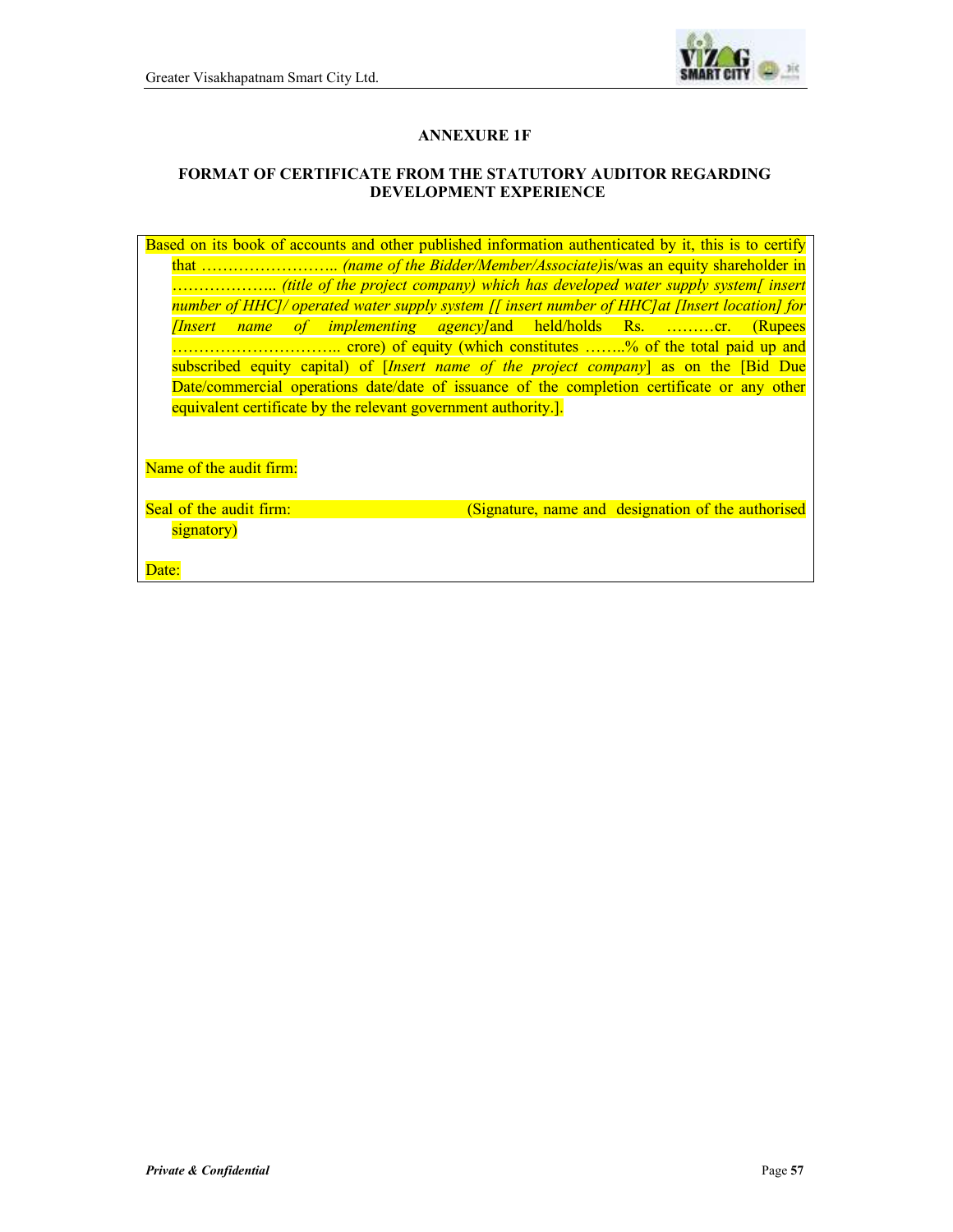## ANNEXURE 1F

### FORMAT OF CERTIFICATE FROM THE STATUTORY AUDITOR REGARDING DEVELOPMENT EXPERIENCE

Based on its book of accounts and other published information authenticated by it, this is to certify that …………………….. *(name of the Bidder/Member/Associate)*is/was an equity shareholder in ……………….. *(title of the project company) which has developed water supply system[ insert number of HHC]/ operated water supply system [[ insert number of HHC]at [Insert location] for [Insert name of implementing agency]*and held/holds Rs. ………cr. (Rupees ………………………….. crore) of equity (which constitutes ……..% of the total paid up and subscribed equity capital) of [*Insert name of the project company*] as on the [Bid Due Date/commercial operations date/date of issuance of the completion certificate or any other equivalent certificate by the relevant government authority.].

Name of the audit firm:

Seal of the audit firm: (Signature, name and designation of the authorised signatory)

Date: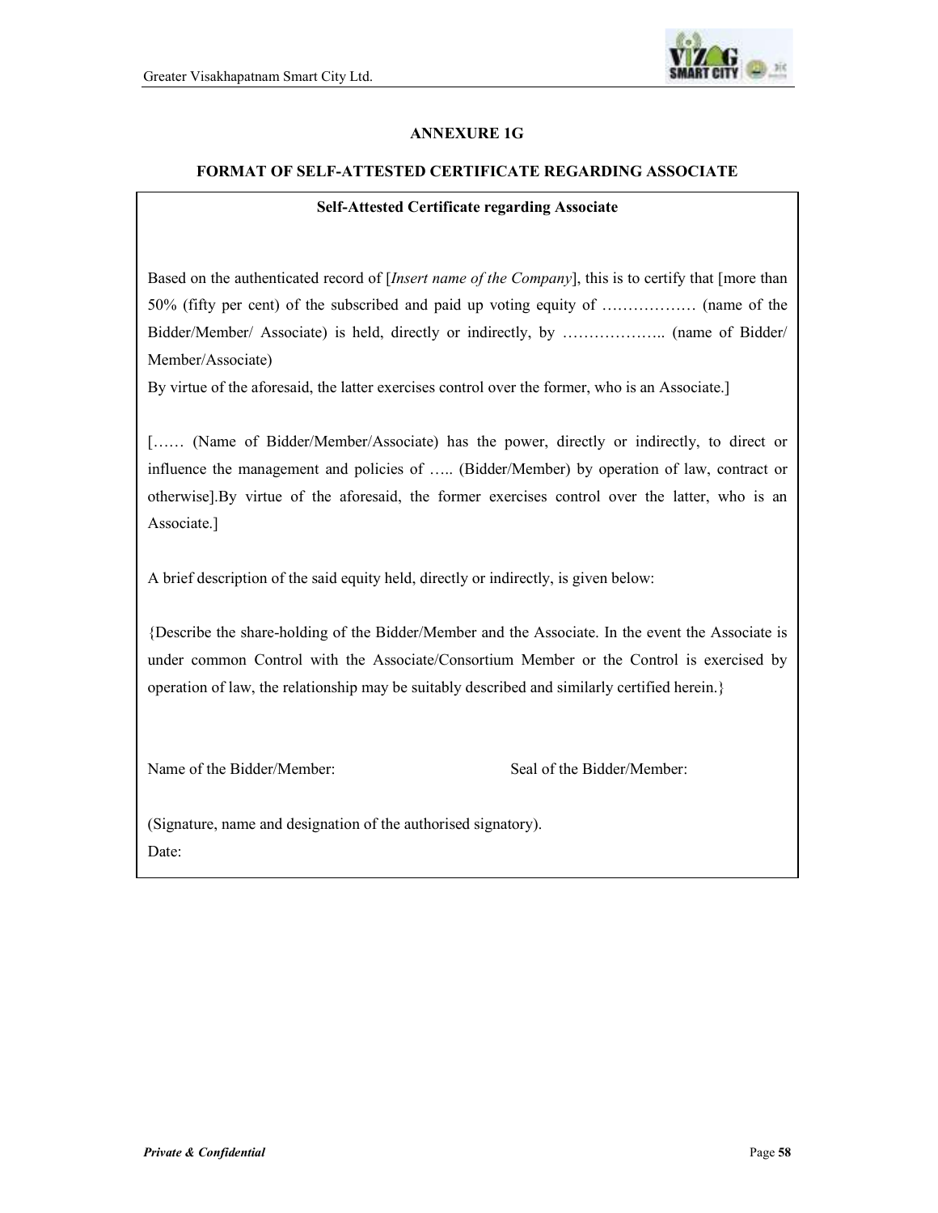## ANNEXURE 1G

### FORMAT OF SELF-ATTESTED CERTIFICATE REGARDING ASSOCIATE

**Self-Attested Certificate regarding Associate**

Based on the authenticated record of [*Insert name of the Company*], this is to certify that [more than 50% (fifty per cent) of the subscribed and paid up voting equity of ……………… (name of the Bidder/Member/ Associate) is held, directly or indirectly, by ……………….. (name of Bidder/ Member/Associate)
By virtue of the aforesaid, the latter exercises control over the former, who is an Associate.]

[…… (Name of Bidder/Member/Associate) has the power, directly or indirectly, to direct or influence the management and policies of ….. (Bidder/Member) by operation of law, contract or otherwise].By virtue of the aforesaid, the former exercises control over the latter, who is an Associate.]

A brief description of the said equity held, directly or indirectly, is given below:

{Describe the share-holding of the Bidder/Member and the Associate. In the event the Associate is under common Control with the Associate/Consortium Member or the Control is exercised by operation of law, the relationship may be suitably described and similarly certified herein.}

Name of the Bidder/Member: Seal of the Bidder/Member:

(Signature, name and designation of the authorised signatory).
Date: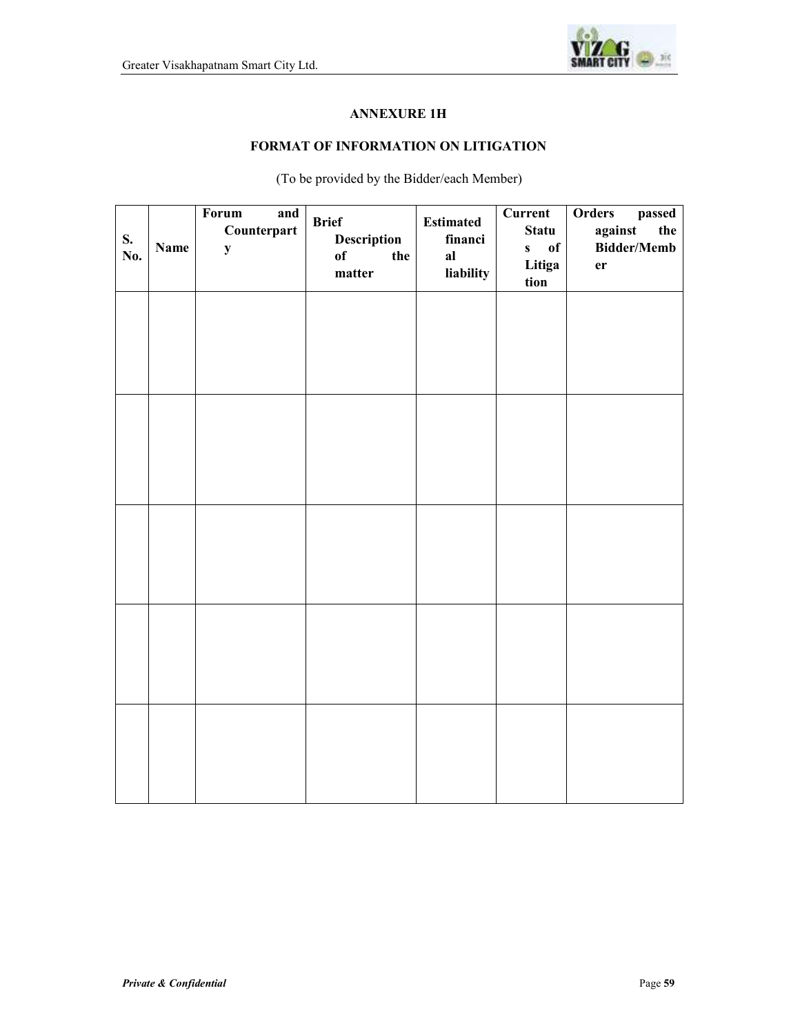**ANNEXURE 1H**

**FORMAT OF INFORMATION ON LITIGATION**

(To be provided by the Bidder/each Member)

| S. No. | Name | Forum and Counterparty | Brief Description of the matter | Estimated financial liability | Current Status of Litigation | Orders passed against the Bidder/Member |
|---|---|---|---|---|---|---|
| | | | | | | |
| | | | | | | |
| | | | | | | |
| | | | | | | |
| | | | | | | |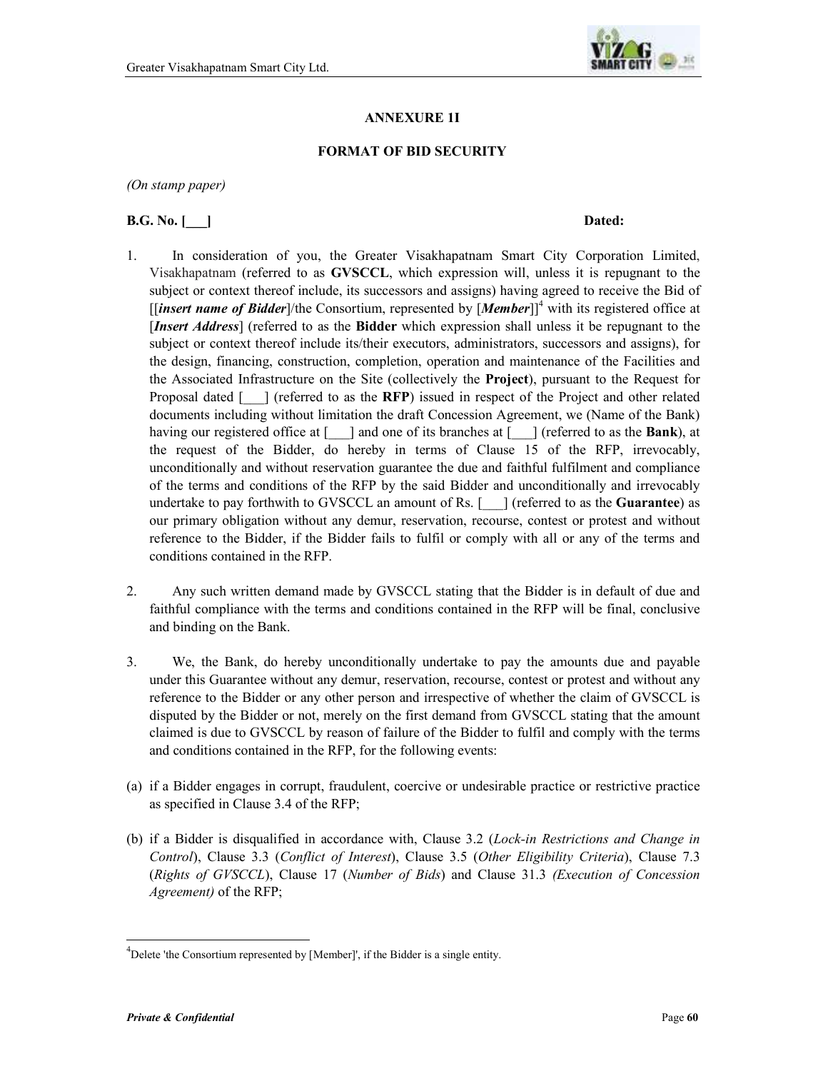## ANNEXURE 1I

## FORMAT OF BID SECURITY

*(On stamp paper)*

**B.G. No. [___]** **Dated:**

1. In consideration of you, the Greater Visakhapatnam Smart City Corporation Limited, Visakhapatnam (referred to as **GVSCCL**, which expression will, unless it is repugnant to the subject or context thereof include, its successors and assigns) having agreed to receive the Bid of [[***insert name of Bidder***]/the Consortium, represented by [***Member***]][4] with its registered office at [***Insert Address***] (referred to as the **Bidder** which expression shall unless it be repugnant to the subject or context thereof include its/their executors, administrators, successors and assigns), for the design, financing, construction, completion, operation and maintenance of the Facilities and the Associated Infrastructure on the Site (collectively the **Project**), pursuant to the Request for Proposal dated [___] (referred to as the **RFP**) issued in respect of the Project and other related documents including without limitation the draft Concession Agreement, we (Name of the Bank) having our registered office at [___] and one of its branches at [___] (referred to as the **Bank**), at the request of the Bidder, do hereby in terms of Clause 15 of the RFP, irrevocably, unconditionally and without reservation guarantee the due and faithful fulfilment and compliance of the terms and conditions of the RFP by the said Bidder and unconditionally and irrevocably undertake to pay forthwith to GVSCCL an amount of Rs. [___] (referred to as the **Guarantee**) as our primary obligation without any demur, reservation, recourse, contest or protest and without reference to the Bidder, if the Bidder fails to fulfil or comply with all or any of the terms and conditions contained in the RFP.

2. Any such written demand made by GVSCCL stating that the Bidder is in default of due and faithful compliance with the terms and conditions contained in the RFP will be final, conclusive and binding on the Bank.

3. We, the Bank, do hereby unconditionally undertake to pay the amounts due and payable under this Guarantee without any demur, reservation, recourse, contest or protest and without any reference to the Bidder or any other person and irrespective of whether the claim of GVSCCL is disputed by the Bidder or not, merely on the first demand from GVSCCL stating that the amount claimed is due to GVSCCL by reason of failure of the Bidder to fulfil and comply with the terms and conditions contained in the RFP, for the following events:

(a) if a Bidder engages in corrupt, fraudulent, coercive or undesirable practice or restrictive practice as specified in Clause 3.4 of the RFP;

(b) if a Bidder is disqualified in accordance with, Clause 3.2 (*Lock-in Restrictions and Change in Control*), Clause 3.3 (*Conflict of Interest*), Clause 3.5 (*Other Eligibility Criteria*), Clause 7.3 (*Rights of GVSCCL*), Clause 17 (*Number of Bids*) and Clause 31.3 *(Execution of Concession Agreement)* of the RFP;

---

[4] Delete 'the Consortium represented by [Member]', if the Bidder is a single entity.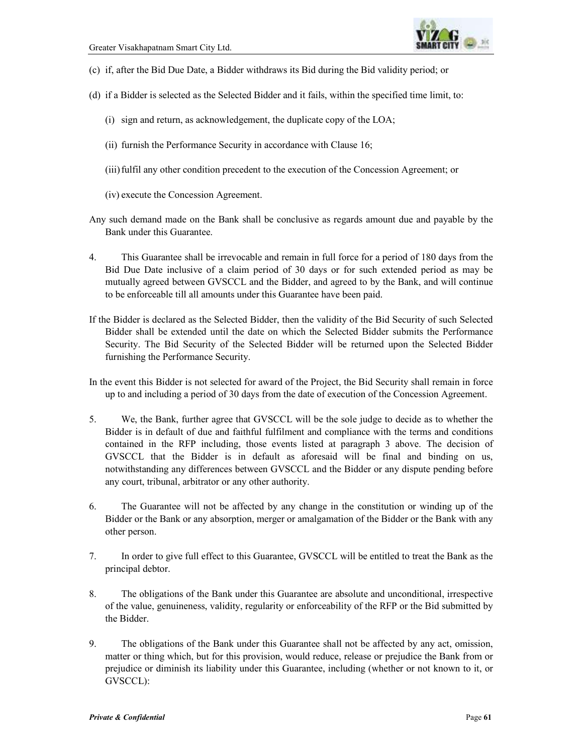(c) if, after the Bid Due Date, a Bidder withdraws its Bid during the Bid validity period; or

(d) if a Bidder is selected as the Selected Bidder and it fails, within the specified time limit, to:

(i) sign and return, as acknowledgement, the duplicate copy of the LOA;

(ii) furnish the Performance Security in accordance with Clause 16;

(iii) fulfil any other condition precedent to the execution of the Concession Agreement; or

(iv) execute the Concession Agreement.

Any such demand made on the Bank shall be conclusive as regards amount due and payable by the Bank under this Guarantee.

4. This Guarantee shall be irrevocable and remain in full force for a period of 180 days from the Bid Due Date inclusive of a claim period of 30 days or for such extended period as may be mutually agreed between GVSCCL and the Bidder, and agreed to by the Bank, and will continue to be enforceable till all amounts under this Guarantee have been paid.

If the Bidder is declared as the Selected Bidder, then the validity of the Bid Security of such Selected Bidder shall be extended until the date on which the Selected Bidder submits the Performance Security. The Bid Security of the Selected Bidder will be returned upon the Selected Bidder furnishing the Performance Security.

In the event this Bidder is not selected for award of the Project, the Bid Security shall remain in force up to and including a period of 30 days from the date of execution of the Concession Agreement.

5. We, the Bank, further agree that GVSCCL will be the sole judge to decide as to whether the Bidder is in default of due and faithful fulfilment and compliance with the terms and conditions contained in the RFP including, those events listed at paragraph 3 above. The decision of GVSCCL that the Bidder is in default as aforesaid will be final and binding on us, notwithstanding any differences between GVSCCL and the Bidder or any dispute pending before any court, tribunal, arbitrator or any other authority.

6. The Guarantee will not be affected by any change in the constitution or winding up of the Bidder or the Bank or any absorption, merger or amalgamation of the Bidder or the Bank with any other person.

7. In order to give full effect to this Guarantee, GVSCCL will be entitled to treat the Bank as the principal debtor.

8. The obligations of the Bank under this Guarantee are absolute and unconditional, irrespective of the value, genuineness, validity, regularity or enforceability of the RFP or the Bid submitted by the Bidder.

9. The obligations of the Bank under this Guarantee shall not be affected by any act, omission, matter or thing which, but for this provision, would reduce, release or prejudice the Bank from or prejudice or diminish its liability under this Guarantee, including (whether or not known to it, or GVSCCL):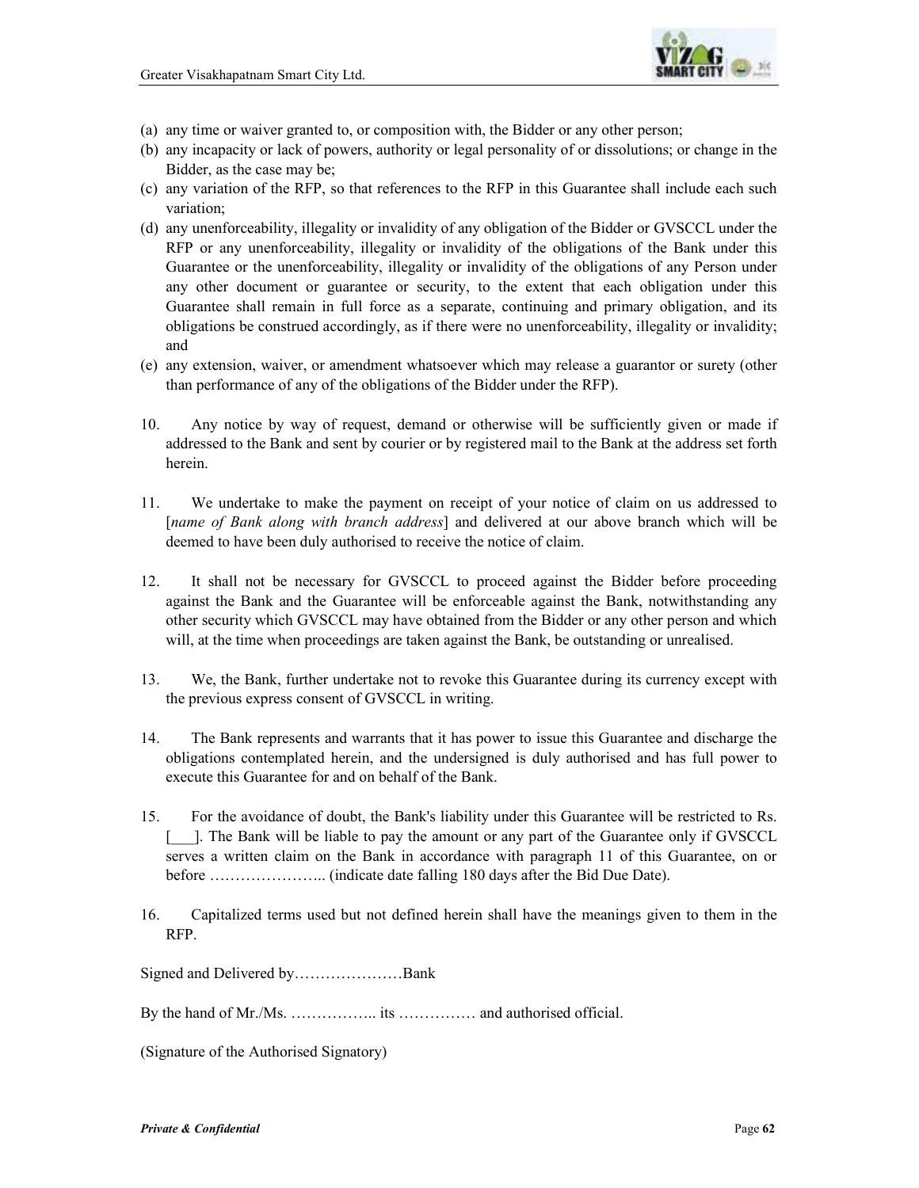(a) any time or waiver granted to, or composition with, the Bidder or any other person;

(b) any incapacity or lack of powers, authority or legal personality of or dissolutions; or change in the Bidder, as the case may be;

(c) any variation of the RFP, so that references to the RFP in this Guarantee shall include each such variation;

(d) any unenforceability, illegality or invalidity of any obligation of the Bidder or GVSCCL under the RFP or any unenforceability, illegality or invalidity of the obligations of the Bank under this Guarantee or the unenforceability, illegality or invalidity of the obligations of any Person under any other document or guarantee or security, to the extent that each obligation under this Guarantee shall remain in full force as a separate, continuing and primary obligation, and its obligations be construed accordingly, as if there were no unenforceability, illegality or invalidity; and

(e) any extension, waiver, or amendment whatsoever which may release a guarantor or surety (other than performance of any of the obligations of the Bidder under the RFP).

10. Any notice by way of request, demand or otherwise will be sufficiently given or made if addressed to the Bank and sent by courier or by registered mail to the Bank at the address set forth herein.

11. We undertake to make the payment on receipt of your notice of claim on us addressed to [*name of Bank along with branch address*] and delivered at our above branch which will be deemed to have been duly authorised to receive the notice of claim.

12. It shall not be necessary for GVSCCL to proceed against the Bidder before proceeding against the Bank and the Guarantee will be enforceable against the Bank, notwithstanding any other security which GVSCCL may have obtained from the Bidder or any other person and which will, at the time when proceedings are taken against the Bank, be outstanding or unrealised.

13. We, the Bank, further undertake not to revoke this Guarantee during its currency except with the previous express consent of GVSCCL in writing.

14. The Bank represents and warrants that it has power to issue this Guarantee and discharge the obligations contemplated herein, and the undersigned is duly authorised and has full power to execute this Guarantee for and on behalf of the Bank.

15. For the avoidance of doubt, the Bank's liability under this Guarantee will be restricted to Rs. [___]. The Bank will be liable to pay the amount or any part of the Guarantee only if GVSCCL serves a written claim on the Bank in accordance with paragraph 11 of this Guarantee, on or before ………………….. (indicate date falling 180 days after the Bid Due Date).

16. Capitalized terms used but not defined herein shall have the meanings given to them in the RFP.

Signed and Delivered by…………………Bank

By the hand of Mr./Ms. …………….. its …………… and authorised official.

(Signature of the Authorised Signatory)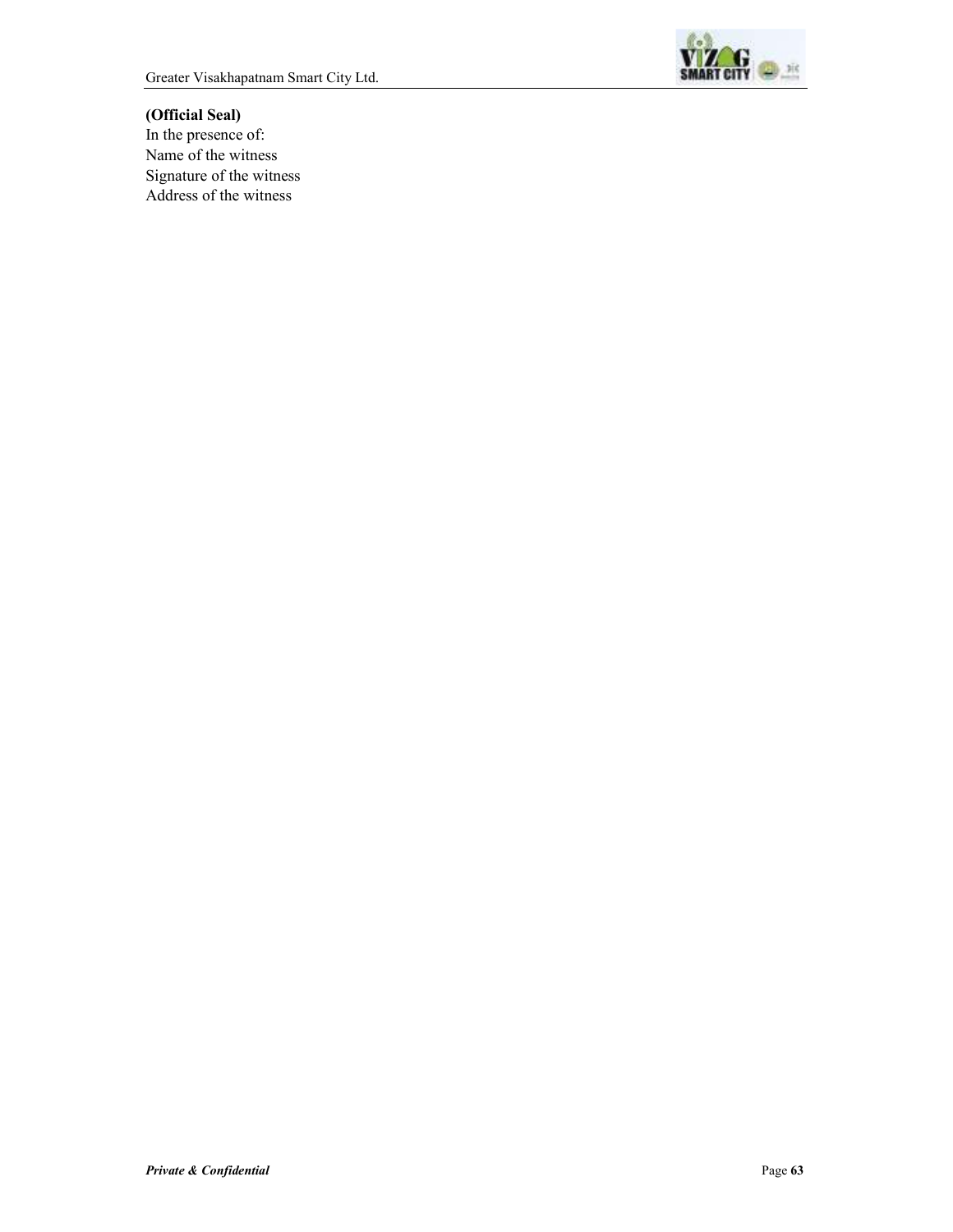**(Official Seal)**

In the presence of:

Name of the witness

Signature of the witness

Address of the witness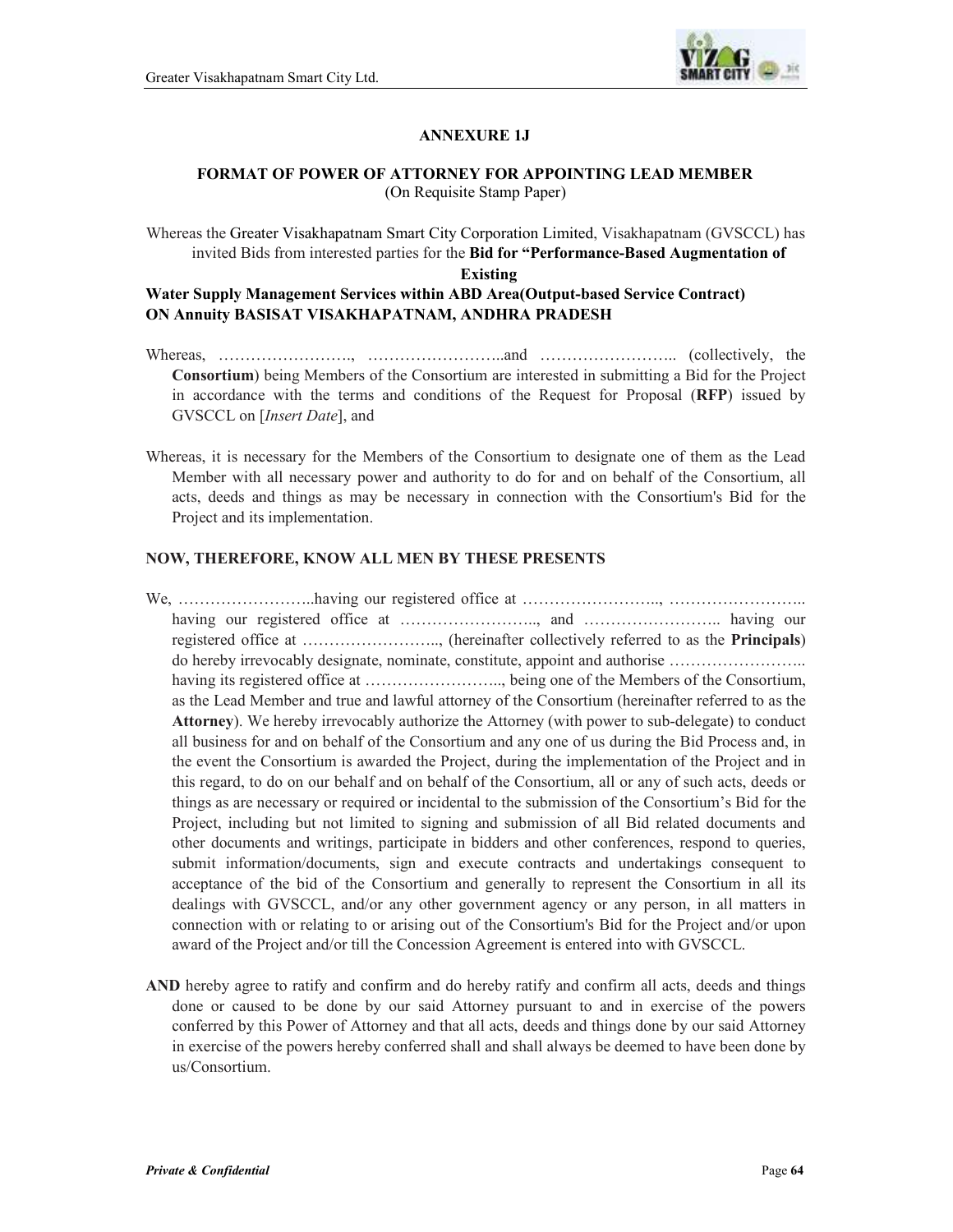### ANNEXURE 1J

### FORMAT OF POWER OF ATTORNEY FOR APPOINTING LEAD MEMBER

(On Requisite Stamp Paper)

Whereas the Greater Visakhapatnam Smart City Corporation Limited, Visakhapatnam (GVSCCL) has invited Bids from interested parties for the **Bid for "Performance-Based Augmentation of Existing Water Supply Management Services within ABD Area(Output-based Service Contract) ON Annuity BASISAT VISAKHAPATNAM, ANDHRA PRADESH**

Whereas, ……………………., ……………………..and …………………….. (collectively, the **Consortium**) being Members of the Consortium are interested in submitting a Bid for the Project in accordance with the terms and conditions of the Request for Proposal (**RFP**) issued by GVSCCL on [*Insert Date*], and

Whereas, it is necessary for the Members of the Consortium to designate one of them as the Lead Member with all necessary power and authority to do for and on behalf of the Consortium, all acts, deeds and things as may be necessary in connection with the Consortium's Bid for the Project and its implementation.

**NOW, THEREFORE, KNOW ALL MEN BY THESE PRESENTS**

We, ……………………..having our registered office at …………………….., …………………….. having our registered office at …………………….., and …………………….. having our registered office at …………………….., (hereinafter collectively referred to as the **Principals**) do hereby irrevocably designate, nominate, constitute, appoint and authorise …………………….. having its registered office at …………………….., being one of the Members of the Consortium, as the Lead Member and true and lawful attorney of the Consortium (hereinafter referred to as the **Attorney**). We hereby irrevocably authorize the Attorney (with power to sub-delegate) to conduct all business for and on behalf of the Consortium and any one of us during the Bid Process and, in the event the Consortium is awarded the Project, during the implementation of the Project and in this regard, to do on our behalf and on behalf of the Consortium, all or any of such acts, deeds or things as are necessary or required or incidental to the submission of the Consortium's Bid for the Project, including but not limited to signing and submission of all Bid related documents and other documents and writings, participate in bidders and other conferences, respond to queries, submit information/documents, sign and execute contracts and undertakings consequent to acceptance of the bid of the Consortium and generally to represent the Consortium in all its dealings with GVSCCL, and/or any other government agency or any person, in all matters in connection with or relating to or arising out of the Consortium's Bid for the Project and/or upon award of the Project and/or till the Concession Agreement is entered into with GVSCCL.

**AND** hereby agree to ratify and confirm and do hereby ratify and confirm all acts, deeds and things done or caused to be done by our said Attorney pursuant to and in exercise of the powers conferred by this Power of Attorney and that all acts, deeds and things done by our said Attorney in exercise of the powers hereby conferred shall and shall always be deemed to have been done by us/Consortium.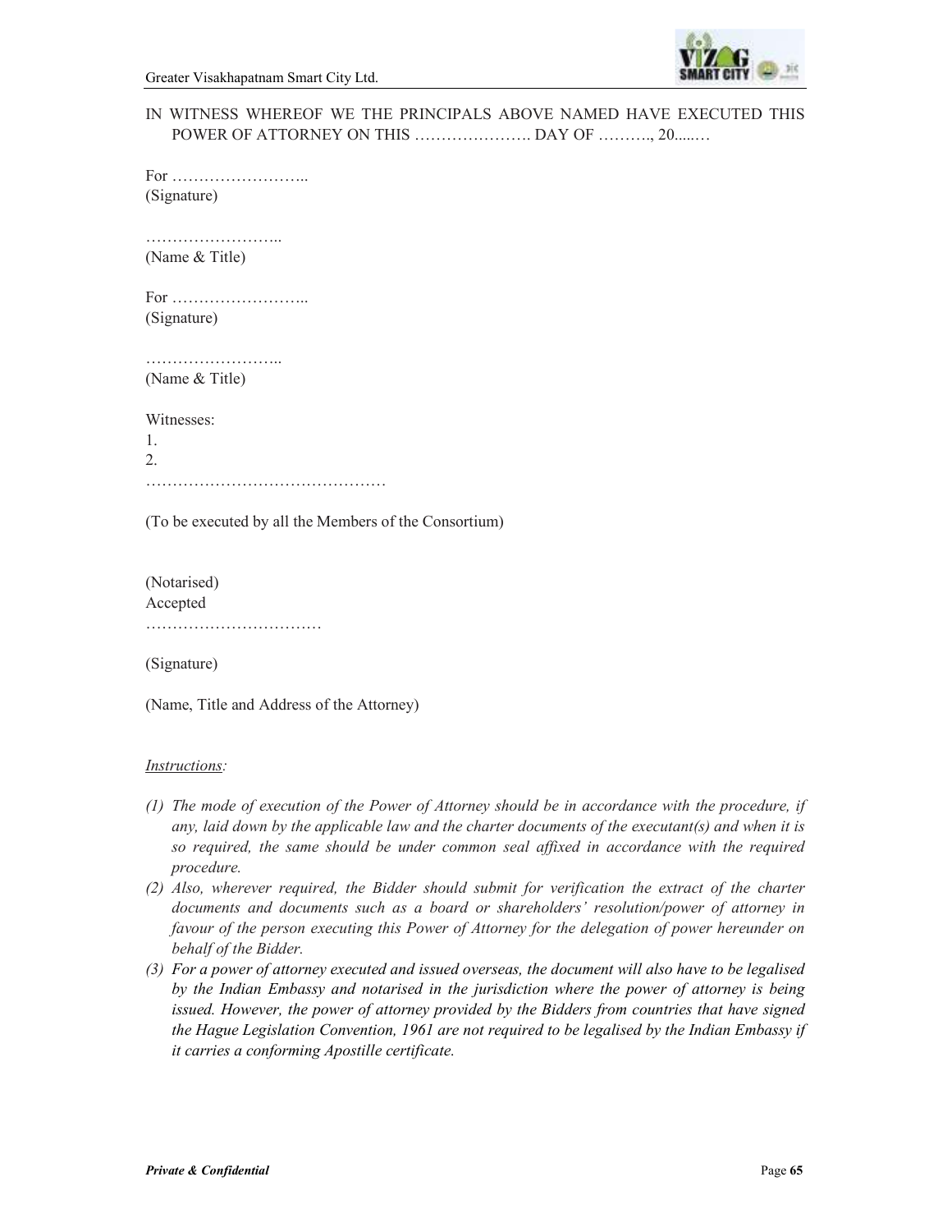IN WITNESS WHEREOF WE THE PRINCIPALS ABOVE NAMED HAVE EXECUTED THIS POWER OF ATTORNEY ON THIS …………………. DAY OF ………., 20.....…

For ……………………..
(Signature)

……………………..
(Name & Title)

For ……………………..
(Signature)

……………………..
(Name & Title)

Witnesses:
1.
2.
………………………………………

(To be executed by all the Members of the Consortium)

(Notarised)
Accepted
……………………………

(Signature)

(Name, Title and Address of the Attorney)

*Instructions:*

*(1) The mode of execution of the Power of Attorney should be in accordance with the procedure, if any, laid down by the applicable law and the charter documents of the executant(s) and when it is so required, the same should be under common seal affixed in accordance with the required procedure.*

*(2) Also, wherever required, the Bidder should submit for verification the extract of the charter documents and documents such as a board or shareholders' resolution/power of attorney in favour of the person executing this Power of Attorney for the delegation of power hereunder on behalf of the Bidder.*

*(3) For a power of attorney executed and issued overseas, the document will also have to be legalised by the Indian Embassy and notarised in the jurisdiction where the power of attorney is being issued. However, the power of attorney provided by the Bidders from countries that have signed the Hague Legislation Convention, 1961 are not required to be legalised by the Indian Embassy if it carries a conforming Apostille certificate.*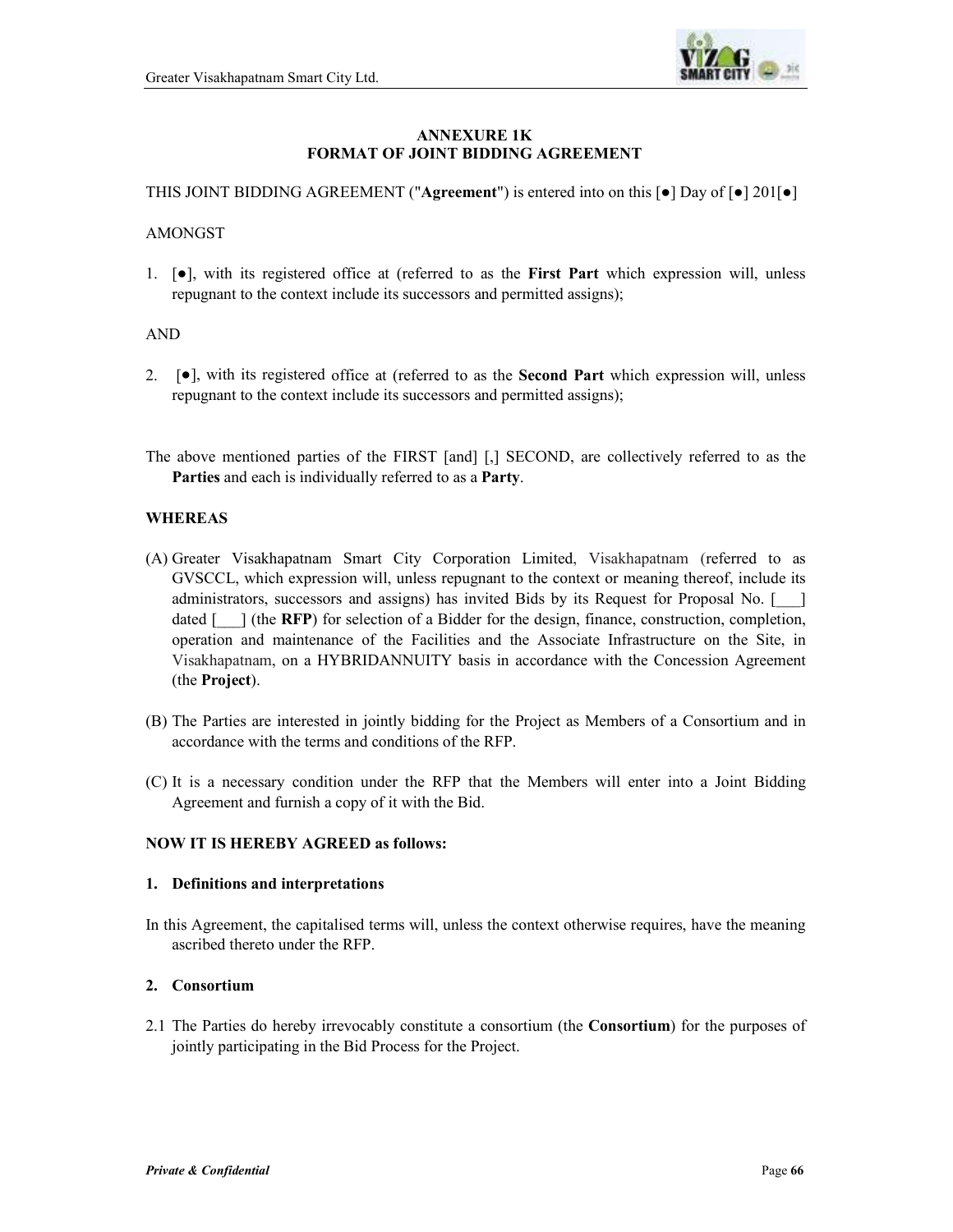## ANNEXURE 1K
## FORMAT OF JOINT BIDDING AGREEMENT

THIS JOINT BIDDING AGREEMENT ("**Agreement**") is entered into on this [●] Day of [●] 201[●]

AMONGST

1. [●], with its registered office at (referred to as the **First Part** which expression will, unless repugnant to the context include its successors and permitted assigns);

AND

2. [●], with its registered office at (referred to as the **Second Part** which expression will, unless repugnant to the context include its successors and permitted assigns);

The above mentioned parties of the FIRST [and] [,] SECOND, are collectively referred to as the **Parties** and each is individually referred to as a **Party**.

**WHEREAS**

(A) Greater Visakhapatnam Smart City Corporation Limited, Visakhapatnam (referred to as GVSCCL, which expression will, unless repugnant to the context or meaning thereof, include its administrators, successors and assigns) has invited Bids by its Request for Proposal No. [___] dated [___] (the **RFP**) for selection of a Bidder for the design, finance, construction, completion, operation and maintenance of the Facilities and the Associate Infrastructure on the Site, in Visakhapatnam, on a HYBRIDANNUITY basis in accordance with the Concession Agreement (the **Project**).

(B) The Parties are interested in jointly bidding for the Project as Members of a Consortium and in accordance with the terms and conditions of the RFP.

(C) It is a necessary condition under the RFP that the Members will enter into a Joint Bidding Agreement and furnish a copy of it with the Bid.

**NOW IT IS HEREBY AGREED as follows:**

**1. Definitions and interpretations**

In this Agreement, the capitalised terms will, unless the context otherwise requires, have the meaning ascribed thereto under the RFP.

**2. Consortium**

2.1 The Parties do hereby irrevocably constitute a consortium (the **Consortium**) for the purposes of jointly participating in the Bid Process for the Project.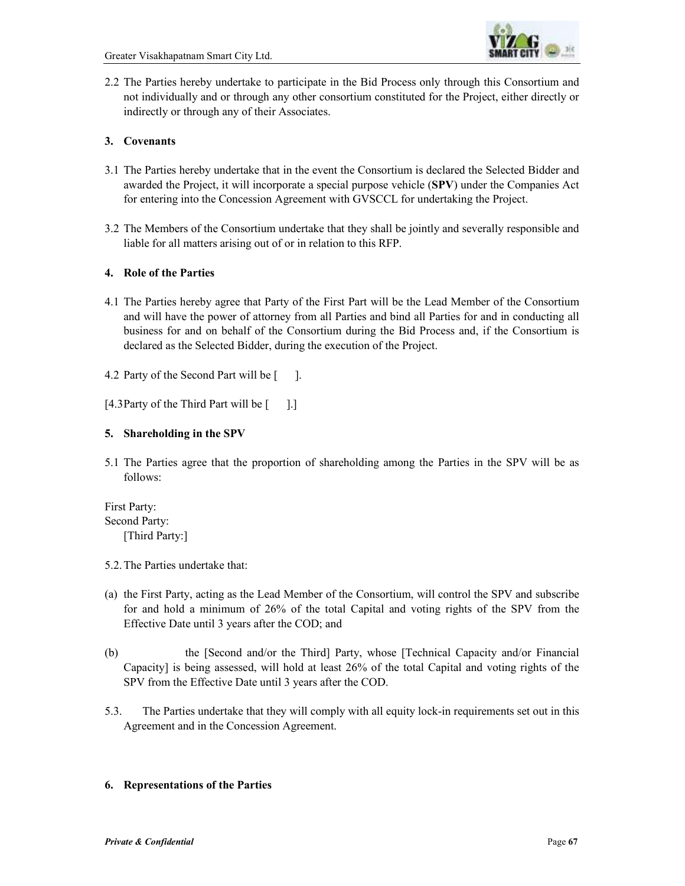2.2 The Parties hereby undertake to participate in the Bid Process only through this Consortium and not individually and or through any other consortium constituted for the Project, either directly or indirectly or through any of their Associates.

**3. Covenants**

3.1 The Parties hereby undertake that in the event the Consortium is declared the Selected Bidder and awarded the Project, it will incorporate a special purpose vehicle (**SPV**) under the Companies Act for entering into the Concession Agreement with GVSCCL for undertaking the Project.

3.2 The Members of the Consortium undertake that they shall be jointly and severally responsible and liable for all matters arising out of or in relation to this RFP.

**4. Role of the Parties**

4.1 The Parties hereby agree that Party of the First Part will be the Lead Member of the Consortium and will have the power of attorney from all Parties and bind all Parties for and in conducting all business for and on behalf of the Consortium during the Bid Process and, if the Consortium is declared as the Selected Bidder, during the execution of the Project.

4.2 Party of the Second Part will be [ ].

[4.3 Party of the Third Part will be [ ].]

**5. Shareholding in the SPV**

5.1 The Parties agree that the proportion of shareholding among the Parties in the SPV will be as follows:

First Party:
Second Party:
[Third Party:]

5.2. The Parties undertake that:

(a) the First Party, acting as the Lead Member of the Consortium, will control the SPV and subscribe for and hold a minimum of 26% of the total Capital and voting rights of the SPV from the Effective Date until 3 years after the COD; and

(b) the [Second and/or the Third] Party, whose [Technical Capacity and/or Financial Capacity] is being assessed, will hold at least 26% of the total Capital and voting rights of the SPV from the Effective Date until 3 years after the COD.

5.3. The Parties undertake that they will comply with all equity lock-in requirements set out in this Agreement and in the Concession Agreement.

**6. Representations of the Parties**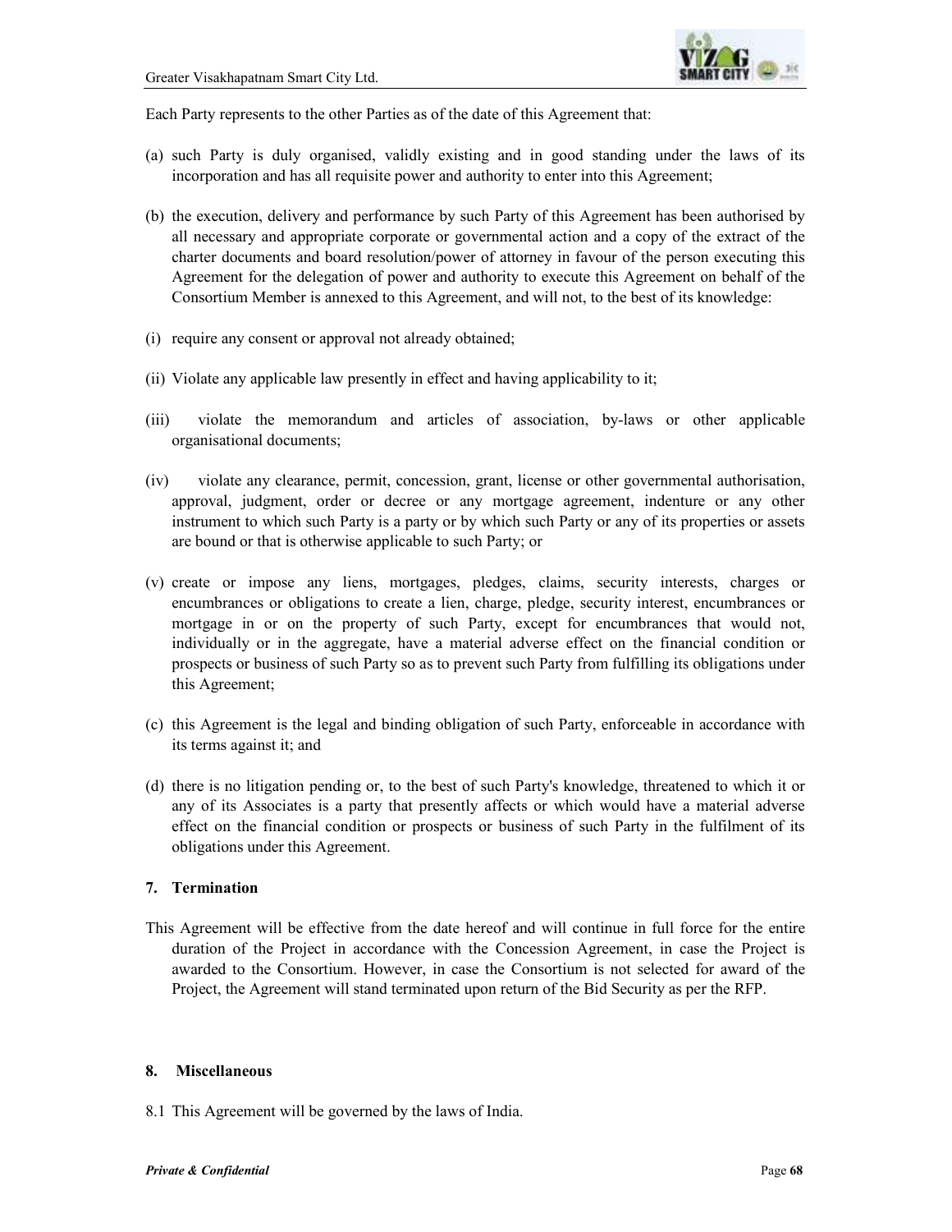Each Party represents to the other Parties as of the date of this Agreement that:

(a) such Party is duly organised, validly existing and in good standing under the laws of its incorporation and has all requisite power and authority to enter into this Agreement;

(b) the execution, delivery and performance by such Party of this Agreement has been authorised by all necessary and appropriate corporate or governmental action and a copy of the extract of the charter documents and board resolution/power of attorney in favour of the person executing this Agreement for the delegation of power and authority to execute this Agreement on behalf of the Consortium Member is annexed to this Agreement, and will not, to the best of its knowledge:

(i) require any consent or approval not already obtained;

(ii) Violate any applicable law presently in effect and having applicability to it;

(iii) violate the memorandum and articles of association, by-laws or other applicable organisational documents;

(iv) violate any clearance, permit, concession, grant, license or other governmental authorisation, approval, judgment, order or decree or any mortgage agreement, indenture or any other instrument to which such Party is a party or by which such Party or any of its properties or assets are bound or that is otherwise applicable to such Party; or

(v) create or impose any liens, mortgages, pledges, claims, security interests, charges or encumbrances or obligations to create a lien, charge, pledge, security interest, encumbrances or mortgage in or on the property of such Party, except for encumbrances that would not, individually or in the aggregate, have a material adverse effect on the financial condition or prospects or business of such Party so as to prevent such Party from fulfilling its obligations under this Agreement;

(c) this Agreement is the legal and binding obligation of such Party, enforceable in accordance with its terms against it; and

(d) there is no litigation pending or, to the best of such Party's knowledge, threatened to which it or any of its Associates is a party that presently affects or which would have a material adverse effect on the financial condition or prospects or business of such Party in the fulfilment of its obligations under this Agreement.

## 7. Termination

This Agreement will be effective from the date hereof and will continue in full force for the entire duration of the Project in accordance with the Concession Agreement, in case the Project is awarded to the Consortium. However, in case the Consortium is not selected for award of the Project, the Agreement will stand terminated upon return of the Bid Security as per the RFP.

## 8. Miscellaneous

8.1 This Agreement will be governed by the laws of India.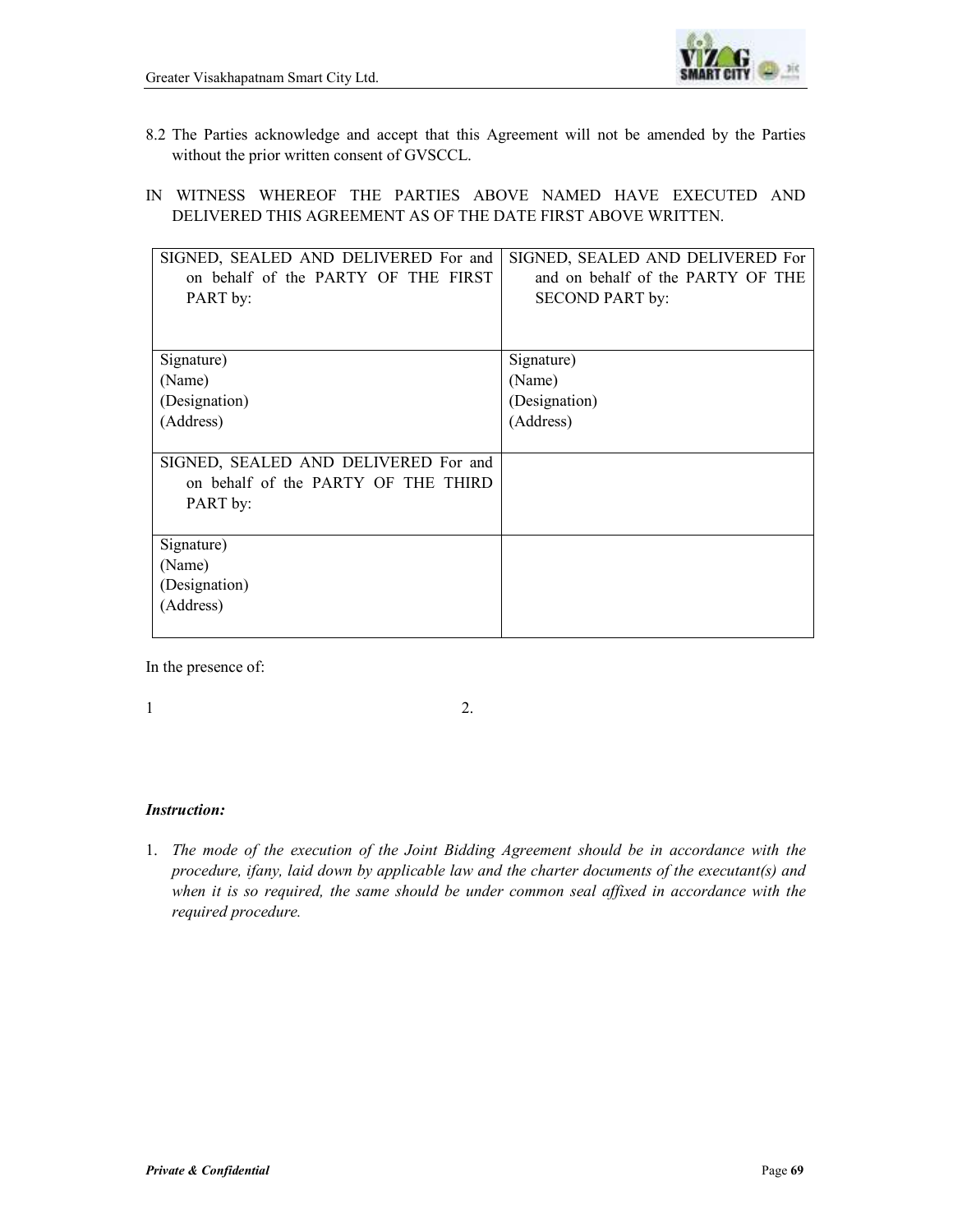8.2 The Parties acknowledge and accept that this Agreement will not be amended by the Parties without the prior written consent of GVSCCL.

IN WITNESS WHEREOF THE PARTIES ABOVE NAMED HAVE EXECUTED AND DELIVERED THIS AGREEMENT AS OF THE DATE FIRST ABOVE WRITTEN.

| | |
|---|---|
| SIGNED, SEALED AND DELIVERED For and on behalf of the PARTY OF THE FIRST PART by: | SIGNED, SEALED AND DELIVERED For and on behalf of the PARTY OF THE SECOND PART by: |
| Signature)<br>(Name)<br>(Designation)<br>(Address) | Signature)<br>(Name)<br>(Designation)<br>(Address) |
| SIGNED, SEALED AND DELIVERED For and on behalf of the PARTY OF THE THIRD PART by: | |
| Signature)<br>(Name)<br>(Designation)<br>(Address) | |

In the presence of:

1 2.

***Instruction:***

1. *The mode of the execution of the Joint Bidding Agreement should be in accordance with the procedure, ifany, laid down by applicable law and the charter documents of the executant(s) and when it is so required, the same should be under common seal affixed in accordance with the required procedure.*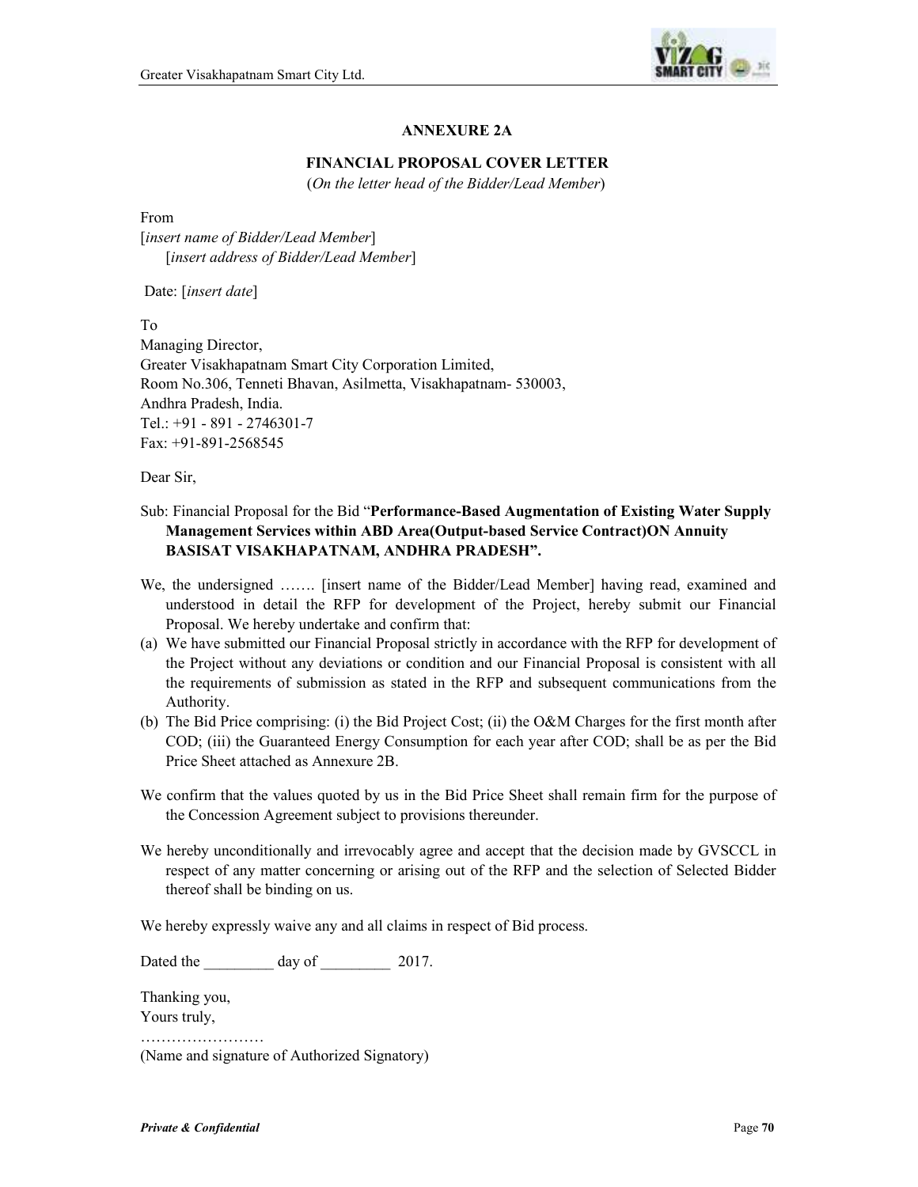**ANNEXURE 2A**

**FINANCIAL PROPOSAL COVER LETTER**

(*On the letter head of the Bidder/Lead Member*)

From

[*insert name of Bidder/Lead Member*]

[*insert address of Bidder/Lead Member*]

Date: [*insert date*]

To

Managing Director,

Greater Visakhapatnam Smart City Corporation Limited,

Room No.306, Tenneti Bhavan, Asilmetta, Visakhapatnam- 530003,

Andhra Pradesh, India.

Tel.: +91 - 891 - 2746301-7

Fax: +91-891-2568545

Dear Sir,

Sub: Financial Proposal for the Bid "**Performance-Based Augmentation of Existing Water Supply Management Services within ABD Area(Output-based Service Contract)ON Annuity BASISAT VISAKHAPATNAM, ANDHRA PRADESH".**

We, the undersigned ……. [insert name of the Bidder/Lead Member] having read, examined and understood in detail the RFP for development of the Project, hereby submit our Financial Proposal. We hereby undertake and confirm that:

(a) We have submitted our Financial Proposal strictly in accordance with the RFP for development of the Project without any deviations or condition and our Financial Proposal is consistent with all the requirements of submission as stated in the RFP and subsequent communications from the Authority.

(b) The Bid Price comprising: (i) the Bid Project Cost; (ii) the O&M Charges for the first month after COD; (iii) the Guaranteed Energy Consumption for each year after COD; shall be as per the Bid Price Sheet attached as Annexure 2B.

We confirm that the values quoted by us in the Bid Price Sheet shall remain firm for the purpose of the Concession Agreement subject to provisions thereunder.

We hereby unconditionally and irrevocably agree and accept that the decision made by GVSCCL in respect of any matter concerning or arising out of the RFP and the selection of Selected Bidder thereof shall be binding on us.

We hereby expressly waive any and all claims in respect of Bid process.

Dated the _________ day of _________ 2017.

Thanking you,

Yours truly,

……………………

(Name and signature of Authorized Signatory)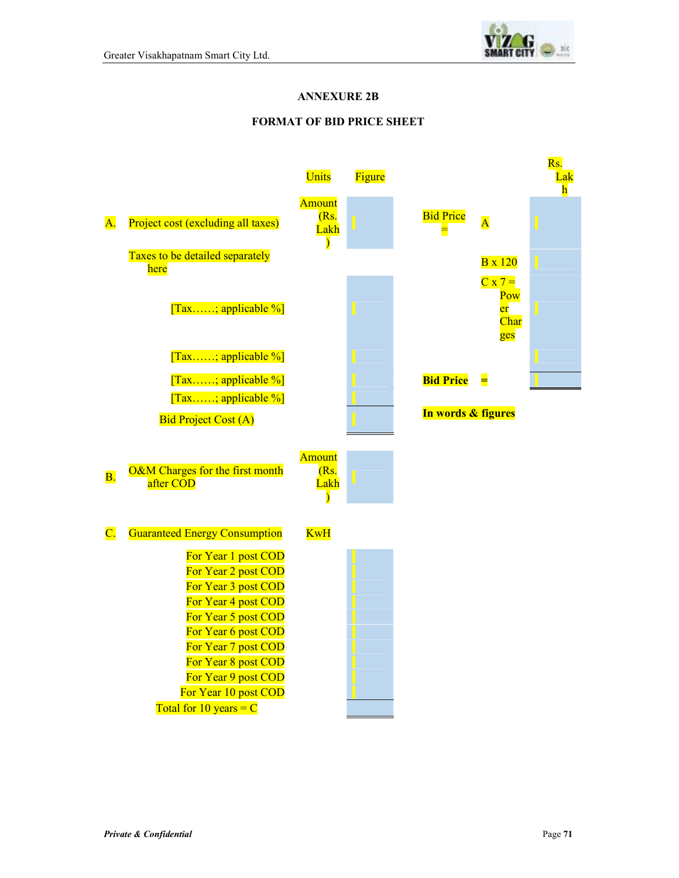## ANNEXURE 2B

## FORMAT OF BID PRICE SHEET

| | | Units | Figure |
|---|---|---|---|
| A. | Project cost (excluding all taxes) | Amount (Rs. Lakh) | |
| | Taxes to be detailed separately here | | |
| | [Tax……; applicable %] | | |
| | [Tax……; applicable %] | | |
| | [Tax……; applicable %] | | |
| | [Tax……; applicable %] | | |
| | Bid Project Cost (A) | | |
| B. | O&M Charges for the first month after COD | Amount (Rs. Lakh) | |
| C. | Guaranteed Energy Consumption | KwH | |
| | For Year 1 post COD | | |
| | For Year 2 post COD | | |
| | For Year 3 post COD | | |
| | For Year 4 post COD | | |
| | For Year 5 post COD | | |
| | For Year 6 post COD | | |
| | For Year 7 post COD | | |
| | For Year 8 post COD | | |
| | For Year 9 post COD | | |
| | For Year 10 post COD | | |
| | Total for 10 years = C | | |

| | | Rs. Lakh |
|---|---|---|
| Bid Price = | A | |
| | B x 120 | |
| | C x 7 = Power Charges | |
| | | |
| **Bid Price** | **=** | |

**In words & figures**